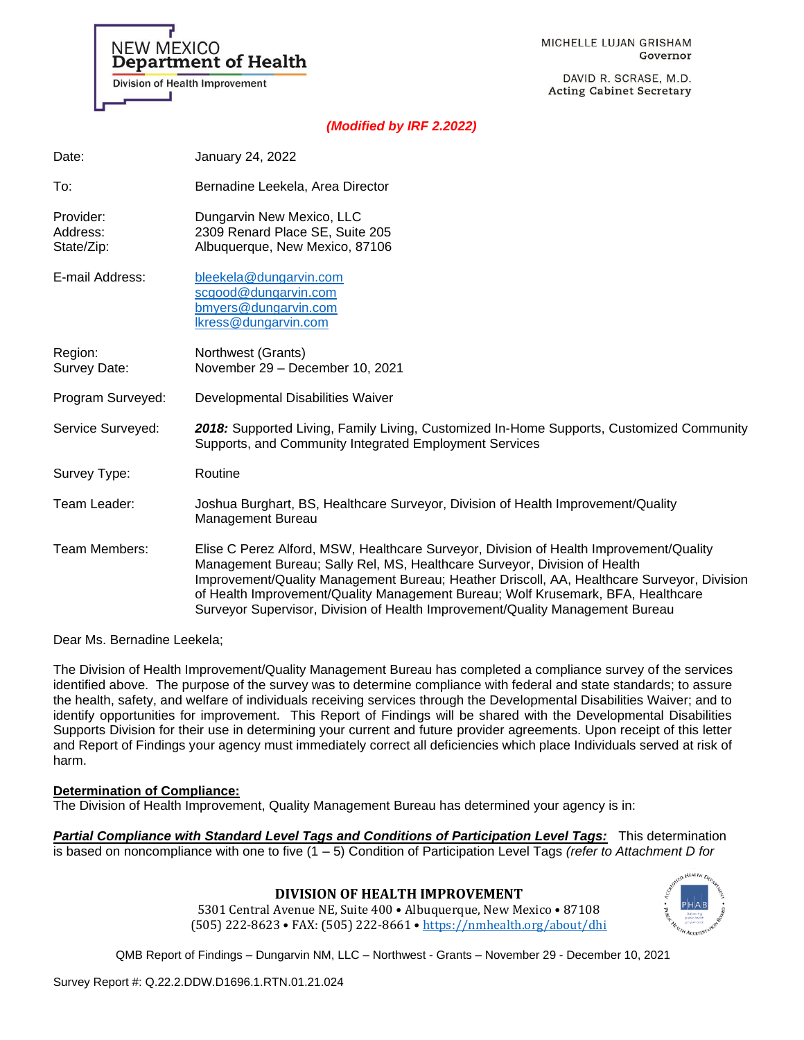NEW MEXICO
**Department of Health**
Division of Health Improvement

MICHELLE LUJAN GRISHAM
Governor

DAVID R. SCRASE, M.D.
Acting Cabinet Secretary

***(Modified by IRF 2.2022)***

| | |
|---|---|
| Date: | January 24, 2022 |
| To: | Bernadine Leekela, Area Director |
| Provider:<br>Address:<br>State/Zip: | Dungarvin New Mexico, LLC<br>2309 Renard Place SE, Suite 205<br>Albuquerque, New Mexico, 87106 |
| E-mail Address: | bleekela@dungarvin.com<br>scgood@dungarvin.com<br>bmyers@dungarvin.com<br>lkress@dungarvin.com |
| Region:<br>Survey Date: | Northwest (Grants)<br>November 29 – December 10, 2021 |
| Program Surveyed: | Developmental Disabilities Waiver |
| Service Surveyed: | ***2018:*** Supported Living, Family Living, Customized In-Home Supports, Customized Community Supports, and Community Integrated Employment Services |
| Survey Type: | Routine |
| Team Leader: | Joshua Burghart, BS, Healthcare Surveyor, Division of Health Improvement/Quality Management Bureau |
| Team Members: | Elise C Perez Alford, MSW, Healthcare Surveyor, Division of Health Improvement/Quality Management Bureau; Sally Rel, MS, Healthcare Surveyor, Division of Health Improvement/Quality Management Bureau; Heather Driscoll, AA, Healthcare Surveyor, Division of Health Improvement/Quality Management Bureau; Wolf Krusemark, BFA, Healthcare Surveyor Supervisor, Division of Health Improvement/Quality Management Bureau |

Dear Ms. Bernadine Leekela;

The Division of Health Improvement/Quality Management Bureau has completed a compliance survey of the services identified above. The purpose of the survey was to determine compliance with federal and state standards; to assure the health, safety, and welfare of individuals receiving services through the Developmental Disabilities Waiver; and to identify opportunities for improvement. This Report of Findings will be shared with the Developmental Disabilities Supports Division for their use in determining your current and future provider agreements. Upon receipt of this letter and Report of Findings your agency must immediately correct all deficiencies which place Individuals served at risk of harm.

**Determination of Compliance:**
The Division of Health Improvement, Quality Management Bureau has determined your agency is in:

***Partial Compliance with Standard Level Tags and Conditions of Participation Level Tags:*** This determination is based on noncompliance with one to five (1 – 5) Condition of Participation Level Tags *(refer to Attachment D for*

**DIVISION OF HEALTH IMPROVEMENT**
5301 Central Avenue NE, Suite 400 • Albuquerque, New Mexico • 87108
(505) 222-8623 • FAX: (505) 222-8661 • https://nmhealth.org/about/dhi

QMB Report of Findings – Dungarvin NM, LLC – Northwest - Grants – November 29 - December 10, 2021

Survey Report #: Q.22.2.DDW.D1696.1.RTN.01.21.024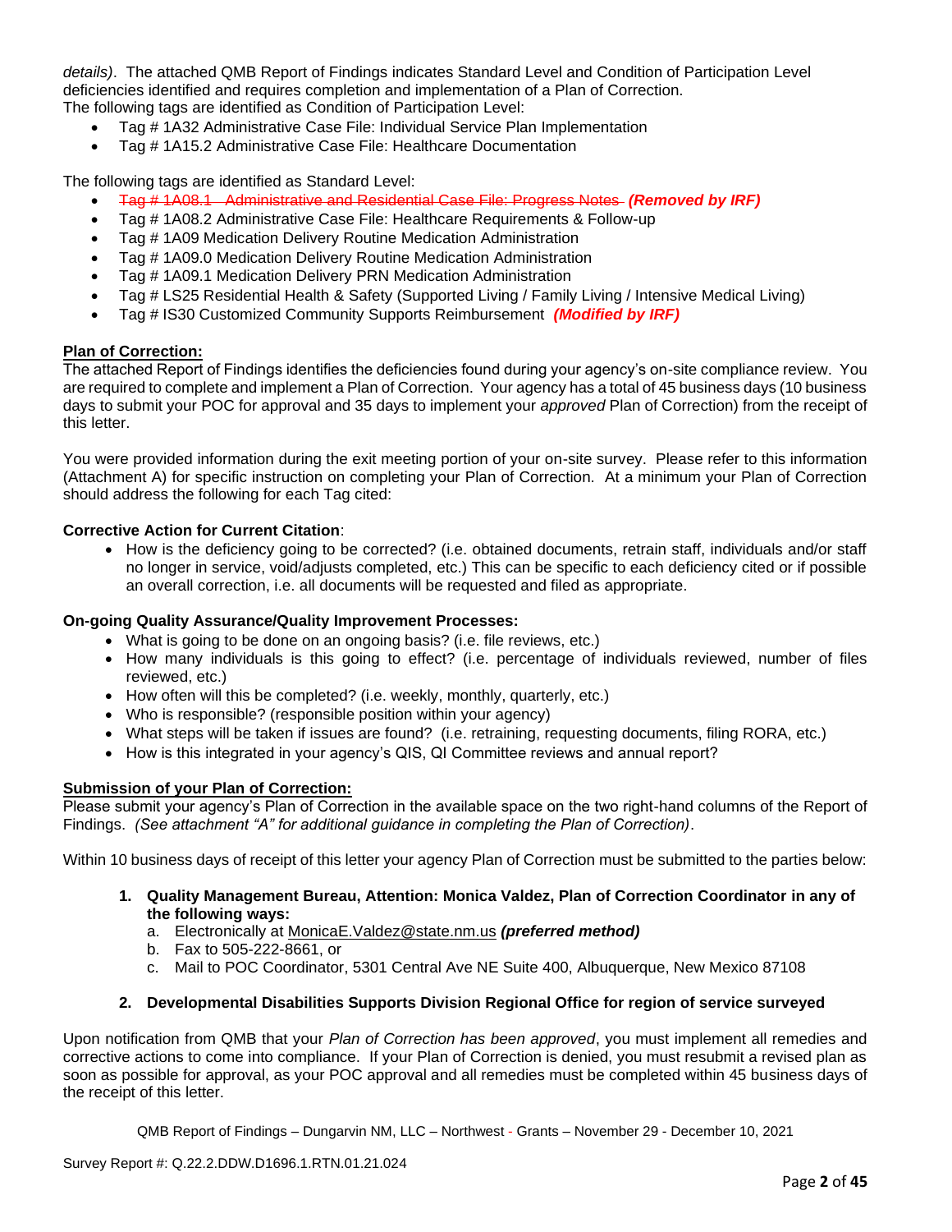*details)*. The attached QMB Report of Findings indicates Standard Level and Condition of Participation Level deficiencies identified and requires completion and implementation of a Plan of Correction.
The following tags are identified as Condition of Participation Level:

- Tag # 1A32 Administrative Case File: Individual Service Plan Implementation
- Tag # 1A15.2 Administrative Case File: Healthcare Documentation

The following tags are identified as Standard Level:

- ~~Tag # 1A08.1 Administrative and Residential Case File: Progress Notes~~ ***(Removed by IRF)***
- Tag # 1A08.2 Administrative Case File: Healthcare Requirements & Follow-up
- Tag # 1A09 Medication Delivery Routine Medication Administration
- Tag # 1A09.0 Medication Delivery Routine Medication Administration
- Tag # 1A09.1 Medication Delivery PRN Medication Administration
- Tag # LS25 Residential Health & Safety (Supported Living / Family Living / Intensive Medical Living)
- Tag # IS30 Customized Community Supports Reimbursement ***(Modified by IRF)***

**Plan of Correction:**
The attached Report of Findings identifies the deficiencies found during your agency's on-site compliance review. You are required to complete and implement a Plan of Correction. Your agency has a total of 45 business days (10 business days to submit your POC for approval and 35 days to implement your *approved* Plan of Correction) from the receipt of this letter.

You were provided information during the exit meeting portion of your on-site survey. Please refer to this information (Attachment A) for specific instruction on completing your Plan of Correction. At a minimum your Plan of Correction should address the following for each Tag cited:

**Corrective Action for Current Citation**:

- How is the deficiency going to be corrected? (i.e. obtained documents, retrain staff, individuals and/or staff no longer in service, void/adjusts completed, etc.) This can be specific to each deficiency cited or if possible an overall correction, i.e. all documents will be requested and filed as appropriate.

**On-going Quality Assurance/Quality Improvement Processes:**

- What is going to be done on an ongoing basis? (i.e. file reviews, etc.)
- How many individuals is this going to effect? (i.e. percentage of individuals reviewed, number of files reviewed, etc.)
- How often will this be completed? (i.e. weekly, monthly, quarterly, etc.)
- Who is responsible? (responsible position within your agency)
- What steps will be taken if issues are found? (i.e. retraining, requesting documents, filing RORA, etc.)
- How is this integrated in your agency's QIS, QI Committee reviews and annual report?

**Submission of your Plan of Correction:**
Please submit your agency's Plan of Correction in the available space on the two right-hand columns of the Report of Findings. *(See attachment "A" for additional guidance in completing the Plan of Correction)*.

Within 10 business days of receipt of this letter your agency Plan of Correction must be submitted to the parties below:

1. **Quality Management Bureau, Attention: Monica Valdez, Plan of Correction Coordinator in any of the following ways:**
   a. Electronically at MonicaE.Valdez@state.nm.us ***(preferred method)***
   b. Fax to 505-222-8661, or
   c. Mail to POC Coordinator, 5301 Central Ave NE Suite 400, Albuquerque, New Mexico 87108

2. **Developmental Disabilities Supports Division Regional Office for region of service surveyed**

Upon notification from QMB that your *Plan of Correction has been approved*, you must implement all remedies and corrective actions to come into compliance. If your Plan of Correction is denied, you must resubmit a revised plan as soon as possible for approval, as your POC approval and all remedies must be completed within 45 business days of the receipt of this letter.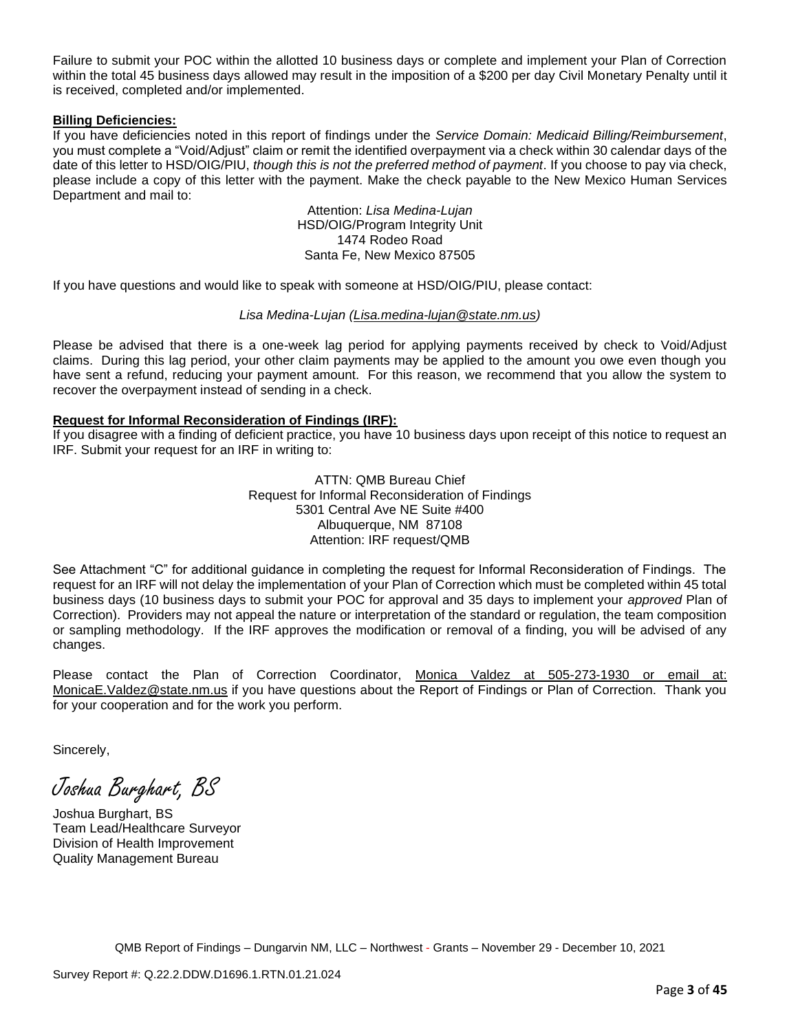Failure to submit your POC within the allotted 10 business days or complete and implement your Plan of Correction within the total 45 business days allowed may result in the imposition of a $200 per day Civil Monetary Penalty until it is received, completed and/or implemented.

**Billing Deficiencies:**

If you have deficiencies noted in this report of findings under the *Service Domain: Medicaid Billing/Reimbursement*, you must complete a "Void/Adjust" claim or remit the identified overpayment via a check within 30 calendar days of the date of this letter to HSD/OIG/PIU, *though this is not the preferred method of payment*. If you choose to pay via check, please include a copy of this letter with the payment. Make the check payable to the New Mexico Human Services Department and mail to:

Attention: *Lisa Medina-Lujan*
HSD/OIG/Program Integrity Unit
1474 Rodeo Road
Santa Fe, New Mexico 87505

If you have questions and would like to speak with someone at HSD/OIG/PIU, please contact:

*Lisa Medina-Lujan (Lisa.medina-lujan@state.nm.us)*

Please be advised that there is a one-week lag period for applying payments received by check to Void/Adjust claims. During this lag period, your other claim payments may be applied to the amount you owe even though you have sent a refund, reducing your payment amount. For this reason, we recommend that you allow the system to recover the overpayment instead of sending in a check.

**Request for Informal Reconsideration of Findings (IRF):**

If you disagree with a finding of deficient practice, you have 10 business days upon receipt of this notice to request an IRF. Submit your request for an IRF in writing to:

ATTN: QMB Bureau Chief
Request for Informal Reconsideration of Findings
5301 Central Ave NE Suite #400
Albuquerque, NM 87108
Attention: IRF request/QMB

See Attachment "C" for additional guidance in completing the request for Informal Reconsideration of Findings. The request for an IRF will not delay the implementation of your Plan of Correction which must be completed within 45 total business days (10 business days to submit your POC for approval and 35 days to implement your *approved* Plan of Correction). Providers may not appeal the nature or interpretation of the standard or regulation, the team composition or sampling methodology. If the IRF approves the modification or removal of a finding, you will be advised of any changes.

Please contact the Plan of Correction Coordinator, Monica Valdez at 505-273-1930 or email at: MonicaE.Valdez@state.nm.us if you have questions about the Report of Findings or Plan of Correction. Thank you for your cooperation and for the work you perform.

Sincerely,

*Joshua Burghart, BS*

Joshua Burghart, BS
Team Lead/Healthcare Surveyor
Division of Health Improvement
Quality Management Bureau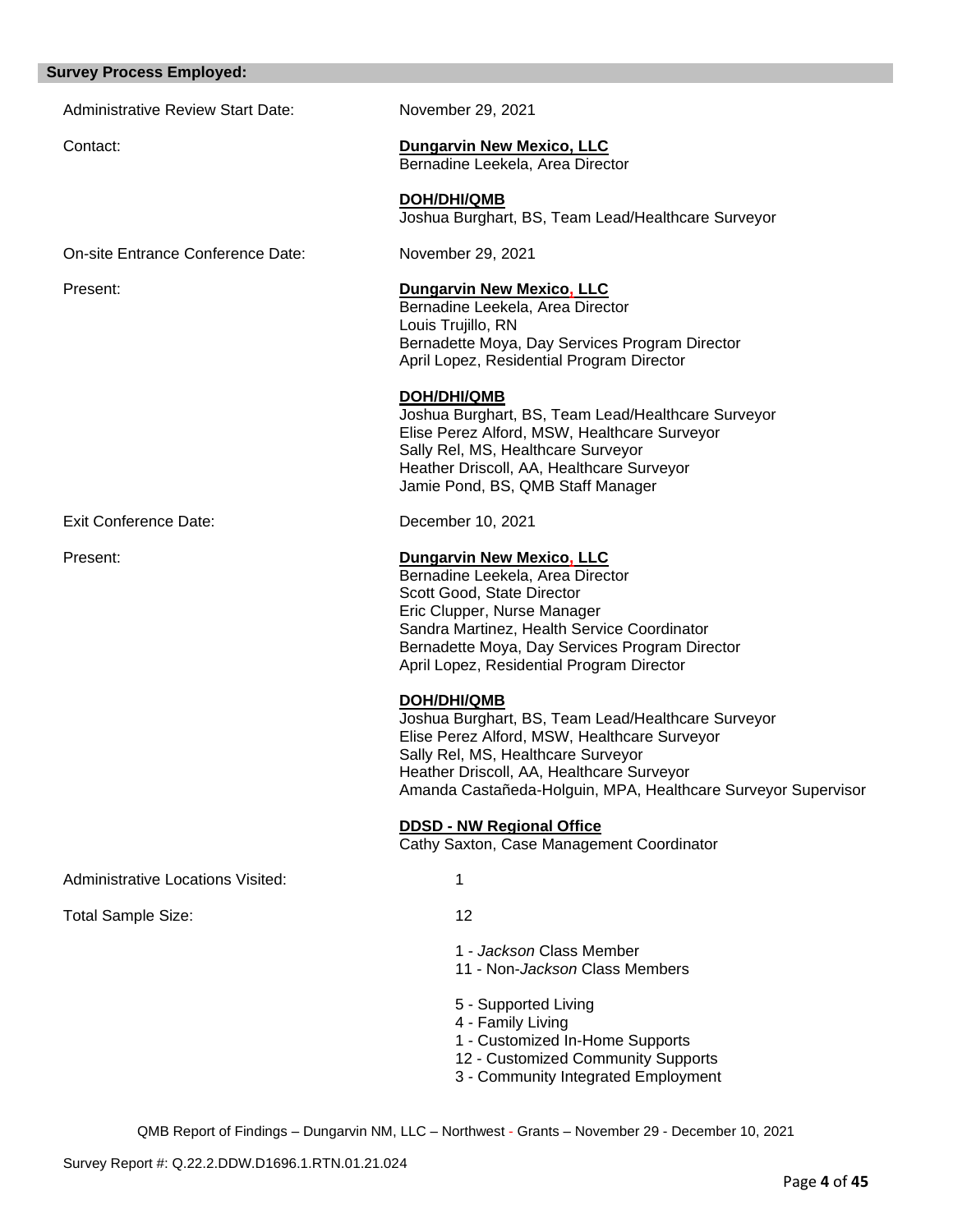**Survey Process Employed:**

Administrative Review Start Date: November 29, 2021

Contact: **Dungarvin New Mexico, LLC**
Bernadine Leekela, Area Director

**DOH/DHI/QMB**
Joshua Burghart, BS, Team Lead/Healthcare Surveyor

On-site Entrance Conference Date: November 29, 2021

Present: **Dungarvin New Mexico, LLC**
Bernadine Leekela, Area Director
Louis Trujillo, RN
Bernadette Moya, Day Services Program Director
April Lopez, Residential Program Director

**DOH/DHI/QMB**
Joshua Burghart, BS, Team Lead/Healthcare Surveyor
Elise Perez Alford, MSW, Healthcare Surveyor
Sally Rel, MS, Healthcare Surveyor
Heather Driscoll, AA, Healthcare Surveyor
Jamie Pond, BS, QMB Staff Manager

Exit Conference Date: December 10, 2021

Present: **Dungarvin New Mexico, LLC**
Bernadine Leekela, Area Director
Scott Good, State Director
Eric Clupper, Nurse Manager
Sandra Martinez, Health Service Coordinator
Bernadette Moya, Day Services Program Director
April Lopez, Residential Program Director

**DOH/DHI/QMB**
Joshua Burghart, BS, Team Lead/Healthcare Surveyor
Elise Perez Alford, MSW, Healthcare Surveyor
Sally Rel, MS, Healthcare Surveyor
Heather Driscoll, AA, Healthcare Surveyor
Amanda Castañeda-Holguin, MPA, Healthcare Surveyor Supervisor

**DDSD - NW Regional Office**
Cathy Saxton, Case Management Coordinator

Administrative Locations Visited: 1

Total Sample Size: 12

1 - *Jackson* Class Member
11 - Non-*Jackson* Class Members

5 - Supported Living
4 - Family Living
1 - Customized In-Home Supports
12 - Customized Community Supports
3 - Community Integrated Employment

QMB Report of Findings – Dungarvin NM, LLC – Northwest - Grants – November 29 - December 10, 2021

Survey Report #: Q.22.2.DDW.D1696.1.RTN.01.21.024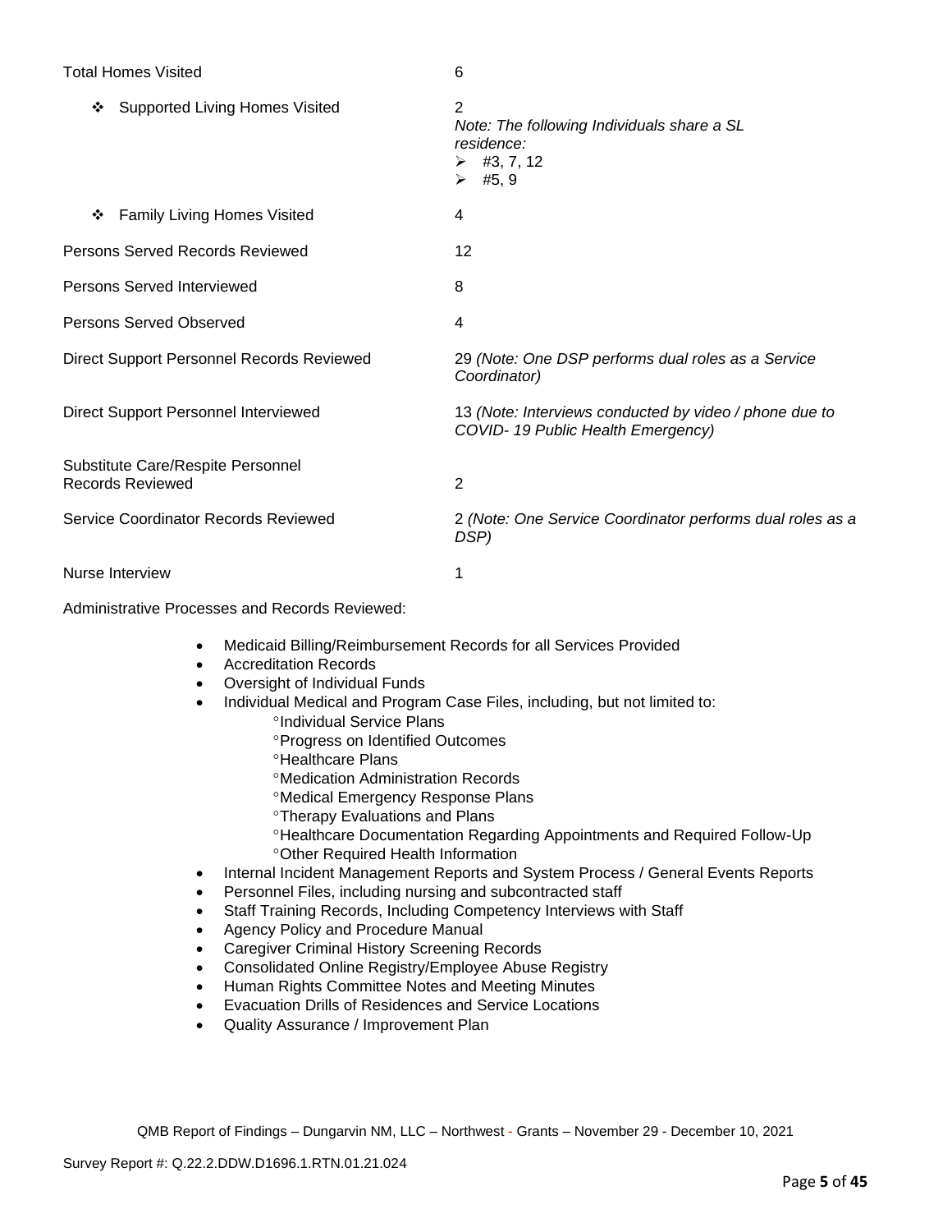| | |
|---|---|
| Total Homes Visited | 6 |
| ❖ Supported Living Homes Visited | 2<br>*Note: The following Individuals share a SL residence:*<br>➢ #3, 7, 12<br>➢ #5, 9 |
| ❖ Family Living Homes Visited | 4 |
| Persons Served Records Reviewed | 12 |
| Persons Served Interviewed | 8 |
| Persons Served Observed | 4 |
| Direct Support Personnel Records Reviewed | 29 *(Note: One DSP performs dual roles as a Service Coordinator)* |
| Direct Support Personnel Interviewed | 13 *(Note: Interviews conducted by video / phone due to COVID- 19 Public Health Emergency)* |
| Substitute Care/Respite Personnel Records Reviewed | 2 |
| Service Coordinator Records Reviewed | 2 *(Note: One Service Coordinator performs dual roles as a DSP)* |
| Nurse Interview | 1 |

Administrative Processes and Records Reviewed:

- Medicaid Billing/Reimbursement Records for all Services Provided
- Accreditation Records
- Oversight of Individual Funds
- Individual Medical and Program Case Files, including, but not limited to:
  - Individual Service Plans
  - Progress on Identified Outcomes
  - Healthcare Plans
  - Medication Administration Records
  - Medical Emergency Response Plans
  - Therapy Evaluations and Plans
  - Healthcare Documentation Regarding Appointments and Required Follow-Up
  - Other Required Health Information
- Internal Incident Management Reports and System Process / General Events Reports
- Personnel Files, including nursing and subcontracted staff
- Staff Training Records, Including Competency Interviews with Staff
- Agency Policy and Procedure Manual
- Caregiver Criminal History Screening Records
- Consolidated Online Registry/Employee Abuse Registry
- Human Rights Committee Notes and Meeting Minutes
- Evacuation Drills of Residences and Service Locations
- Quality Assurance / Improvement Plan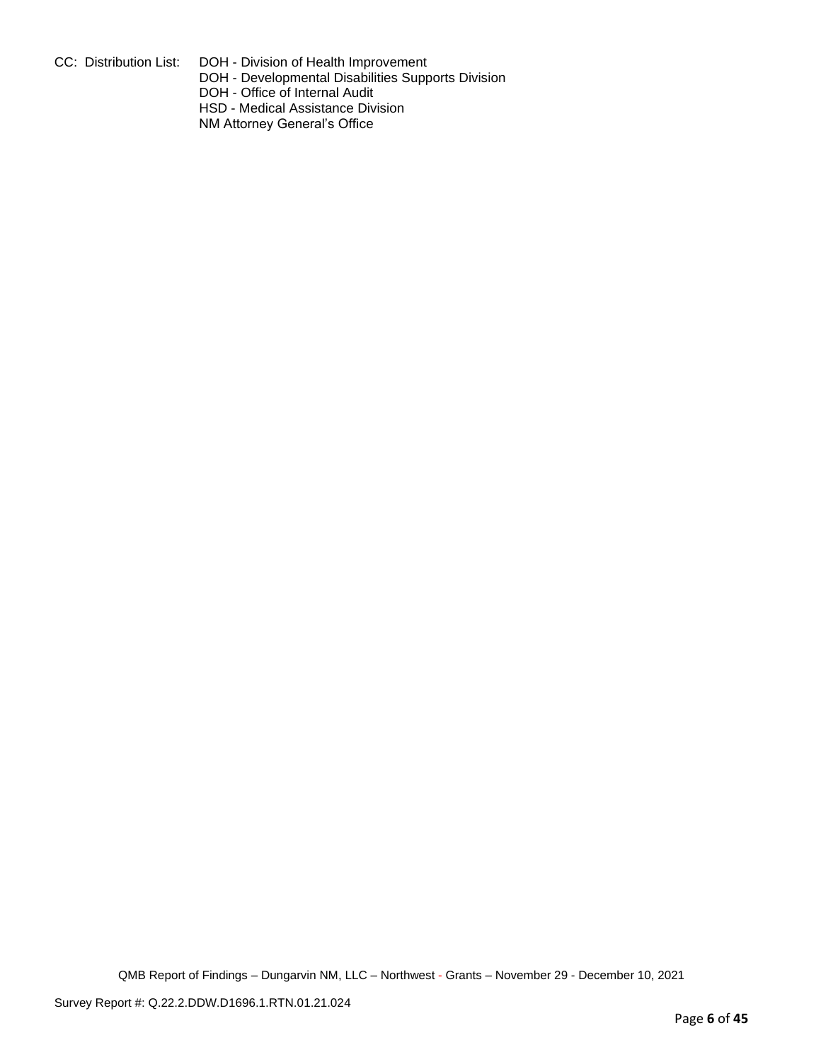CC: Distribution List: DOH - Division of Health Improvement
DOH - Developmental Disabilities Supports Division
DOH - Office of Internal Audit
HSD - Medical Assistance Division
NM Attorney General's Office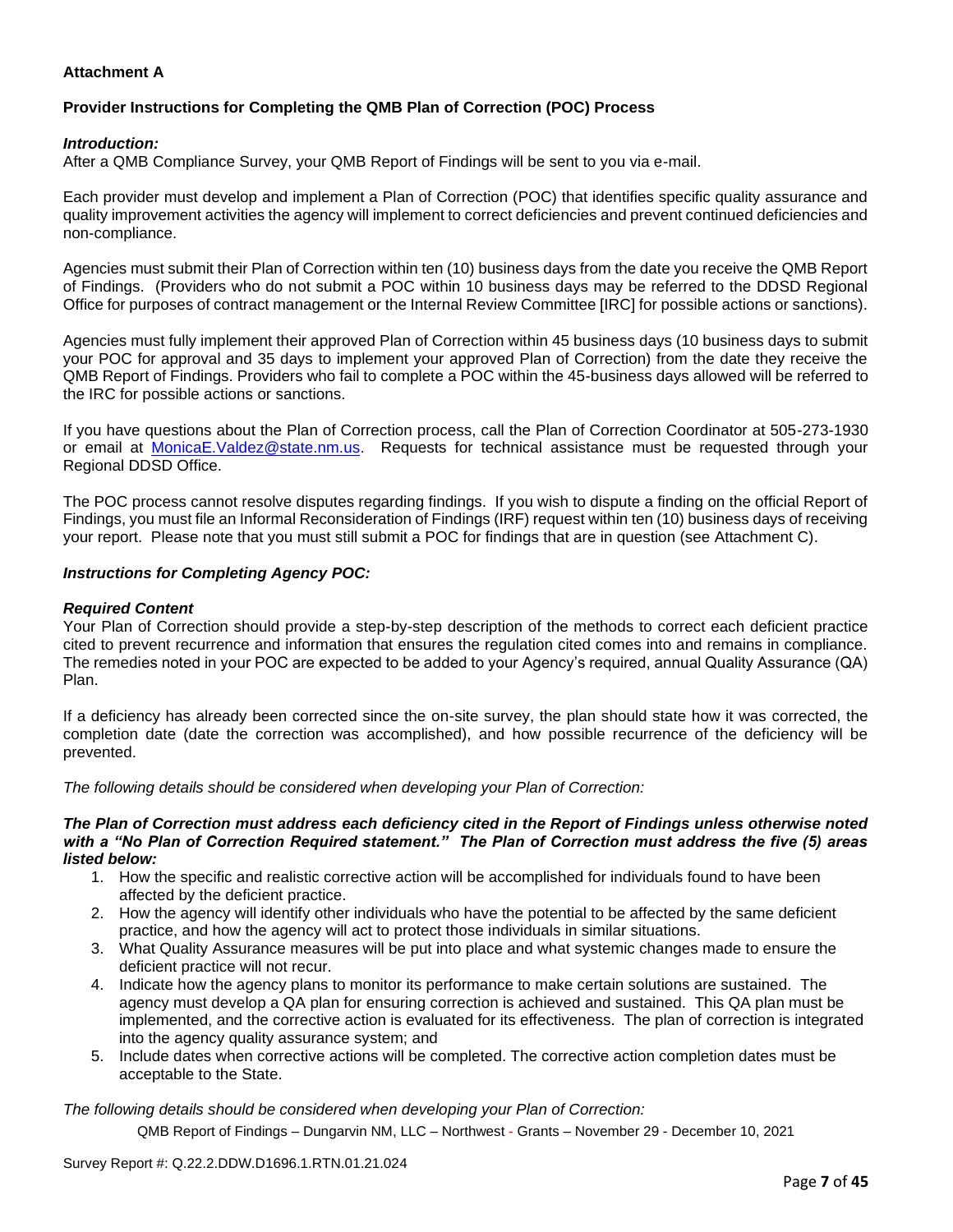**Attachment A**

**Provider Instructions for Completing the QMB Plan of Correction (POC) Process**

***Introduction:***

After a QMB Compliance Survey, your QMB Report of Findings will be sent to you via e-mail.

Each provider must develop and implement a Plan of Correction (POC) that identifies specific quality assurance and quality improvement activities the agency will implement to correct deficiencies and prevent continued deficiencies and non-compliance.

Agencies must submit their Plan of Correction within ten (10) business days from the date you receive the QMB Report of Findings. (Providers who do not submit a POC within 10 business days may be referred to the DDSD Regional Office for purposes of contract management or the Internal Review Committee [IRC] for possible actions or sanctions).

Agencies must fully implement their approved Plan of Correction within 45 business days (10 business days to submit your POC for approval and 35 days to implement your approved Plan of Correction) from the date they receive the QMB Report of Findings. Providers who fail to complete a POC within the 45-business days allowed will be referred to the IRC for possible actions or sanctions.

If you have questions about the Plan of Correction process, call the Plan of Correction Coordinator at 505-273-1930 or email at MonicaE.Valdez@state.nm.us. Requests for technical assistance must be requested through your Regional DDSD Office.

The POC process cannot resolve disputes regarding findings. If you wish to dispute a finding on the official Report of Findings, you must file an Informal Reconsideration of Findings (IRF) request within ten (10) business days of receiving your report. Please note that you must still submit a POC for findings that are in question (see Attachment C).

***Instructions for Completing Agency POC:***

***Required Content***

Your Plan of Correction should provide a step-by-step description of the methods to correct each deficient practice cited to prevent recurrence and information that ensures the regulation cited comes into and remains in compliance. The remedies noted in your POC are expected to be added to your Agency's required, annual Quality Assurance (QA) Plan.

If a deficiency has already been corrected since the on-site survey, the plan should state how it was corrected, the completion date (date the correction was accomplished), and how possible recurrence of the deficiency will be prevented.

*The following details should be considered when developing your Plan of Correction:*

***The Plan of Correction must address each deficiency cited in the Report of Findings unless otherwise noted with a "No Plan of Correction Required statement." The Plan of Correction must address the five (5) areas listed below:***

1. How the specific and realistic corrective action will be accomplished for individuals found to have been affected by the deficient practice.
2. How the agency will identify other individuals who have the potential to be affected by the same deficient practice, and how the agency will act to protect those individuals in similar situations.
3. What Quality Assurance measures will be put into place and what systemic changes made to ensure the deficient practice will not recur.
4. Indicate how the agency plans to monitor its performance to make certain solutions are sustained. The agency must develop a QA plan for ensuring correction is achieved and sustained. This QA plan must be implemented, and the corrective action is evaluated for its effectiveness. The plan of correction is integrated into the agency quality assurance system; and
5. Include dates when corrective actions will be completed. The corrective action completion dates must be acceptable to the State.

*The following details should be considered when developing your Plan of Correction:*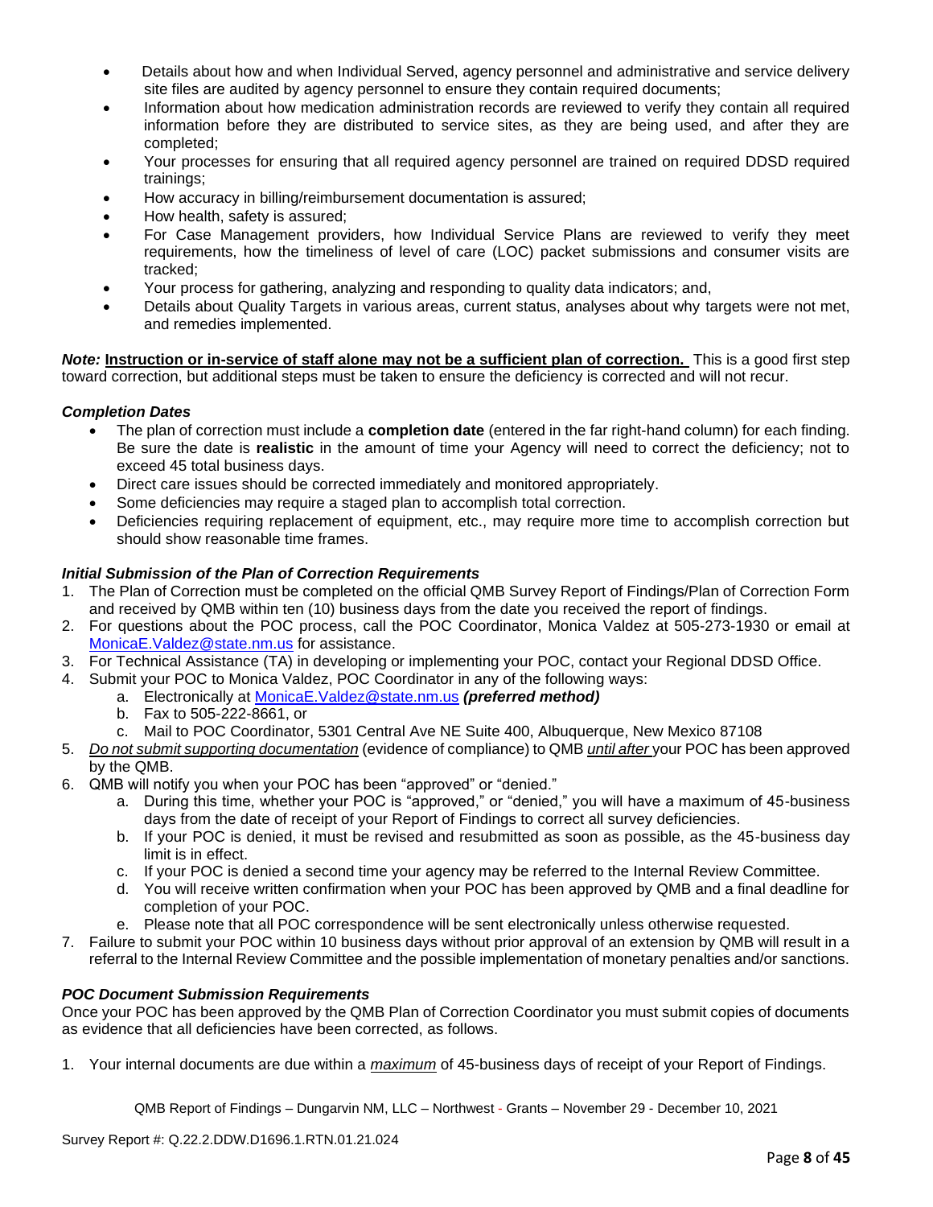- Details about how and when Individual Served, agency personnel and administrative and service delivery site files are audited by agency personnel to ensure they contain required documents;
- Information about how medication administration records are reviewed to verify they contain all required information before they are distributed to service sites, as they are being used, and after they are completed;
- Your processes for ensuring that all required agency personnel are trained on required DDSD required trainings;
- How accuracy in billing/reimbursement documentation is assured;
- How health, safety is assured;
- For Case Management providers, how Individual Service Plans are reviewed to verify they meet requirements, how the timeliness of level of care (LOC) packet submissions and consumer visits are tracked;
- Your process for gathering, analyzing and responding to quality data indicators; and,
- Details about Quality Targets in various areas, current status, analyses about why targets were not met, and remedies implemented.

***Note:*** **Instruction or in-service of staff alone may not be a sufficient plan of correction.** This is a good first step toward correction, but additional steps must be taken to ensure the deficiency is corrected and will not recur.

### *Completion Dates*

- The plan of correction must include a **completion date** (entered in the far right-hand column) for each finding. Be sure the date is **realistic** in the amount of time your Agency will need to correct the deficiency; not to exceed 45 total business days.
- Direct care issues should be corrected immediately and monitored appropriately.
- Some deficiencies may require a staged plan to accomplish total correction.
- Deficiencies requiring replacement of equipment, etc., may require more time to accomplish correction but should show reasonable time frames.

### *Initial Submission of the Plan of Correction Requirements*

1. The Plan of Correction must be completed on the official QMB Survey Report of Findings/Plan of Correction Form and received by QMB within ten (10) business days from the date you received the report of findings.
2. For questions about the POC process, call the POC Coordinator, Monica Valdez at 505-273-1930 or email at MonicaE.Valdez@state.nm.us for assistance.
3. For Technical Assistance (TA) in developing or implementing your POC, contact your Regional DDSD Office.
4. Submit your POC to Monica Valdez, POC Coordinator in any of the following ways:
   a. Electronically at MonicaE.Valdez@state.nm.us ***(preferred method)***
   b. Fax to 505-222-8661, or
   c. Mail to POC Coordinator, 5301 Central Ave NE Suite 400, Albuquerque, New Mexico 87108
5. *Do not submit supporting documentation* (evidence of compliance) to QMB *until after* your POC has been approved by the QMB.
6. QMB will notify you when your POC has been "approved" or "denied."
   a. During this time, whether your POC is "approved," or "denied," you will have a maximum of 45-business days from the date of receipt of your Report of Findings to correct all survey deficiencies.
   b. If your POC is denied, it must be revised and resubmitted as soon as possible, as the 45-business day limit is in effect.
   c. If your POC is denied a second time your agency may be referred to the Internal Review Committee.
   d. You will receive written confirmation when your POC has been approved by QMB and a final deadline for completion of your POC.
   e. Please note that all POC correspondence will be sent electronically unless otherwise requested.
7. Failure to submit your POC within 10 business days without prior approval of an extension by QMB will result in a referral to the Internal Review Committee and the possible implementation of monetary penalties and/or sanctions.

### *POC Document Submission Requirements*

Once your POC has been approved by the QMB Plan of Correction Coordinator you must submit copies of documents as evidence that all deficiencies have been corrected, as follows.

1. Your internal documents are due within a *maximum* of 45-business days of receipt of your Report of Findings.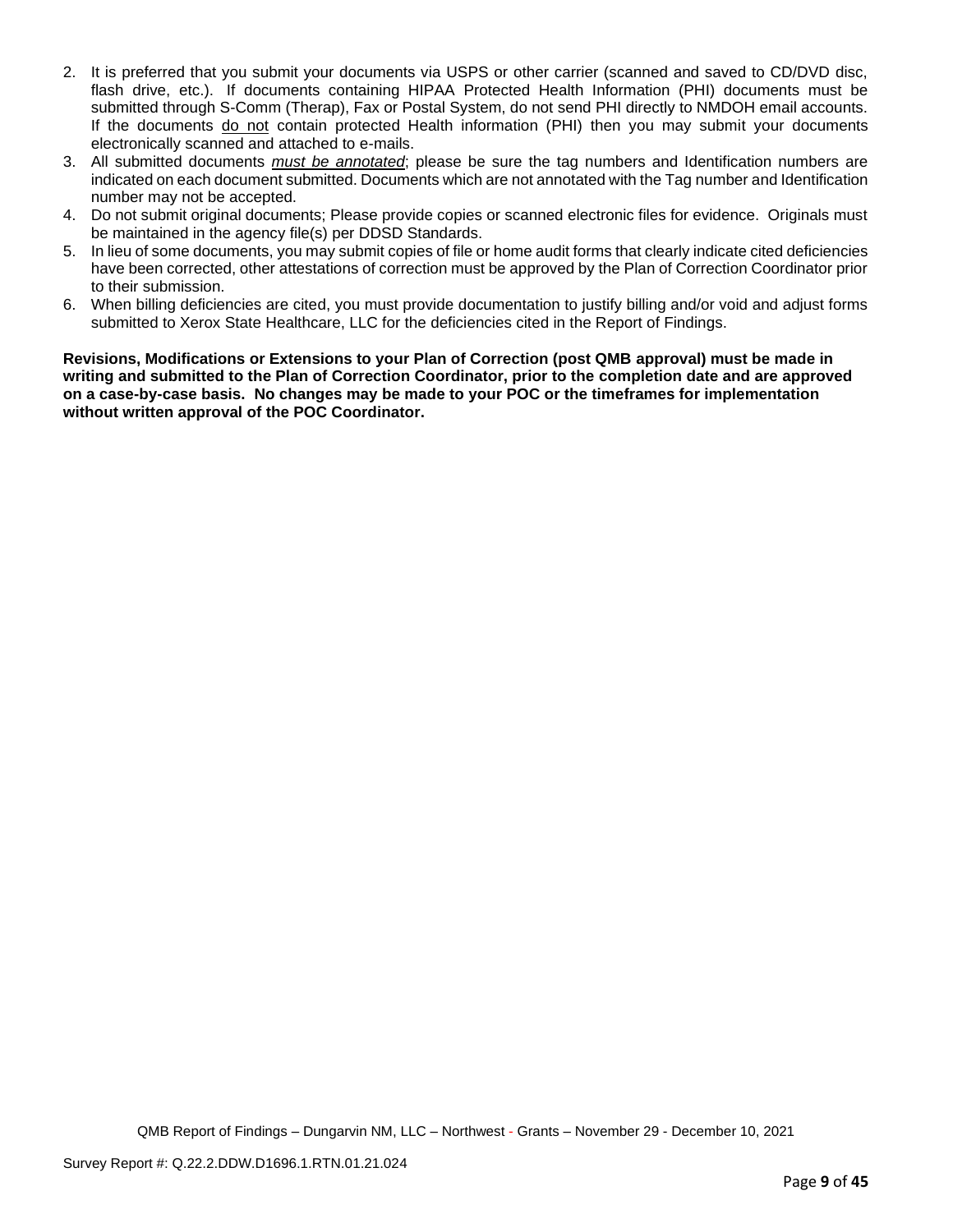2. It is preferred that you submit your documents via USPS or other carrier (scanned and saved to CD/DVD disc, flash drive, etc.). If documents containing HIPAA Protected Health Information (PHI) documents must be submitted through S-Comm (Therap), Fax or Postal System, do not send PHI directly to NMDOH email accounts. If the documents do not contain protected Health information (PHI) then you may submit your documents electronically scanned and attached to e-mails.
3. All submitted documents ***must be annotated***; please be sure the tag numbers and Identification numbers are indicated on each document submitted. Documents which are not annotated with the Tag number and Identification number may not be accepted.
4. Do not submit original documents; Please provide copies or scanned electronic files for evidence. Originals must be maintained in the agency file(s) per DDSD Standards.
5. In lieu of some documents, you may submit copies of file or home audit forms that clearly indicate cited deficiencies have been corrected, other attestations of correction must be approved by the Plan of Correction Coordinator prior to their submission.
6. When billing deficiencies are cited, you must provide documentation to justify billing and/or void and adjust forms submitted to Xerox State Healthcare, LLC for the deficiencies cited in the Report of Findings.

**Revisions, Modifications or Extensions to your Plan of Correction (post QMB approval) must be made in writing and submitted to the Plan of Correction Coordinator, prior to the completion date and are approved on a case-by-case basis. No changes may be made to your POC or the timeframes for implementation without written approval of the POC Coordinator.**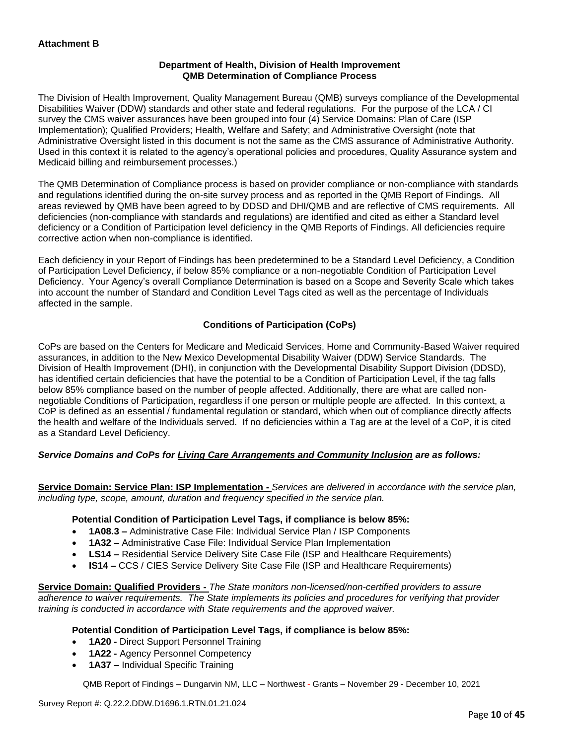**Attachment B**

**Department of Health, Division of Health Improvement**
**QMB Determination of Compliance Process**

The Division of Health Improvement, Quality Management Bureau (QMB) surveys compliance of the Developmental Disabilities Waiver (DDW) standards and other state and federal regulations. For the purpose of the LCA / CI survey the CMS waiver assurances have been grouped into four (4) Service Domains: Plan of Care (ISP Implementation); Qualified Providers; Health, Welfare and Safety; and Administrative Oversight (note that Administrative Oversight listed in this document is not the same as the CMS assurance of Administrative Authority. Used in this context it is related to the agency's operational policies and procedures, Quality Assurance system and Medicaid billing and reimbursement processes.)

The QMB Determination of Compliance process is based on provider compliance or non-compliance with standards and regulations identified during the on-site survey process and as reported in the QMB Report of Findings. All areas reviewed by QMB have been agreed to by DDSD and DHI/QMB and are reflective of CMS requirements. All deficiencies (non-compliance with standards and regulations) are identified and cited as either a Standard level deficiency or a Condition of Participation level deficiency in the QMB Reports of Findings. All deficiencies require corrective action when non-compliance is identified.

Each deficiency in your Report of Findings has been predetermined to be a Standard Level Deficiency, a Condition of Participation Level Deficiency, if below 85% compliance or a non-negotiable Condition of Participation Level Deficiency. Your Agency's overall Compliance Determination is based on a Scope and Severity Scale which takes into account the number of Standard and Condition Level Tags cited as well as the percentage of Individuals affected in the sample.

**Conditions of Participation (CoPs)**

CoPs are based on the Centers for Medicare and Medicaid Services, Home and Community-Based Waiver required assurances, in addition to the New Mexico Developmental Disability Waiver (DDW) Service Standards. The Division of Health Improvement (DHI), in conjunction with the Developmental Disability Support Division (DDSD), has identified certain deficiencies that have the potential to be a Condition of Participation Level, if the tag falls below 85% compliance based on the number of people affected. Additionally, there are what are called non-negotiable Conditions of Participation, regardless if one person or multiple people are affected. In this context, a CoP is defined as an essential / fundamental regulation or standard, which when out of compliance directly affects the health and welfare of the Individuals served. If no deficiencies within a Tag are at the level of a CoP, it is cited as a Standard Level Deficiency.

***Service Domains and CoPs for Living Care Arrangements and Community Inclusion are as follows:***

**Service Domain: Service Plan: ISP Implementation -** *Services are delivered in accordance with the service plan, including type, scope, amount, duration and frequency specified in the service plan.*

**Potential Condition of Participation Level Tags, if compliance is below 85%:**

- **1A08.3 –** Administrative Case File: Individual Service Plan / ISP Components
- **1A32 –** Administrative Case File: Individual Service Plan Implementation
- **LS14 –** Residential Service Delivery Site Case File (ISP and Healthcare Requirements)
- **IS14 –** CCS / CIES Service Delivery Site Case File (ISP and Healthcare Requirements)

**Service Domain: Qualified Providers -** *The State monitors non-licensed/non-certified providers to assure adherence to waiver requirements. The State implements its policies and procedures for verifying that provider training is conducted in accordance with State requirements and the approved waiver.*

**Potential Condition of Participation Level Tags, if compliance is below 85%:**

- **1A20 -** Direct Support Personnel Training
- **1A22 -** Agency Personnel Competency
- **1A37 –** Individual Specific Training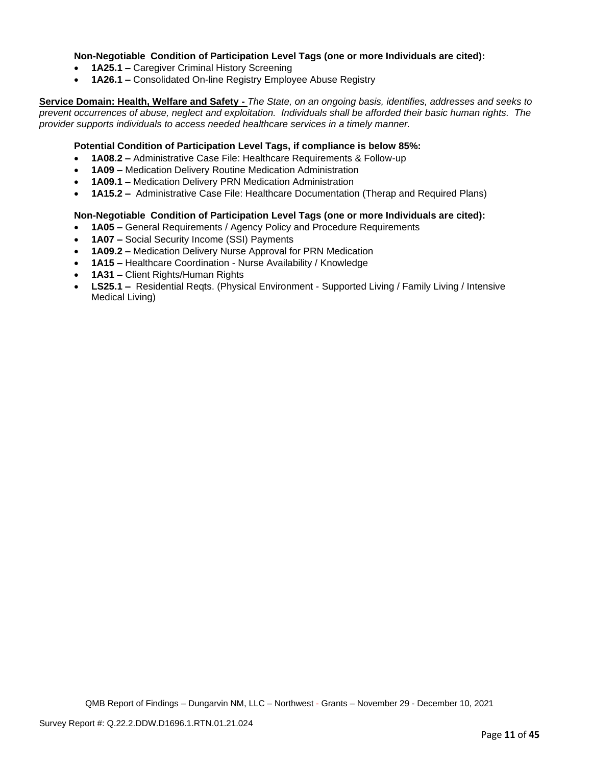**Non-Negotiable Condition of Participation Level Tags (one or more Individuals are cited):**

- **1A25.1 –** Caregiver Criminal History Screening
- **1A26.1 –** Consolidated On-line Registry Employee Abuse Registry

**Service Domain: Health, Welfare and Safety -** *The State, on an ongoing basis, identifies, addresses and seeks to prevent occurrences of abuse, neglect and exploitation. Individuals shall be afforded their basic human rights. The provider supports individuals to access needed healthcare services in a timely manner.*

**Potential Condition of Participation Level Tags, if compliance is below 85%:**

- **1A08.2 –** Administrative Case File: Healthcare Requirements & Follow-up
- **1A09 –** Medication Delivery Routine Medication Administration
- **1A09.1 –** Medication Delivery PRN Medication Administration
- **1A15.2 –** Administrative Case File: Healthcare Documentation (Therap and Required Plans)

**Non-Negotiable Condition of Participation Level Tags (one or more Individuals are cited):**

- **1A05 –** General Requirements / Agency Policy and Procedure Requirements
- **1A07 –** Social Security Income (SSI) Payments
- **1A09.2 –** Medication Delivery Nurse Approval for PRN Medication
- **1A15 –** Healthcare Coordination - Nurse Availability / Knowledge
- **1A31 –** Client Rights/Human Rights
- **LS25.1 –** Residential Reqts. (Physical Environment - Supported Living / Family Living / Intensive Medical Living)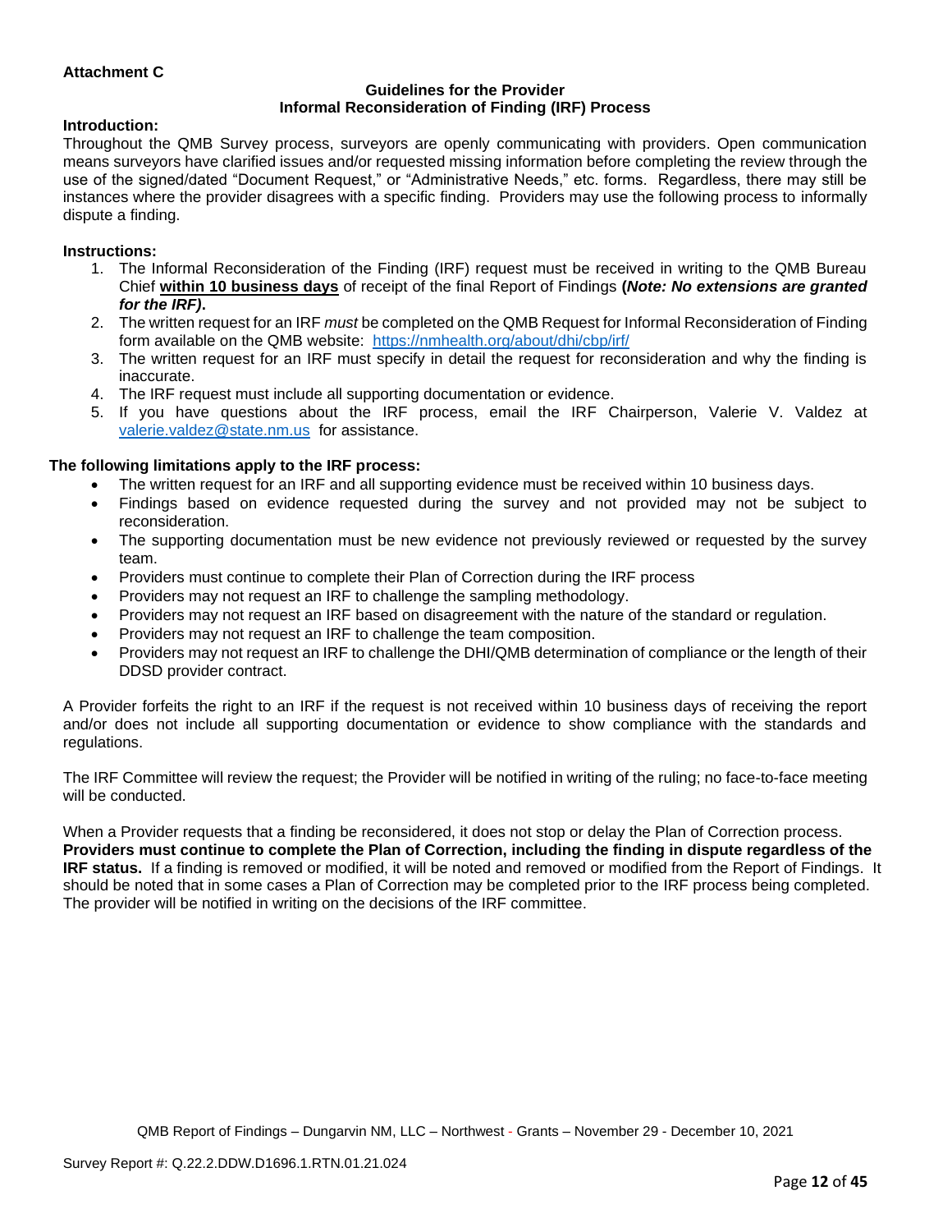**Attachment C**

**Guidelines for the Provider**
**Informal Reconsideration of Finding (IRF) Process**

**Introduction:**

Throughout the QMB Survey process, surveyors are openly communicating with providers. Open communication means surveyors have clarified issues and/or requested missing information before completing the review through the use of the signed/dated "Document Request," or "Administrative Needs," etc. forms. Regardless, there may still be instances where the provider disagrees with a specific finding. Providers may use the following process to informally dispute a finding.

**Instructions:**

1. The Informal Reconsideration of the Finding (IRF) request must be received in writing to the QMB Bureau Chief **within 10 business days** of receipt of the final Report of Findings **(*Note: No extensions are granted for the IRF)*.**
2. The written request for an IRF *must* be completed on the QMB Request for Informal Reconsideration of Finding form available on the QMB website: https://nmhealth.org/about/dhi/cbp/irf/
3. The written request for an IRF must specify in detail the request for reconsideration and why the finding is inaccurate.
4. The IRF request must include all supporting documentation or evidence.
5. If you have questions about the IRF process, email the IRF Chairperson, Valerie V. Valdez at valerie.valdez@state.nm.us for assistance.

**The following limitations apply to the IRF process:**

- The written request for an IRF and all supporting evidence must be received within 10 business days.
- Findings based on evidence requested during the survey and not provided may not be subject to reconsideration.
- The supporting documentation must be new evidence not previously reviewed or requested by the survey team.
- Providers must continue to complete their Plan of Correction during the IRF process
- Providers may not request an IRF to challenge the sampling methodology.
- Providers may not request an IRF based on disagreement with the nature of the standard or regulation.
- Providers may not request an IRF to challenge the team composition.
- Providers may not request an IRF to challenge the DHI/QMB determination of compliance or the length of their DDSD provider contract.

A Provider forfeits the right to an IRF if the request is not received within 10 business days of receiving the report and/or does not include all supporting documentation or evidence to show compliance with the standards and regulations.

The IRF Committee will review the request; the Provider will be notified in writing of the ruling; no face-to-face meeting will be conducted.

When a Provider requests that a finding be reconsidered, it does not stop or delay the Plan of Correction process. **Providers must continue to complete the Plan of Correction, including the finding in dispute regardless of the IRF status.** If a finding is removed or modified, it will be noted and removed or modified from the Report of Findings. It should be noted that in some cases a Plan of Correction may be completed prior to the IRF process being completed. The provider will be notified in writing on the decisions of the IRF committee.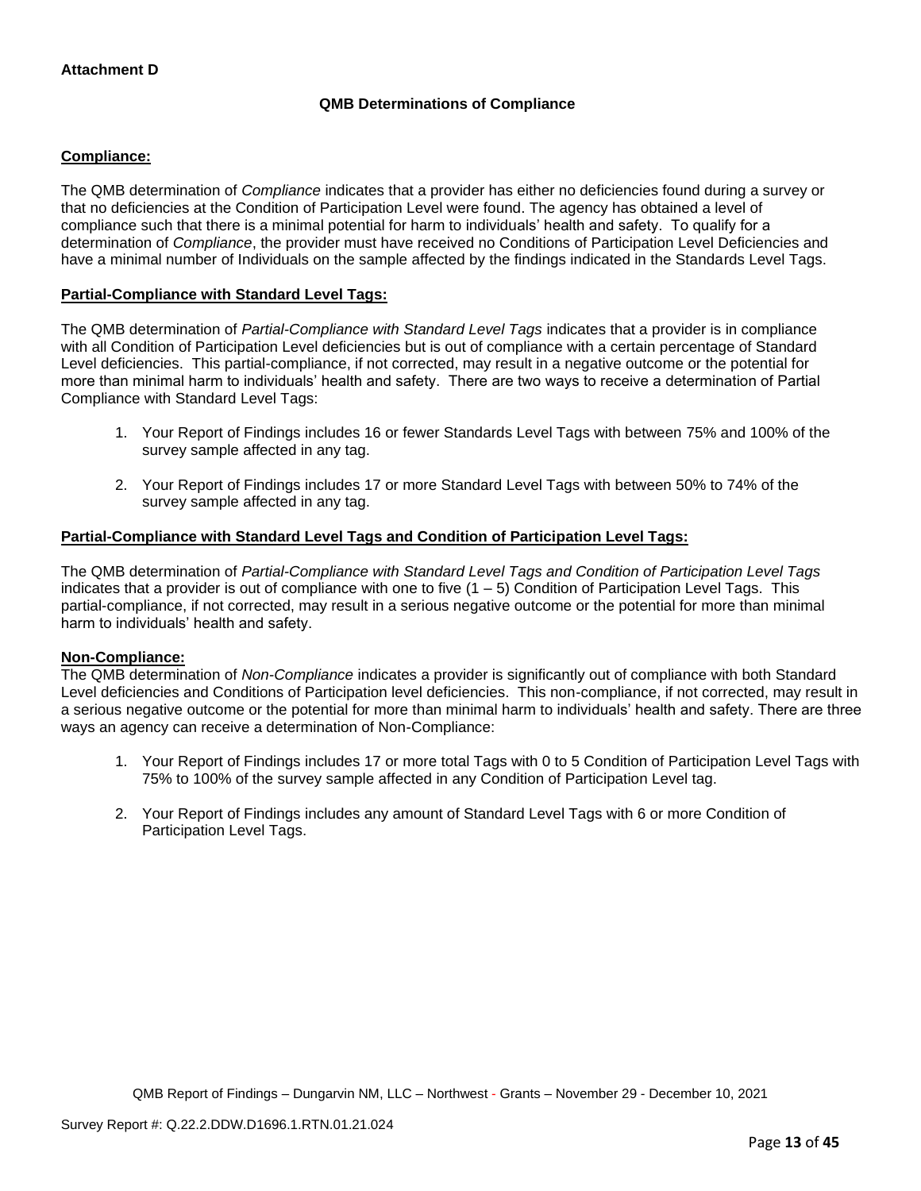**Attachment D**

**QMB Determinations of Compliance**

**Compliance:**

The QMB determination of *Compliance* indicates that a provider has either no deficiencies found during a survey or that no deficiencies at the Condition of Participation Level were found. The agency has obtained a level of compliance such that there is a minimal potential for harm to individuals' health and safety. To qualify for a determination of *Compliance*, the provider must have received no Conditions of Participation Level Deficiencies and have a minimal number of Individuals on the sample affected by the findings indicated in the Standards Level Tags.

**Partial-Compliance with Standard Level Tags:**

The QMB determination of *Partial-Compliance with Standard Level Tags* indicates that a provider is in compliance with all Condition of Participation Level deficiencies but is out of compliance with a certain percentage of Standard Level deficiencies. This partial-compliance, if not corrected, may result in a negative outcome or the potential for more than minimal harm to individuals' health and safety. There are two ways to receive a determination of Partial Compliance with Standard Level Tags:

1. Your Report of Findings includes 16 or fewer Standards Level Tags with between 75% and 100% of the survey sample affected in any tag.

2. Your Report of Findings includes 17 or more Standard Level Tags with between 50% to 74% of the survey sample affected in any tag.

**Partial-Compliance with Standard Level Tags and Condition of Participation Level Tags:**

The QMB determination of *Partial-Compliance with Standard Level Tags and Condition of Participation Level Tags* indicates that a provider is out of compliance with one to five (1 – 5) Condition of Participation Level Tags. This partial-compliance, if not corrected, may result in a serious negative outcome or the potential for more than minimal harm to individuals' health and safety.

**Non-Compliance:**

The QMB determination of *Non-Compliance* indicates a provider is significantly out of compliance with both Standard Level deficiencies and Conditions of Participation level deficiencies. This non-compliance, if not corrected, may result in a serious negative outcome or the potential for more than minimal harm to individuals' health and safety. There are three ways an agency can receive a determination of Non-Compliance:

1. Your Report of Findings includes 17 or more total Tags with 0 to 5 Condition of Participation Level Tags with 75% to 100% of the survey sample affected in any Condition of Participation Level tag.

2. Your Report of Findings includes any amount of Standard Level Tags with 6 or more Condition of Participation Level Tags.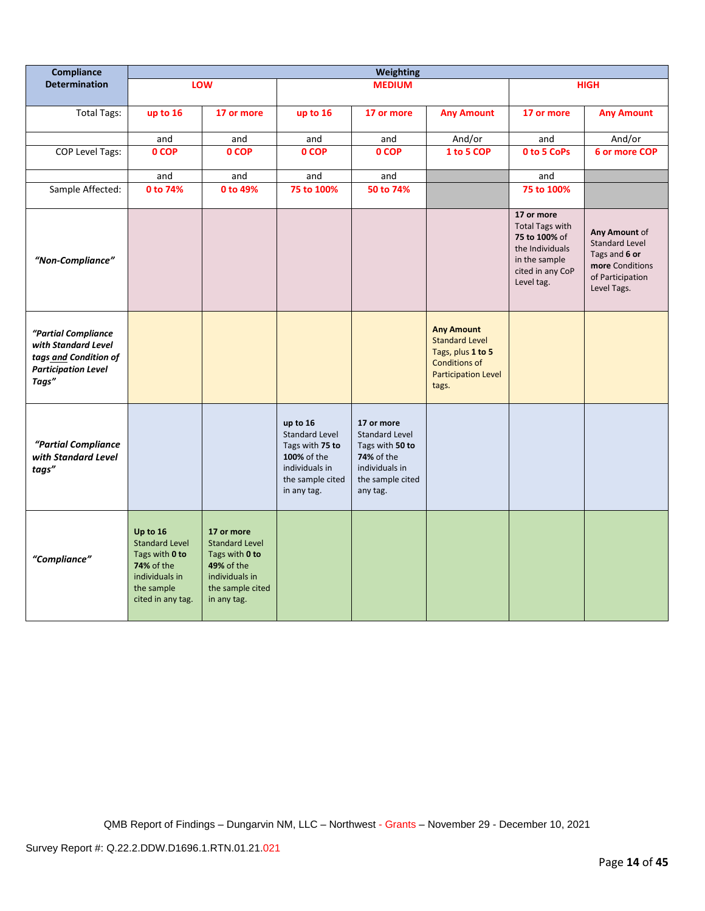| Compliance Determination | Weighting | | | | | | |
|---|---|---|---|---|---|---|---|
| | LOW | | MEDIUM | | | HIGH | |
| Total Tags: | up to 16 | 17 or more | up to 16 | 17 or more | Any Amount | 17 or more | Any Amount |
| | and | and | and | and | And/or | and | And/or |
| COP Level Tags: | 0 COP | 0 COP | 0 COP | 0 COP | 1 to 5 COP | 0 to 5 CoPs | 6 or more COP |
| | and | and | and | and | | and | |
| Sample Affected: | 0 to 74% | 0 to 49% | 75 to 100% | 50 to 74% | | 75 to 100% | |
| *"Non-Compliance"* | | | | | | **17 or more** Total Tags with **75 to 100%** of the Individuals in the sample cited in any CoP Level tag. | **Any Amount** of Standard Level Tags and **6 or more** Conditions of Participation Level Tags. |
| *"Partial Compliance with Standard Level tags and Condition of Participation Level Tags"* | | | | | **Any Amount** Standard Level Tags, plus **1 to 5** Conditions of Participation Level tags. | | |
| *"Partial Compliance with Standard Level tags"* | | | **up to 16** Standard Level Tags with **75 to 100%** of the individuals in the sample cited in any tag. | **17 or more** Standard Level Tags with **50 to 74%** of the individuals in the sample cited any tag. | | | |
| *"Compliance"* | **Up to 16** Standard Level Tags with **0 to 74%** of the individuals in the sample cited in any tag. | **17 or more** Standard Level Tags with **0 to 49%** of the individuals in the sample cited in any tag. | | | | | |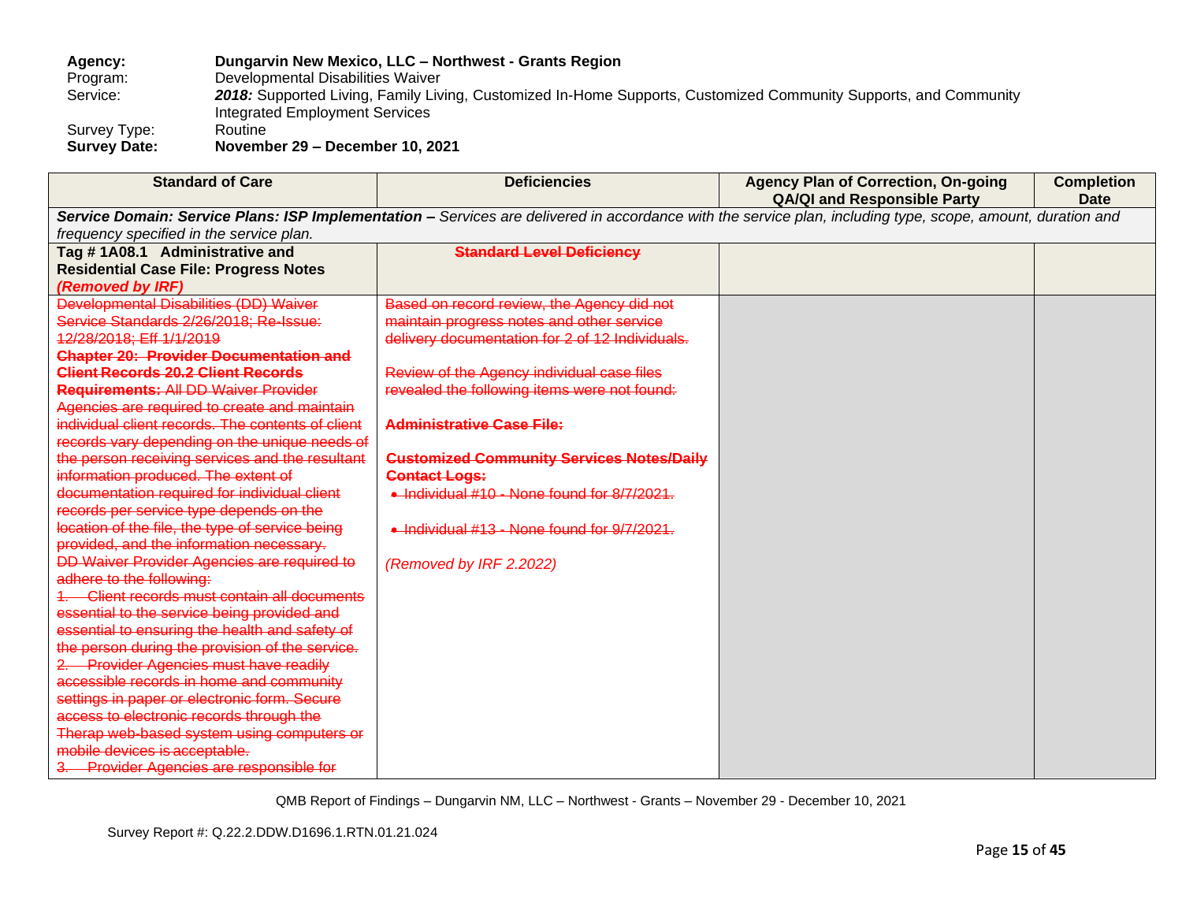**Agency:** **Dungarvin New Mexico, LLC – Northwest - Grants Region**
Program: Developmental Disabilities Waiver
Service: ***2018:*** Supported Living, Family Living, Customized In-Home Supports, Customized Community Supports, and Community Integrated Employment Services
Survey Type: Routine
**Survey Date:** **November 29 – December 10, 2021**

| Standard of Care | Deficiencies | Agency Plan of Correction, On-going QA/QI and Responsible Party | Completion Date |
|---|---|---|---|
| ***Service Domain: Service Plans: ISP Implementation –*** *Services are delivered in accordance with the service plan, including type, scope, amount, duration and frequency specified in the service plan.* | | | |
| **Tag # 1A08.1 Administrative and Residential Case File: Progress Notes** ***(Removed by IRF)*** | ~~**Standard Level Deficiency**~~ | | |
| ~~Developmental Disabilities (DD) Waiver Service Standards 2/26/2018; Re-Issue: 12/28/2018; Eff 1/1/2019~~<br>~~**Chapter 20: Provider Documentation and Client Records 20.2 Client Records Requirements:** All DD Waiver Provider Agencies are required to create and maintain individual client records. The contents of client records vary depending on the unique needs of the person receiving services and the resultant information produced. The extent of documentation required for individual client records per service type depends on the location of the file, the type of service being provided, and the information necessary.~~<br>~~DD Waiver Provider Agencies are required to adhere to the following:~~<br>~~1. Client records must contain all documents essential to the service being provided and essential to ensuring the health and safety of the person during the provision of the service.~~<br>~~2. Provider Agencies must have readily accessible records in home and community settings in paper or electronic form. Secure access to electronic records through the Therap web-based system using computers or mobile devices is acceptable.~~<br>~~3. Provider Agencies are responsible for~~ | ~~Based on record review, the Agency did not maintain progress notes and other service delivery documentation for 2 of 12 Individuals.~~<br><br>~~Review of the Agency individual case files revealed the following items were not found:~~<br><br>~~**Administrative Case File:**~~<br><br>~~**Customized Community Services Notes/Daily Contact Logs:**~~<br>• ~~Individual #10 - None found for 8/7/2021.~~<br><br>• ~~Individual #13 - None found for 9/7/2021.~~<br><br>*(Removed by IRF 2.2022)* | | |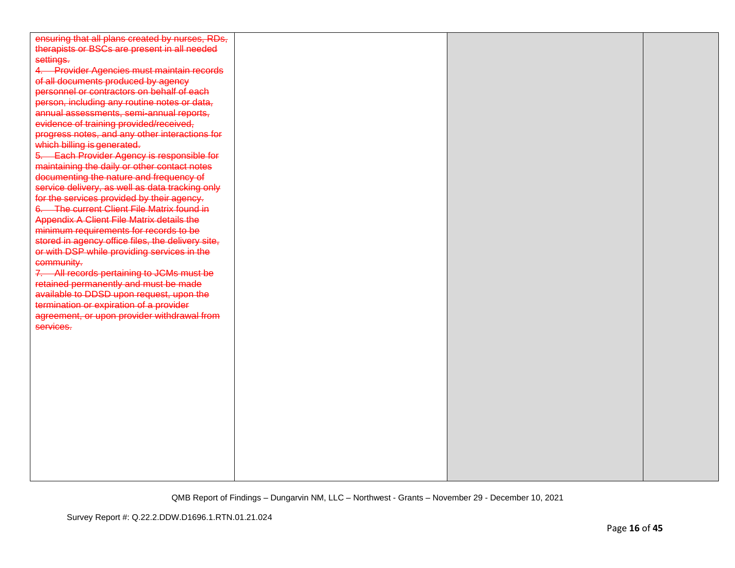| | | | |
|---|---|---|---|
| ~~ensuring that all plans created by nurses, RDs, therapists or BSCs are present in all needed settings.~~<br>~~4. Provider Agencies must maintain records of all documents produced by agency personnel or contractors on behalf of each person, including any routine notes or data, annual assessments, semi-annual reports, evidence of training provided/received, progress notes, and any other interactions for which billing is generated.~~<br>~~5. Each Provider Agency is responsible for maintaining the daily or other contact notes documenting the nature and frequency of service delivery, as well as data tracking only for the services provided by their agency.~~<br>~~6. The current Client File Matrix found in Appendix A Client File Matrix details the minimum requirements for records to be stored in agency office files, the delivery site, or with DSP while providing services in the community.~~<br>~~7. All records pertaining to JCMs must be retained permanently and must be made available to DDSD upon request, upon the termination or expiration of a provider agreement, or upon provider withdrawal from services.~~ | | | |

QMB Report of Findings – Dungarvin NM, LLC – Northwest - Grants – November 29 - December 10, 2021

Survey Report #: Q.22.2.DDW.D1696.1.RTN.01.21.024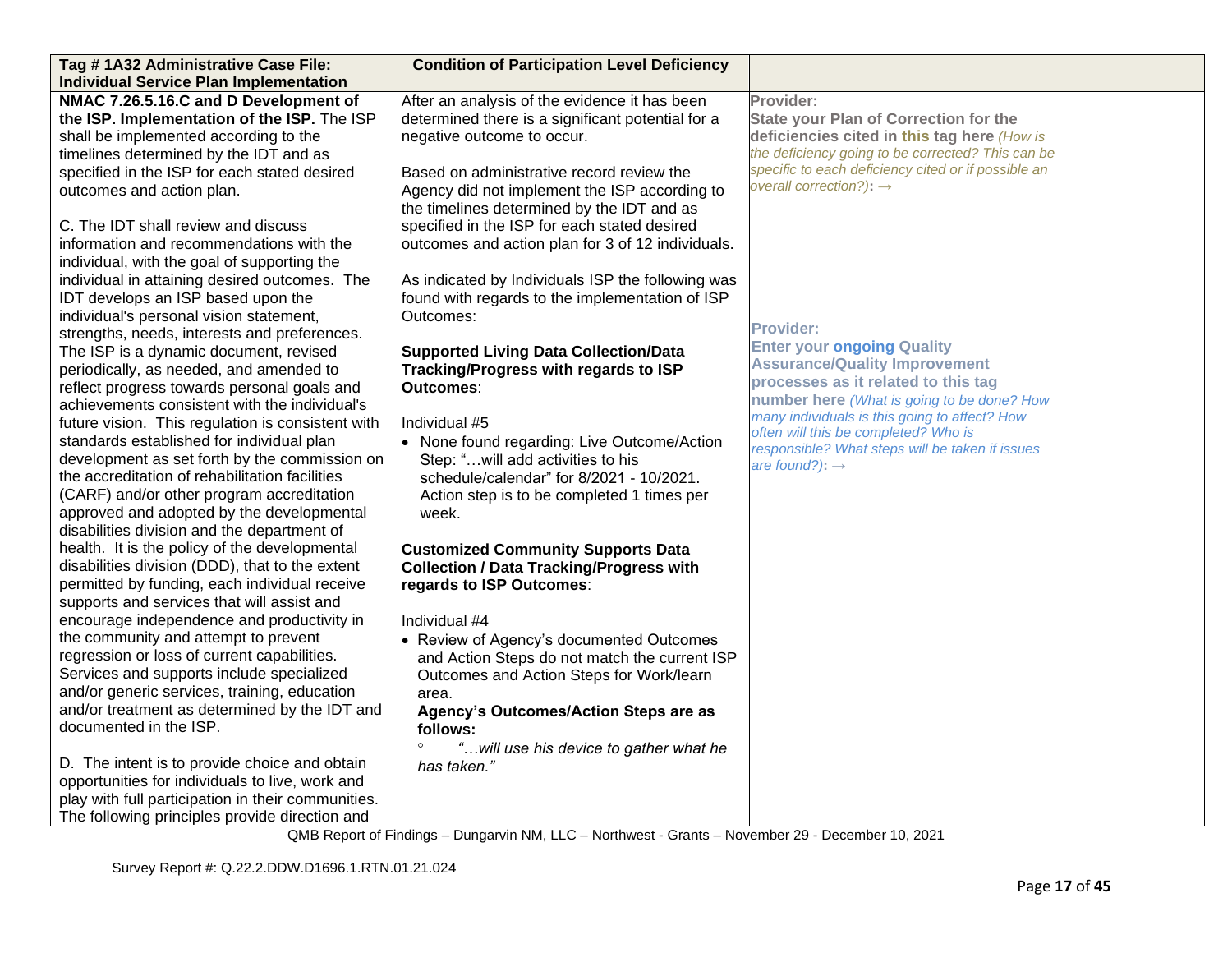| Tag # 1A32 Administrative Case File: Individual Service Plan Implementation | Condition of Participation Level Deficiency | | |
|---|---|---|---|
| **NMAC 7.26.5.16.C and D Development of the ISP. Implementation of the ISP.** The ISP shall be implemented according to the timelines determined by the IDT and as specified in the ISP for each stated desired outcomes and action plan.<br><br>C. The IDT shall review and discuss information and recommendations with the individual, with the goal of supporting the individual in attaining desired outcomes. The IDT develops an ISP based upon the individual's personal vision statement, strengths, needs, interests and preferences. The ISP is a dynamic document, revised periodically, as needed, and amended to reflect progress towards personal goals and achievements consistent with the individual's future vision. This regulation is consistent with standards established for individual plan development as set forth by the commission on the accreditation of rehabilitation facilities (CARF) and/or other program accreditation approved and adopted by the developmental disabilities division and the department of health. It is the policy of the developmental disabilities division (DDD), that to the extent permitted by funding, each individual receive supports and services that will assist and encourage independence and productivity in the community and attempt to prevent regression or loss of current capabilities. Services and supports include specialized and/or generic services, training, education and/or treatment as determined by the IDT and documented in the ISP.<br><br>D. The intent is to provide choice and obtain opportunities for individuals to live, work and play with full participation in their communities. The following principles provide direction and | After an analysis of the evidence it has been determined there is a significant potential for a negative outcome to occur.<br><br>Based on administrative record review the Agency did not implement the ISP according to the timelines determined by the IDT and as specified in the ISP for each stated desired outcomes and action plan for 3 of 12 individuals.<br><br>As indicated by Individuals ISP the following was found with regards to the implementation of ISP Outcomes:<br><br>**Supported Living Data Collection/Data Tracking/Progress with regards to ISP Outcomes**:<br><br>Individual #5<br>• None found regarding: Live Outcome/Action Step: "…will add activities to his schedule/calendar" for 8/2021 - 10/2021. Action step is to be completed 1 times per week.<br><br>**Customized Community Supports Data Collection / Data Tracking/Progress with regards to ISP Outcomes**:<br><br>Individual #4<br>• Review of Agency's documented Outcomes and Action Steps do not match the current ISP Outcomes and Action Steps for Work/learn area.<br>**Agency's Outcomes/Action Steps are as follows:**<br>◦ *"…will use his device to gather what he has taken."* | **Provider:**<br>**State your Plan of Correction for the deficiencies cited in this tag here** *(How is the deficiency going to be corrected? This can be specific to each deficiency cited or if possible an overall correction?)*: →<br><br>**Provider:**<br>**Enter your ongoing Quality Assurance/Quality Improvement processes as it related to this tag number here** *(What is going to be done? How many individuals is this going to affect? How often will this be completed? Who is responsible? What steps will be taken if issues are found?)*: → | |

QMB Report of Findings – Dungarvin NM, LLC – Northwest - Grants – November 29 - December 10, 2021

Survey Report #: Q.22.2.DDW.D1696.1.RTN.01.21.024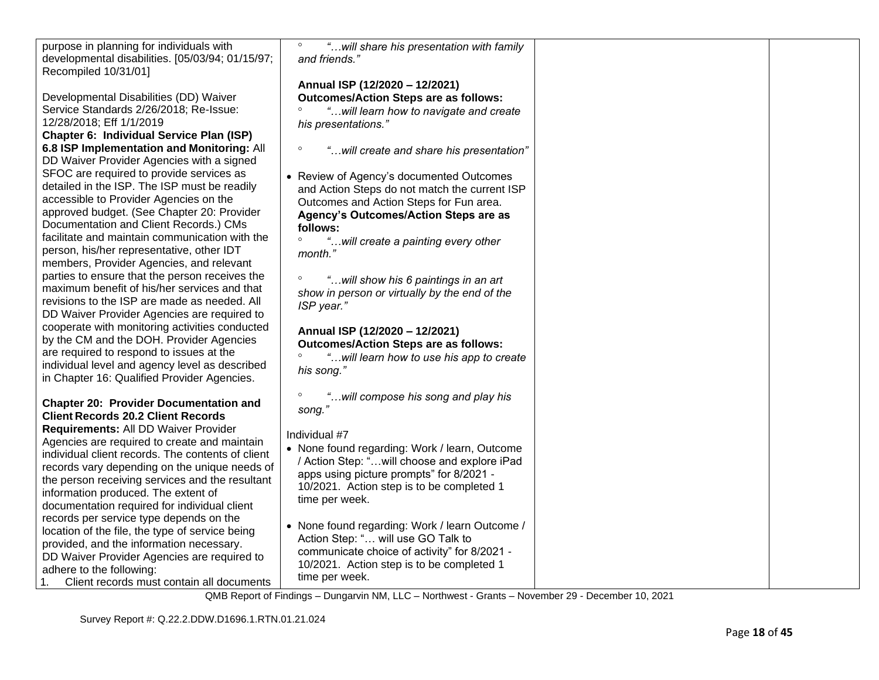| | | | |
|---|---|---|---|
| purpose in planning for individuals with developmental disabilities. [05/03/94; 01/15/97; Recompiled 10/31/01]<br><br>Developmental Disabilities (DD) Waiver Service Standards 2/26/2018; Re-Issue: 12/28/2018; Eff 1/1/2019<br>**Chapter 6: Individual Service Plan (ISP)**<br>**6.8 ISP Implementation and Monitoring:** All DD Waiver Provider Agencies with a signed SFOC are required to provide services as detailed in the ISP. The ISP must be readily accessible to Provider Agencies on the approved budget. (See Chapter 20: Provider Documentation and Client Records.) CMs facilitate and maintain communication with the person, his/her representative, other IDT members, Provider Agencies, and relevant parties to ensure that the person receives the maximum benefit of his/her services and that revisions to the ISP are made as needed. All DD Waiver Provider Agencies are required to cooperate with monitoring activities conducted by the CM and the DOH. Provider Agencies are required to respond to issues at the individual level and agency level as described in Chapter 16: Qualified Provider Agencies.<br><br>**Chapter 20: Provider Documentation and Client Records 20.2 Client Records Requirements:** All DD Waiver Provider Agencies are required to create and maintain individual client records. The contents of client records vary depending on the unique needs of the person receiving services and the resultant information produced. The extent of documentation required for individual client records per service type depends on the location of the file, the type of service being provided, and the information necessary.<br>DD Waiver Provider Agencies are required to adhere to the following:<br>1. Client records must contain all documents | ◦ *"…will share his presentation with family and friends."*<br><br>**Annual ISP (12/2020 – 12/2021) Outcomes/Action Steps are as follows:**<br>◦ *"…will learn how to navigate and create his presentations."*<br><br>◦ *"…will create and share his presentation"*<br><br>• Review of Agency's documented Outcomes and Action Steps do not match the current ISP Outcomes and Action Steps for Fun area.<br>**Agency's Outcomes/Action Steps are as follows:**<br>◦ *"…will create a painting every other month."*<br><br>◦ *"…will show his 6 paintings in an art show in person or virtually by the end of the ISP year."*<br><br>**Annual ISP (12/2020 – 12/2021) Outcomes/Action Steps are as follows:**<br>◦ *"…will learn how to use his app to create his song."*<br><br>◦ *"…will compose his song and play his song."*<br><br>Individual #7<br>• None found regarding: Work / learn, Outcome / Action Step: "…will choose and explore iPad apps using picture prompts" for 8/2021 - 10/2021. Action step is to be completed 1 time per week.<br><br>• None found regarding: Work / learn Outcome / Action Step: "… will use GO Talk to communicate choice of activity" for 8/2021 - 10/2021. Action step is to be completed 1 time per week. | | |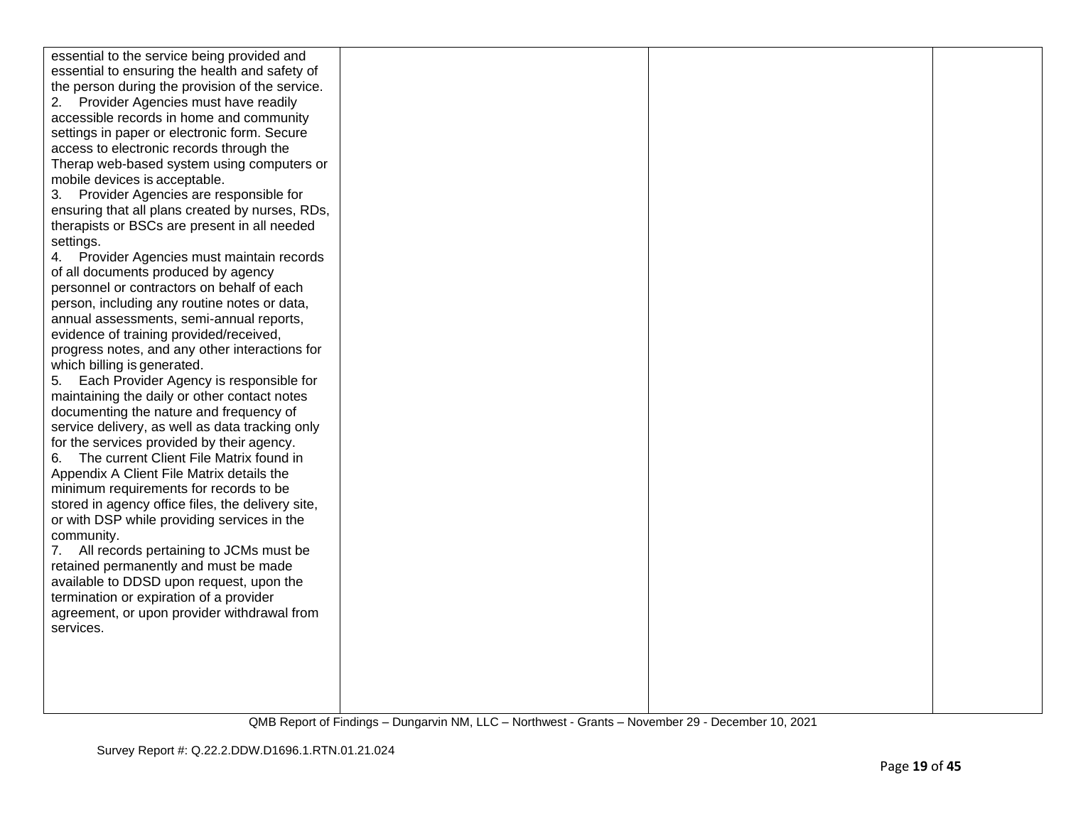| | | | |
|---|---|---|---|
| essential to the service being provided and essential to ensuring the health and safety of the person during the provision of the service.<br>2. Provider Agencies must have readily accessible records in home and community settings in paper or electronic form. Secure access to electronic records through the Therap web-based system using computers or mobile devices is acceptable.<br>3. Provider Agencies are responsible for ensuring that all plans created by nurses, RDs, therapists or BSCs are present in all needed settings.<br>4. Provider Agencies must maintain records of all documents produced by agency personnel or contractors on behalf of each person, including any routine notes or data, annual assessments, semi-annual reports, evidence of training provided/received, progress notes, and any other interactions for which billing is generated.<br>5. Each Provider Agency is responsible for maintaining the daily or other contact notes documenting the nature and frequency of service delivery, as well as data tracking only for the services provided by their agency.<br>6. The current Client File Matrix found in Appendix A Client File Matrix details the minimum requirements for records to be stored in agency office files, the delivery site, or with DSP while providing services in the community.<br>7. All records pertaining to JCMs must be retained permanently and must be made available to DDSD upon request, upon the termination or expiration of a provider agreement, or upon provider withdrawal from services. | | | |

QMB Report of Findings – Dungarvin NM, LLC – Northwest - Grants – November 29 - December 10, 2021

Survey Report #: Q.22.2.DDW.D1696.1.RTN.01.21.024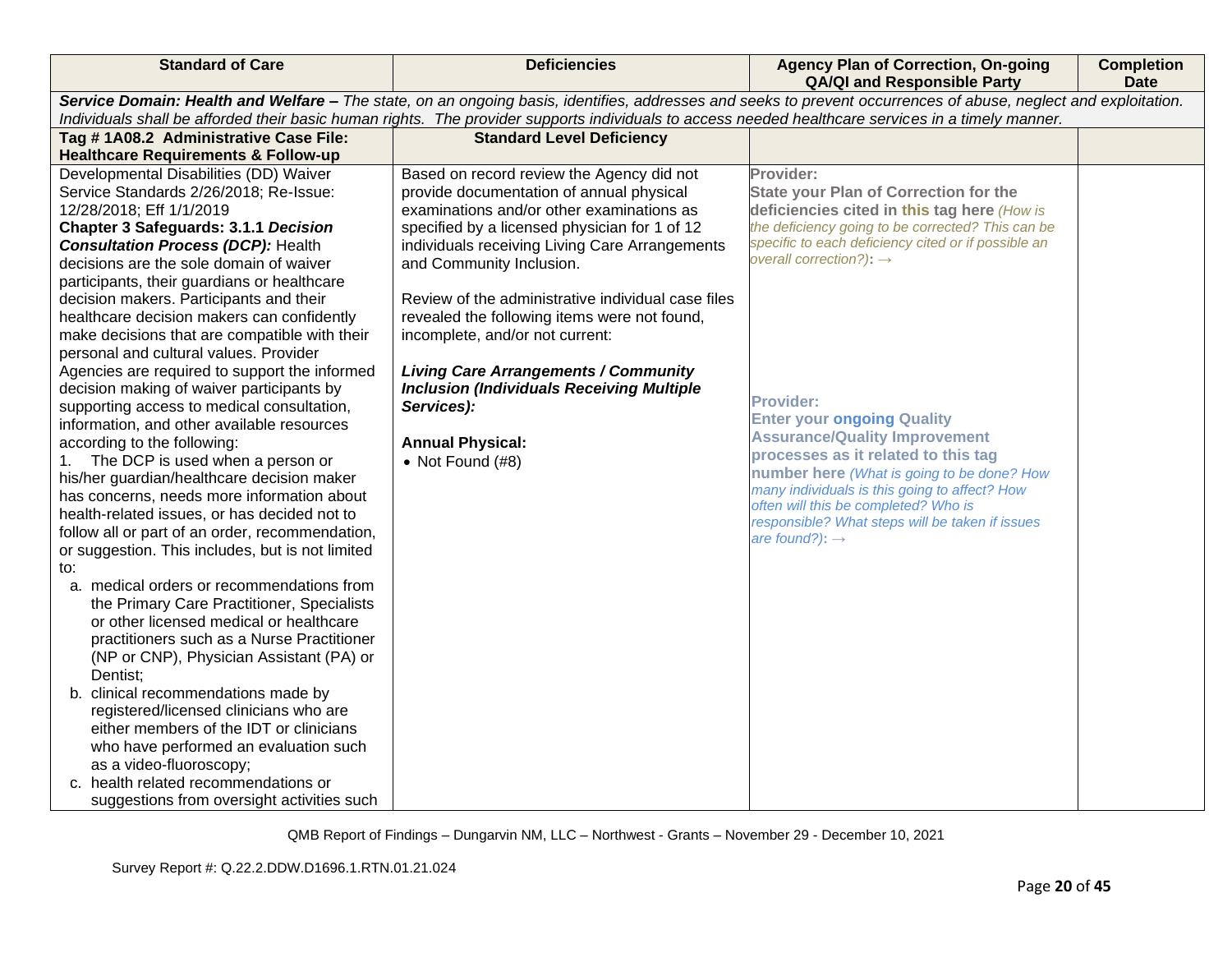| Standard of Care | Deficiencies | Agency Plan of Correction, On-going QA/QI and Responsible Party | Completion Date |
|---|---|---|---|
| ***Service Domain: Health and Welfare –*** *The state, on an ongoing basis, identifies, addresses and seeks to prevent occurrences of abuse, neglect and exploitation. Individuals shall be afforded their basic human rights. The provider supports individuals to access needed healthcare services in a timely manner.* | | | |
| **Tag # 1A08.2 Administrative Case File: Healthcare Requirements & Follow-up** | **Standard Level Deficiency** | | |
| Developmental Disabilities (DD) Waiver Service Standards 2/26/2018; Re-Issue: 12/28/2018; Eff 1/1/2019<br>**Chapter 3 Safeguards: 3.1.1 *Decision Consultation Process (DCP):*** Health decisions are the sole domain of waiver participants, their guardians or healthcare decision makers. Participants and their healthcare decision makers can confidently make decisions that are compatible with their personal and cultural values. Provider Agencies are required to support the informed decision making of waiver participants by supporting access to medical consultation, information, and other available resources according to the following:<br>1. The DCP is used when a person or his/her guardian/healthcare decision maker has concerns, needs more information about health-related issues, or has decided not to follow all or part of an order, recommendation, or suggestion. This includes, but is not limited to:<br>a. medical orders or recommendations from the Primary Care Practitioner, Specialists or other licensed medical or healthcare practitioners such as a Nurse Practitioner (NP or CNP), Physician Assistant (PA) or Dentist;<br>b. clinical recommendations made by registered/licensed clinicians who are either members of the IDT or clinicians who have performed an evaluation such as a video-fluoroscopy;<br>c. health related recommendations or suggestions from oversight activities such | Based on record review the Agency did not provide documentation of annual physical examinations and/or other examinations as specified by a licensed physician for 1 of 12 individuals receiving Living Care Arrangements and Community Inclusion.<br><br>Review of the administrative individual case files revealed the following items were not found, incomplete, and/or not current:<br><br>***Living Care Arrangements / Community Inclusion (Individuals Receiving Multiple Services):***<br><br>**Annual Physical:**<br>• Not Found (#8) | **Provider:**<br>**State your Plan of Correction for the deficiencies cited in this tag here** *(How is the deficiency going to be corrected? This can be specific to each deficiency cited or if possible an overall correction?)*: →<br><br><br><br>**Provider:**<br>**Enter your ongoing Quality Assurance/Quality Improvement processes as it related to this tag number here** *(What is going to be done? How many individuals is this going to affect? How often will this be completed? Who is responsible? What steps will be taken if issues are found?)*: → | |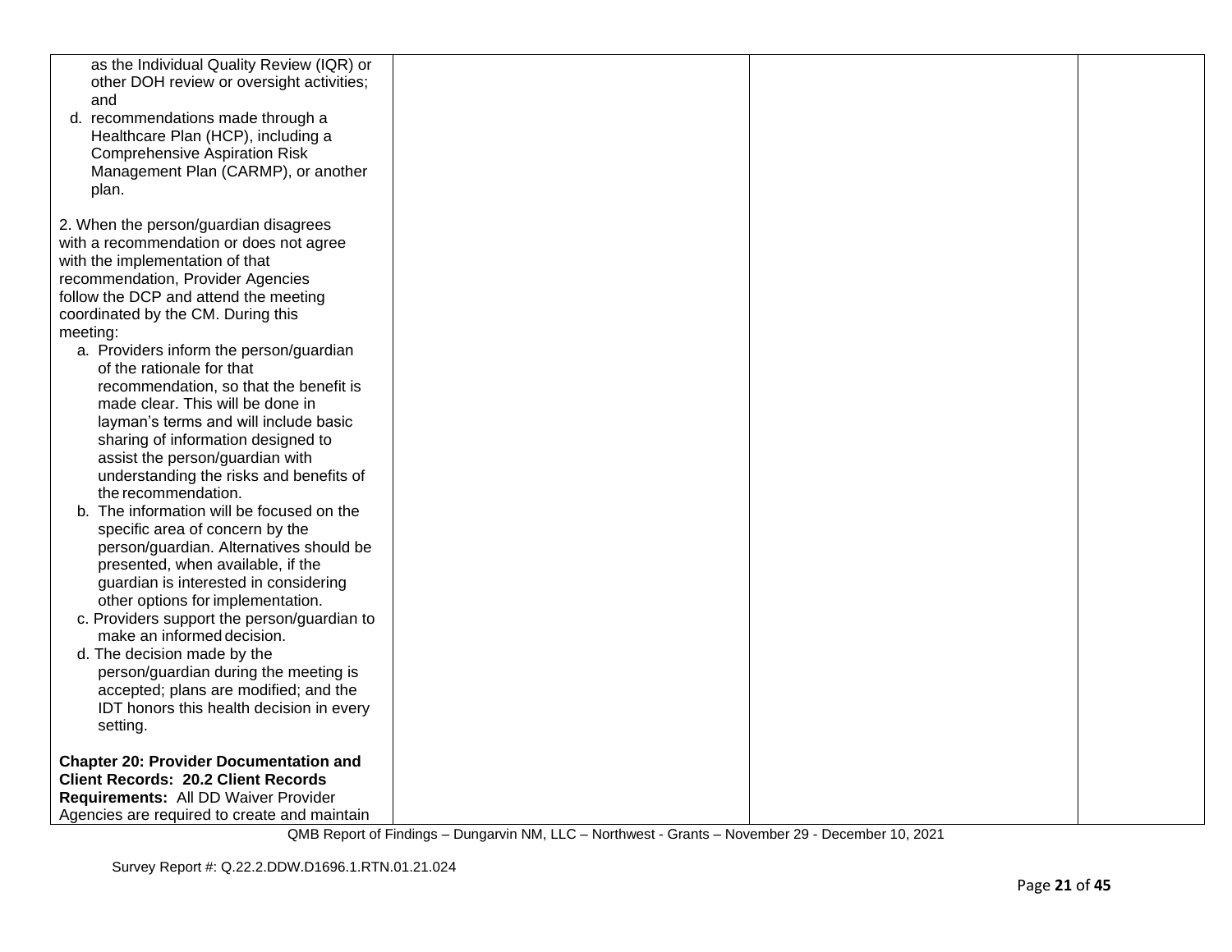| | | | |
|---|---|---|---|
| as the Individual Quality Review (IQR) or other DOH review or oversight activities; and<br>d. recommendations made through a Healthcare Plan (HCP), including a Comprehensive Aspiration Risk Management Plan (CARMP), or another plan.<br><br>2. When the person/guardian disagrees with a recommendation or does not agree with the implementation of that recommendation, Provider Agencies follow the DCP and attend the meeting coordinated by the CM. During this meeting:<br>a. Providers inform the person/guardian of the rationale for that recommendation, so that the benefit is made clear. This will be done in layman's terms and will include basic sharing of information designed to assist the person/guardian with understanding the risks and benefits of the recommendation.<br>b. The information will be focused on the specific area of concern by the person/guardian. Alternatives should be presented, when available, if the guardian is interested in considering other options for implementation.<br>c. Providers support the person/guardian to make an informed decision.<br>d. The decision made by the person/guardian during the meeting is accepted; plans are modified; and the IDT honors this health decision in every setting.<br><br>**Chapter 20: Provider Documentation and Client Records: 20.2 Client Records Requirements:** All DD Waiver Provider Agencies are required to create and maintain | | | |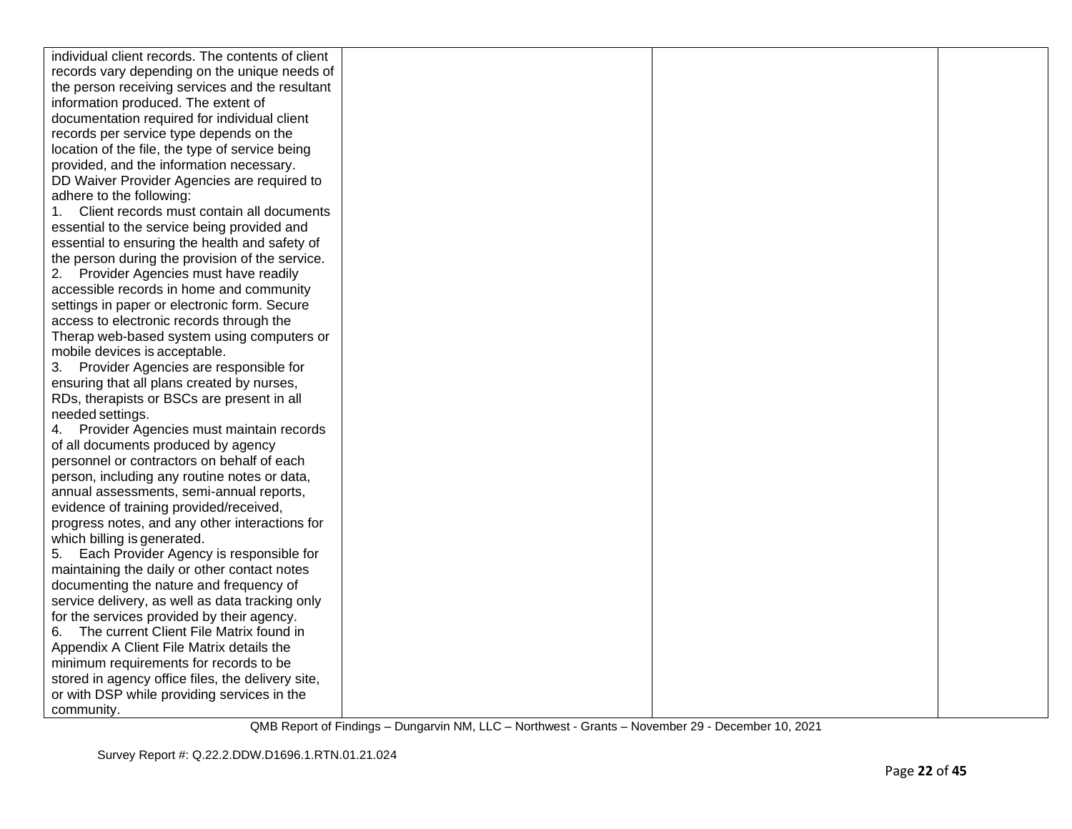| | | | |
|---|---|---|---|
| individual client records. The contents of client records vary depending on the unique needs of the person receiving services and the resultant information produced. The extent of documentation required for individual client records per service type depends on the location of the file, the type of service being provided, and the information necessary.<br>DD Waiver Provider Agencies are required to adhere to the following:<br>1. Client records must contain all documents essential to the service being provided and essential to ensuring the health and safety of the person during the provision of the service.<br>2. Provider Agencies must have readily accessible records in home and community settings in paper or electronic form. Secure access to electronic records through the Therap web-based system using computers or mobile devices is acceptable.<br>3. Provider Agencies are responsible for ensuring that all plans created by nurses, RDs, therapists or BSCs are present in all needed settings.<br>4. Provider Agencies must maintain records of all documents produced by agency personnel or contractors on behalf of each person, including any routine notes or data, annual assessments, semi-annual reports, evidence of training provided/received, progress notes, and any other interactions for which billing is generated.<br>5. Each Provider Agency is responsible for maintaining the daily or other contact notes documenting the nature and frequency of service delivery, as well as data tracking only for the services provided by their agency.<br>6. The current Client File Matrix found in Appendix A Client File Matrix details the minimum requirements for records to be stored in agency office files, the delivery site, or with DSP while providing services in the community. | | | |

QMB Report of Findings – Dungarvin NM, LLC – Northwest - Grants – November 29 - December 10, 2021

Survey Report #: Q.22.2.DDW.D1696.1.RTN.01.21.024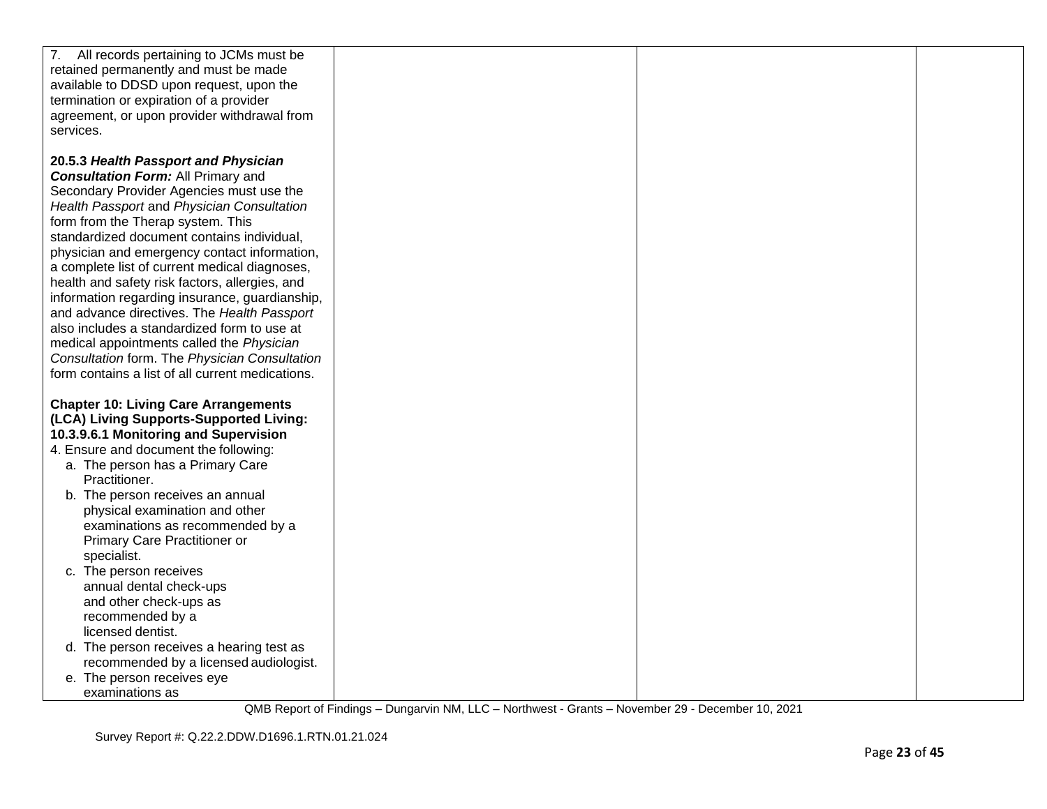| | | | |
|---|---|---|---|
| 7. All records pertaining to JCMs must be retained permanently and must be made available to DDSD upon request, upon the termination or expiration of a provider agreement, or upon provider withdrawal from services.<br><br>**20.5.3 *Health Passport and Physician Consultation Form:*** All Primary and Secondary Provider Agencies must use the *Health Passport* and *Physician Consultation* form from the Therap system. This standardized document contains individual, physician and emergency contact information, a complete list of current medical diagnoses, health and safety risk factors, allergies, and information regarding insurance, guardianship, and advance directives. The *Health Passport* also includes a standardized form to use at medical appointments called the *Physician Consultation* form. The *Physician Consultation* form contains a list of all current medications.<br><br>**Chapter 10: Living Care Arrangements (LCA) Living Supports-Supported Living: 10.3.9.6.1 Monitoring and Supervision**<br>4. Ensure and document the following:<br>a. The person has a Primary Care Practitioner.<br>b. The person receives an annual physical examination and other examinations as recommended by a Primary Care Practitioner or specialist.<br>c. The person receives annual dental check-ups and other check-ups as recommended by a licensed dentist.<br>d. The person receives a hearing test as recommended by a licensed audiologist.<br>e. The person receives eye examinations as | | | |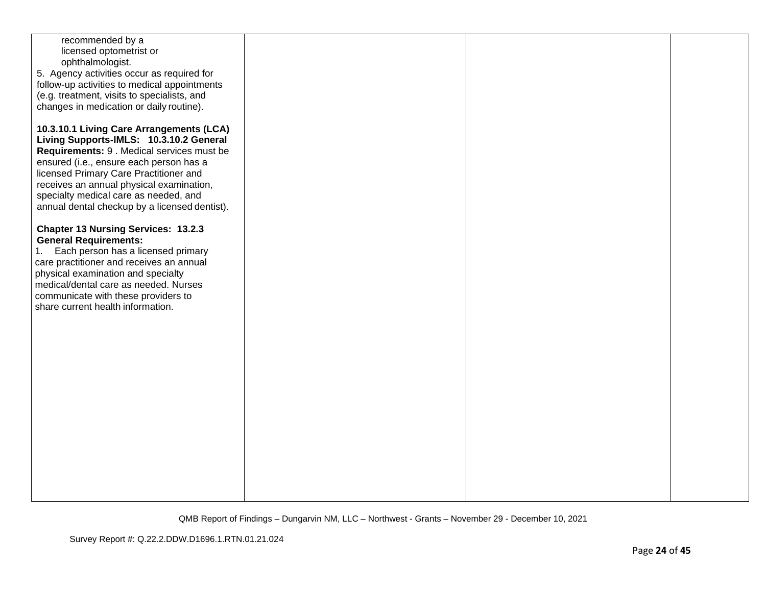| | | | |
|---|---|---|---|
| recommended by a licensed optometrist or ophthalmologist.<br>5. Agency activities occur as required for follow-up activities to medical appointments (e.g. treatment, visits to specialists, and changes in medication or daily routine).<br><br>**10.3.10.1 Living Care Arrangements (LCA) Living Supports-IMLS: 10.3.10.2 General Requirements:** 9 . Medical services must be ensured (i.e., ensure each person has a licensed Primary Care Practitioner and receives an annual physical examination, specialty medical care as needed, and annual dental checkup by a licensed dentist).<br><br>**Chapter 13 Nursing Services: 13.2.3 General Requirements:**<br>1. Each person has a licensed primary care practitioner and receives an annual physical examination and specialty medical/dental care as needed. Nurses communicate with these providers to share current health information. | | | |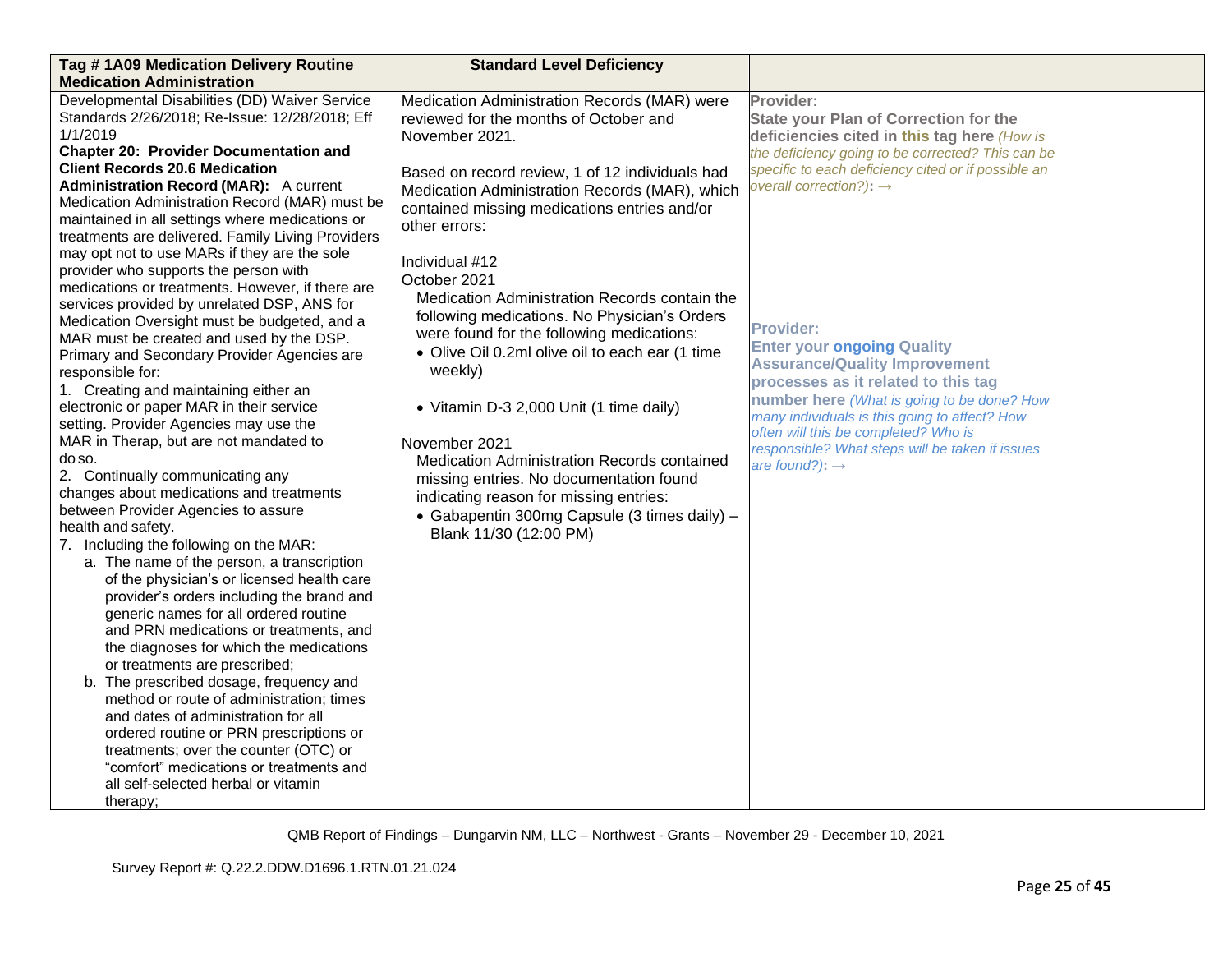| Tag # 1A09 Medication Delivery Routine Medication Administration | Standard Level Deficiency | | |
|---|---|---|---|
| Developmental Disabilities (DD) Waiver Service Standards 2/26/2018; Re-Issue: 12/28/2018; Eff 1/1/2019<br>**Chapter 20: Provider Documentation and Client Records 20.6 Medication Administration Record (MAR):** A current Medication Administration Record (MAR) must be maintained in all settings where medications or treatments are delivered. Family Living Providers may opt not to use MARs if they are the sole provider who supports the person with medications or treatments. However, if there are services provided by unrelated DSP, ANS for Medication Oversight must be budgeted, and a MAR must be created and used by the DSP. Primary and Secondary Provider Agencies are responsible for:<br>1. Creating and maintaining either an electronic or paper MAR in their service setting. Provider Agencies may use the MAR in Therap, but are not mandated to do so.<br>2. Continually communicating any changes about medications and treatments between Provider Agencies to assure health and safety.<br>7. Including the following on the MAR:<br>a. The name of the person, a transcription of the physician's or licensed health care provider's orders including the brand and generic names for all ordered routine and PRN medications or treatments, and the diagnoses for which the medications or treatments are prescribed;<br>b. The prescribed dosage, frequency and method or route of administration; times and dates of administration for all ordered routine or PRN prescriptions or treatments; over the counter (OTC) or "comfort" medications or treatments and all self-selected herbal or vitamin therapy; | Medication Administration Records (MAR) were reviewed for the months of October and November 2021.<br><br>Based on record review, 1 of 12 individuals had Medication Administration Records (MAR), which contained missing medications entries and/or other errors:<br><br>Individual #12<br>October 2021<br>Medication Administration Records contain the following medications. No Physician's Orders were found for the following medications:<br>• Olive Oil 0.2ml olive oil to each ear (1 time weekly)<br><br>• Vitamin D-3 2,000 Unit (1 time daily)<br><br>November 2021<br>Medication Administration Records contained missing entries. No documentation found indicating reason for missing entries:<br>• Gabapentin 300mg Capsule (3 times daily) – Blank 11/30 (12:00 PM) | **Provider:**<br>**State your Plan of Correction for the deficiencies cited in this tag here** *(How is the deficiency going to be corrected? This can be specific to each deficiency cited or if possible an overall correction?)*: →<br><br>**Provider:**<br>**Enter your ongoing Quality Assurance/Quality Improvement processes as it related to this tag number here** *(What is going to be done? How many individuals is this going to affect? How often will this be completed? Who is responsible? What steps will be taken if issues are found?)*: → | |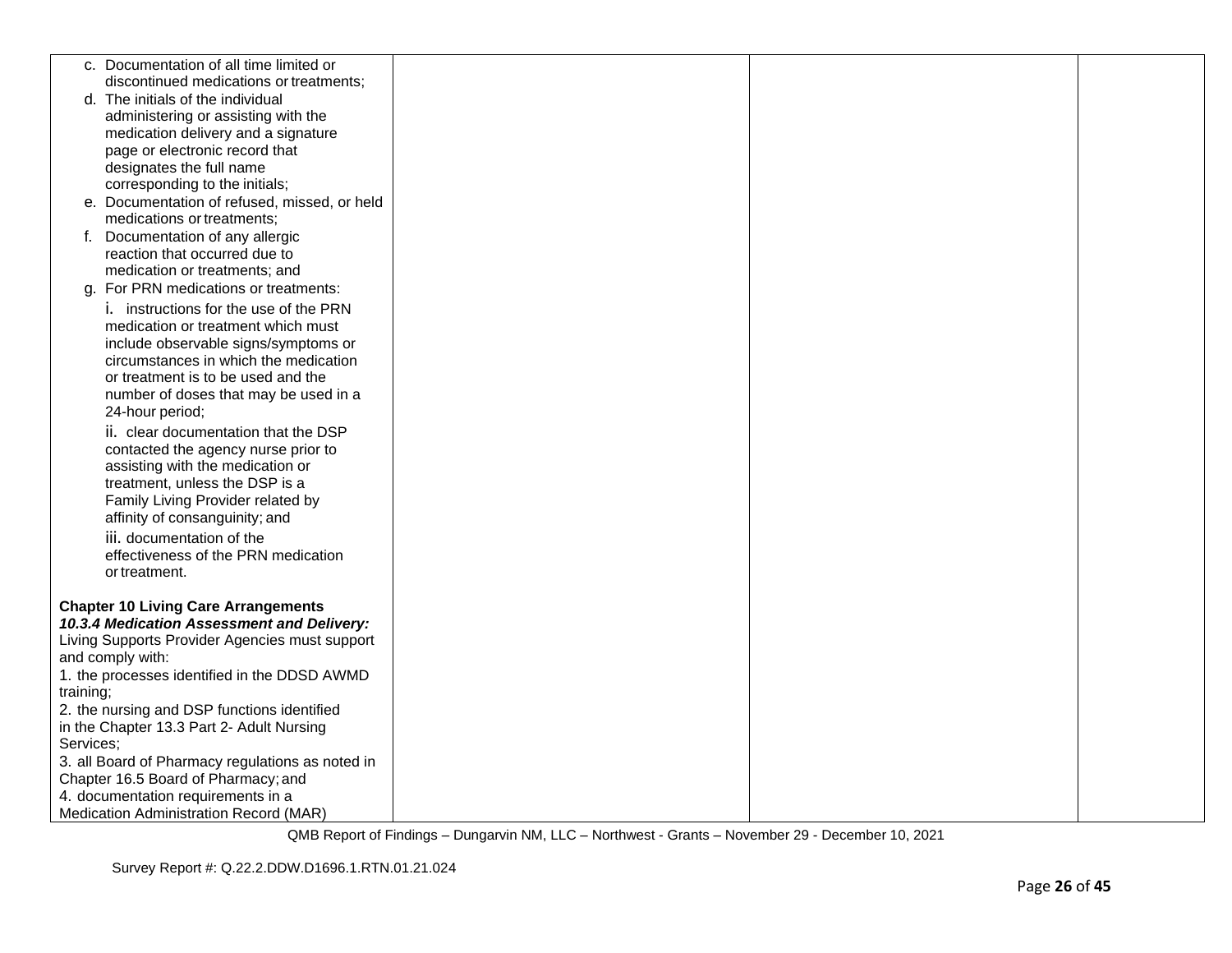| | | | |
|---|---|---|---|
| c. Documentation of all time limited or discontinued medications or treatments;<br>d. The initials of the individual administering or assisting with the medication delivery and a signature page or electronic record that designates the full name corresponding to the initials;<br>e. Documentation of refused, missed, or held medications or treatments;<br>f. Documentation of any allergic reaction that occurred due to medication or treatments; and<br>g. For PRN medications or treatments:<br>i. instructions for the use of the PRN medication or treatment which must include observable signs/symptoms or circumstances in which the medication or treatment is to be used and the number of doses that may be used in a 24-hour period;<br>ii. clear documentation that the DSP contacted the agency nurse prior to assisting with the medication or treatment, unless the DSP is a Family Living Provider related by affinity of consanguinity; and<br>iii. documentation of the effectiveness of the PRN medication or treatment.<br><br>**Chapter 10 Living Care Arrangements**<br>***10.3.4 Medication Assessment and Delivery:*** Living Supports Provider Agencies must support and comply with:<br>1. the processes identified in the DDSD AWMD training;<br>2. the nursing and DSP functions identified in the Chapter 13.3 Part 2- Adult Nursing Services;<br>3. all Board of Pharmacy regulations as noted in Chapter 16.5 Board of Pharmacy; and<br>4. documentation requirements in a Medication Administration Record (MAR) | | | |

QMB Report of Findings – Dungarvin NM, LLC – Northwest - Grants – November 29 - December 10, 2021

Survey Report #: Q.22.2.DDW.D1696.1.RTN.01.21.024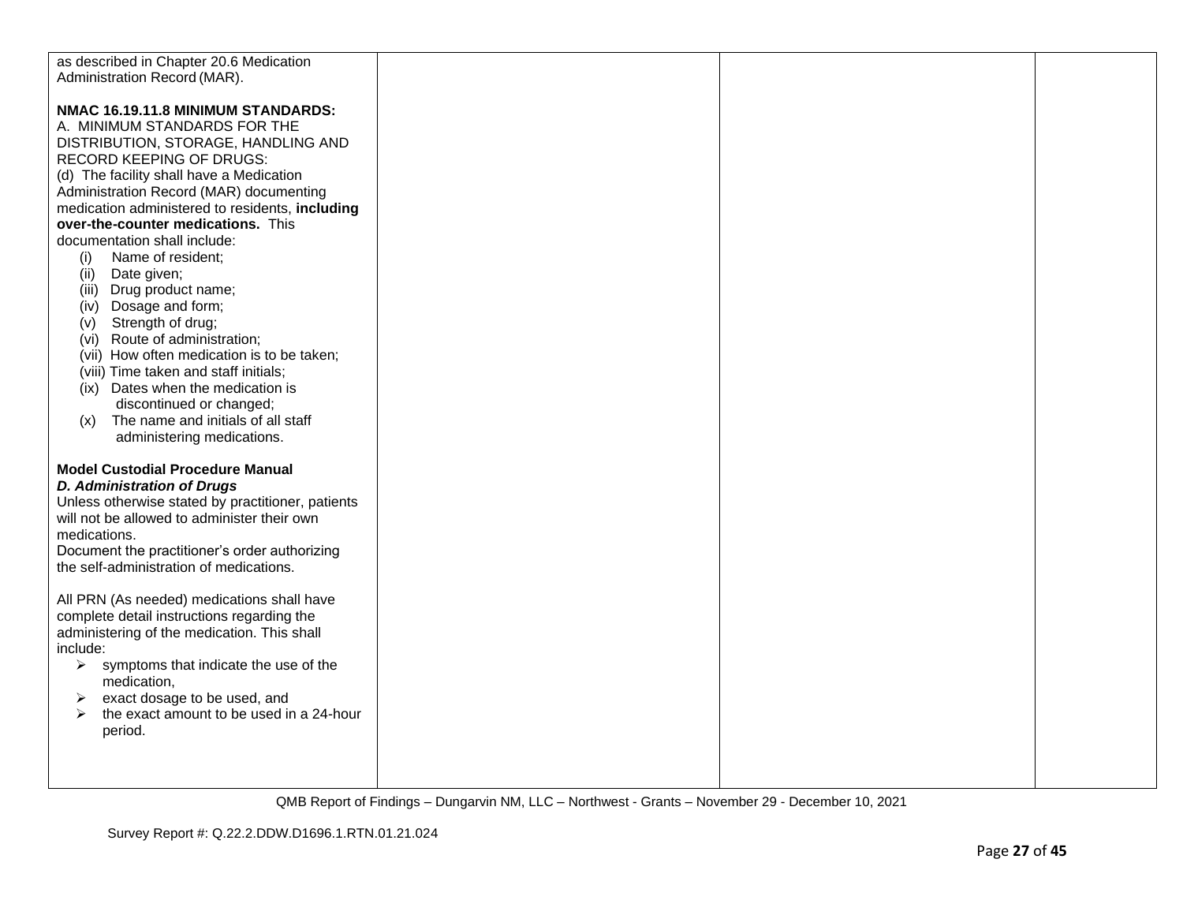| | | | |
|---|---|---|---|
| as described in Chapter 20.6 Medication Administration Record (MAR).<br><br>**NMAC 16.19.11.8 MINIMUM STANDARDS:**<br>A. MINIMUM STANDARDS FOR THE DISTRIBUTION, STORAGE, HANDLING AND RECORD KEEPING OF DRUGS:<br>(d) The facility shall have a Medication Administration Record (MAR) documenting medication administered to residents, **including over-the-counter medications.** This documentation shall include:<br>(i) Name of resident;<br>(ii) Date given;<br>(iii) Drug product name;<br>(iv) Dosage and form;<br>(v) Strength of drug;<br>(vi) Route of administration;<br>(vii) How often medication is to be taken;<br>(viii) Time taken and staff initials;<br>(ix) Dates when the medication is discontinued or changed;<br>(x) The name and initials of all staff administering medications.<br><br>**Model Custodial Procedure Manual**<br>***D. Administration of Drugs***<br>Unless otherwise stated by practitioner, patients will not be allowed to administer their own medications.<br>Document the practitioner's order authorizing the self-administration of medications.<br><br>All PRN (As needed) medications shall have complete detail instructions regarding the administering of the medication. This shall include:<br>➢ symptoms that indicate the use of the medication,<br>➢ exact dosage to be used, and<br>➢ the exact amount to be used in a 24-hour period. | | | |

QMB Report of Findings – Dungarvin NM, LLC – Northwest - Grants – November 29 - December 10, 2021

Survey Report #: Q.22.2.DDW.D1696.1.RTN.01.21.024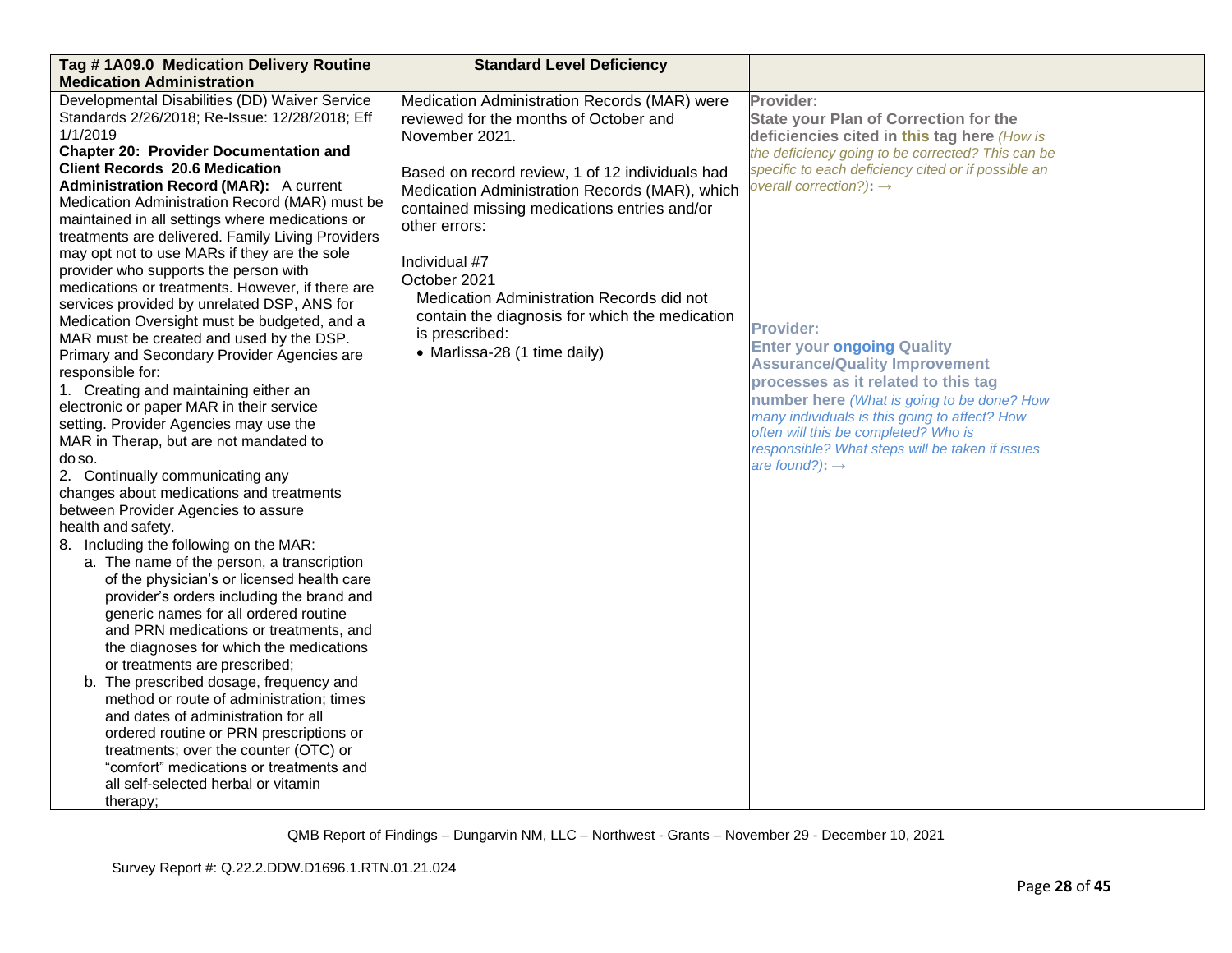| Tag # 1A09.0 Medication Delivery Routine Medication Administration | Standard Level Deficiency | | |
|---|---|---|---|
| Developmental Disabilities (DD) Waiver Service Standards 2/26/2018; Re-Issue: 12/28/2018; Eff 1/1/2019<br>**Chapter 20: Provider Documentation and Client Records 20.6 Medication Administration Record (MAR):** A current Medication Administration Record (MAR) must be maintained in all settings where medications or treatments are delivered. Family Living Providers may opt not to use MARs if they are the sole provider who supports the person with medications or treatments. However, if there are services provided by unrelated DSP, ANS for Medication Oversight must be budgeted, and a MAR must be created and used by the DSP. Primary and Secondary Provider Agencies are responsible for:<br>1. Creating and maintaining either an electronic or paper MAR in their service setting. Provider Agencies may use the MAR in Therap, but are not mandated to do so.<br>2. Continually communicating any changes about medications and treatments between Provider Agencies to assure health and safety.<br>8. Including the following on the MAR:<br>a. The name of the person, a transcription of the physician's or licensed health care provider's orders including the brand and generic names for all ordered routine and PRN medications or treatments, and the diagnoses for which the medications or treatments are prescribed;<br>b. The prescribed dosage, frequency and method or route of administration; times and dates of administration for all ordered routine or PRN prescriptions or treatments; over the counter (OTC) or "comfort" medications or treatments and all self-selected herbal or vitamin therapy; | Medication Administration Records (MAR) were reviewed for the months of October and November 2021.<br><br>Based on record review, 1 of 12 individuals had Medication Administration Records (MAR), which contained missing medications entries and/or other errors:<br><br>Individual #7<br>October 2021<br>Medication Administration Records did not contain the diagnosis for which the medication is prescribed:<br>• Marlissa-28 (1 time daily) | **Provider:**<br>**State your Plan of Correction for the deficiencies cited in this tag here** *(How is the deficiency going to be corrected? This can be specific to each deficiency cited or if possible an overall correction?):* →<br><br><br><br>**Provider:**<br>**Enter your ongoing Quality Assurance/Quality Improvement processes as it related to this tag number here** *(What is going to be done? How many individuals is this going to affect? How often will this be completed? Who is responsible? What steps will be taken if issues are found?):* → | |

QMB Report of Findings – Dungarvin NM, LLC – Northwest - Grants – November 29 - December 10, 2021

Survey Report #: Q.22.2.DDW.D1696.1.RTN.01.21.024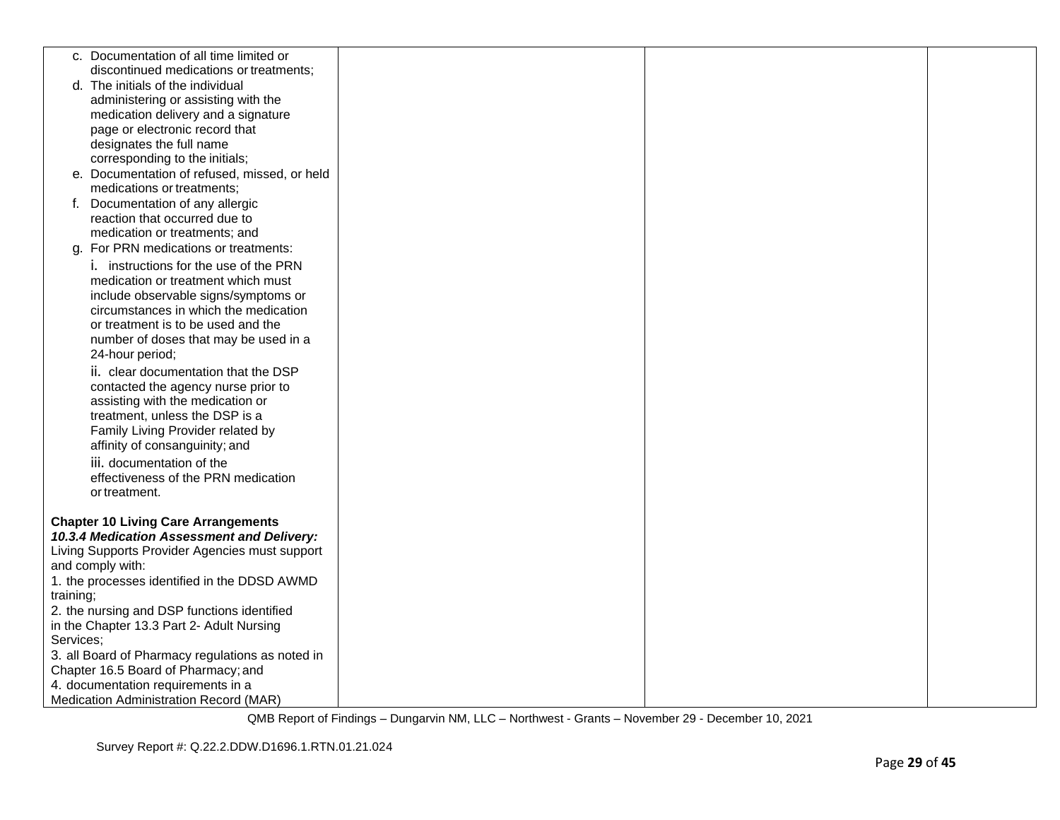| | | | |
|---|---|---|---|
| c. Documentation of all time limited or discontinued medications or treatments;<br>d. The initials of the individual administering or assisting with the medication delivery and a signature page or electronic record that designates the full name corresponding to the initials;<br>e. Documentation of refused, missed, or held medications or treatments;<br>f. Documentation of any allergic reaction that occurred due to medication or treatments; and<br>g. For PRN medications or treatments:<br>i. instructions for the use of the PRN medication or treatment which must include observable signs/symptoms or circumstances in which the medication or treatment is to be used and the number of doses that may be used in a 24-hour period;<br>ii. clear documentation that the DSP contacted the agency nurse prior to assisting with the medication or treatment, unless the DSP is a Family Living Provider related by affinity of consanguinity; and<br>iii. documentation of the effectiveness of the PRN medication or treatment.<br><br>**Chapter 10 Living Care Arrangements**<br>***10.3.4 Medication Assessment and Delivery:*** Living Supports Provider Agencies must support and comply with:<br>1. the processes identified in the DDSD AWMD training;<br>2. the nursing and DSP functions identified in the Chapter 13.3 Part 2- Adult Nursing Services;<br>3. all Board of Pharmacy regulations as noted in Chapter 16.5 Board of Pharmacy; and<br>4. documentation requirements in a Medication Administration Record (MAR) | | | |

QMB Report of Findings – Dungarvin NM, LLC – Northwest - Grants – November 29 - December 10, 2021

Survey Report #: Q.22.2.DDW.D1696.1.RTN.01.21.024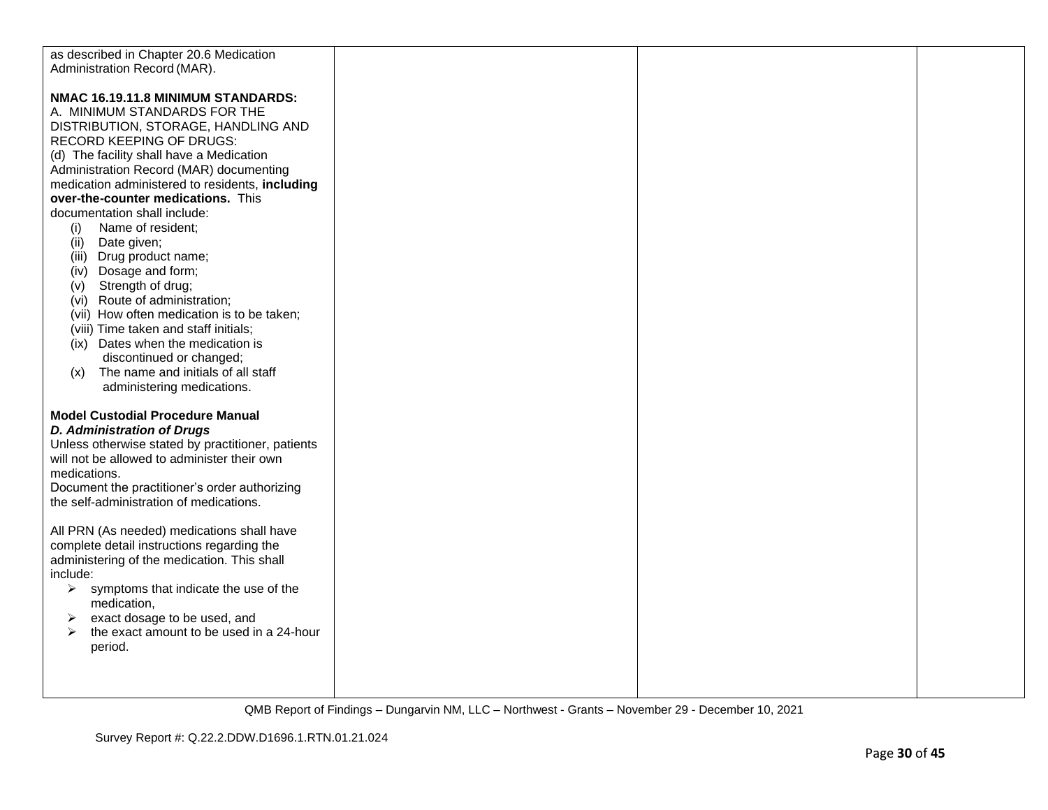| | | | |
|---|---|---|---|
| as described in Chapter 20.6 Medication Administration Record (MAR).<br><br>**NMAC 16.19.11.8 MINIMUM STANDARDS:**<br>A. MINIMUM STANDARDS FOR THE DISTRIBUTION, STORAGE, HANDLING AND RECORD KEEPING OF DRUGS:<br>(d) The facility shall have a Medication Administration Record (MAR) documenting medication administered to residents, **including over-the-counter medications.** This documentation shall include:<br>(i) Name of resident;<br>(ii) Date given;<br>(iii) Drug product name;<br>(iv) Dosage and form;<br>(v) Strength of drug;<br>(vi) Route of administration;<br>(vii) How often medication is to be taken;<br>(viii) Time taken and staff initials;<br>(ix) Dates when the medication is discontinued or changed;<br>(x) The name and initials of all staff administering medications.<br><br>**Model Custodial Procedure Manual**<br>***D. Administration of Drugs***<br>Unless otherwise stated by practitioner, patients will not be allowed to administer their own medications.<br>Document the practitioner's order authorizing the self-administration of medications.<br><br>All PRN (As needed) medications shall have complete detail instructions regarding the administering of the medication. This shall include:<br>➢ symptoms that indicate the use of the medication,<br>➢ exact dosage to be used, and<br>➢ the exact amount to be used in a 24-hour period. | | | |

QMB Report of Findings – Dungarvin NM, LLC – Northwest - Grants – November 29 - December 10, 2021

Survey Report #: Q.22.2.DDW.D1696.1.RTN.01.21.024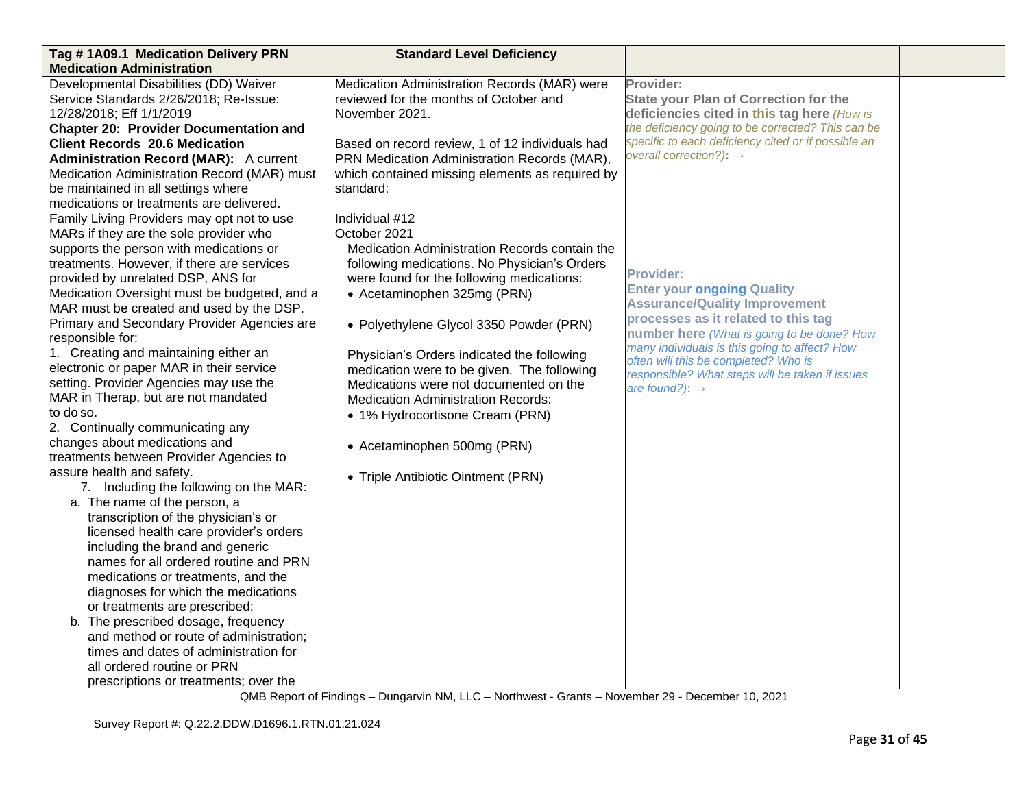| Tag # 1A09.1 Medication Delivery PRN Medication Administration | Standard Level Deficiency | | |
|---|---|---|---|
| Developmental Disabilities (DD) Waiver Service Standards 2/26/2018; Re-Issue: 12/28/2018; Eff 1/1/2019<br>**Chapter 20: Provider Documentation and Client Records 20.6 Medication Administration Record (MAR):** A current Medication Administration Record (MAR) must be maintained in all settings where medications or treatments are delivered. Family Living Providers may opt not to use MARs if they are the sole provider who supports the person with medications or treatments. However, if there are services provided by unrelated DSP, ANS for Medication Oversight must be budgeted, and a MAR must be created and used by the DSP. Primary and Secondary Provider Agencies are responsible for:<br>1. Creating and maintaining either an electronic or paper MAR in their service setting. Provider Agencies may use the MAR in Therap, but are not mandated to do so.<br>2. Continually communicating any changes about medications and treatments between Provider Agencies to assure health and safety.<br>7. Including the following on the MAR:<br>a. The name of the person, a transcription of the physician's or licensed health care provider's orders including the brand and generic names for all ordered routine and PRN medications or treatments, and the diagnoses for which the medications or treatments are prescribed;<br>b. The prescribed dosage, frequency and method or route of administration; times and dates of administration for all ordered routine or PRN prescriptions or treatments; over the | Medication Administration Records (MAR) were reviewed for the months of October and November 2021.<br><br>Based on record review, 1 of 12 individuals had PRN Medication Administration Records (MAR), which contained missing elements as required by standard:<br><br>Individual #12<br>October 2021<br>Medication Administration Records contain the following medications. No Physician's Orders were found for the following medications:<br>• Acetaminophen 325mg (PRN)<br>• Polyethylene Glycol 3350 Powder (PRN)<br><br>Physician's Orders indicated the following medication were to be given. The following Medications were not documented on the Medication Administration Records:<br>• 1% Hydrocortisone Cream (PRN)<br>• Acetaminophen 500mg (PRN)<br>• Triple Antibiotic Ointment (PRN) | **Provider:**<br>**State your Plan of Correction for the deficiencies cited in this tag here** *(How is the deficiency going to be corrected? This can be specific to each deficiency cited or if possible an overall correction?)*: →<br><br>**Provider:**<br>**Enter your ongoing Quality Assurance/Quality Improvement processes as it related to this tag number here** *(What is going to be done? How many individuals is this going to affect? How often will this be completed? Who is responsible? What steps will be taken if issues are found?)*: → | |

QMB Report of Findings – Dungarvin NM, LLC – Northwest - Grants – November 29 - December 10, 2021

Survey Report #: Q.22.2.DDW.D1696.1.RTN.01.21.024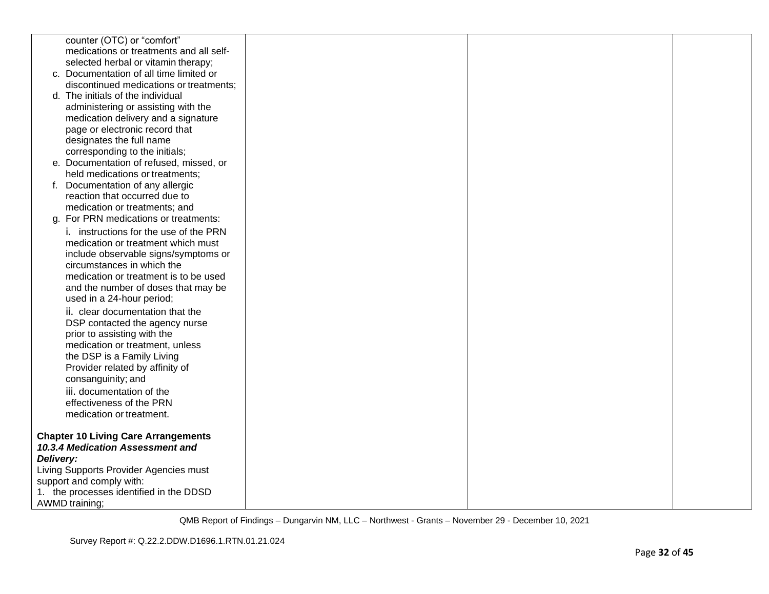| | | | |
|---|---|---|---|
| counter (OTC) or "comfort" medications or treatments and all self-selected herbal or vitamin therapy;<br>c. Documentation of all time limited or discontinued medications or treatments;<br>d. The initials of the individual administering or assisting with the medication delivery and a signature page or electronic record that designates the full name corresponding to the initials;<br>e. Documentation of refused, missed, or held medications or treatments;<br>f. Documentation of any allergic reaction that occurred due to medication or treatments; and<br>g. For PRN medications or treatments:<br>i. instructions for the use of the PRN medication or treatment which must include observable signs/symptoms or circumstances in which the medication or treatment is to be used and the number of doses that may be used in a 24-hour period;<br>ii. clear documentation that the DSP contacted the agency nurse prior to assisting with the medication or treatment, unless the DSP is a Family Living Provider related by affinity of consanguinity; and<br>iii. documentation of the effectiveness of the PRN medication or treatment.<br><br>**Chapter 10 Living Care Arrangements**<br>***10.3.4 Medication Assessment and Delivery:***<br>Living Supports Provider Agencies must support and comply with:<br>1. the processes identified in the DDSD AWMD training; | | | |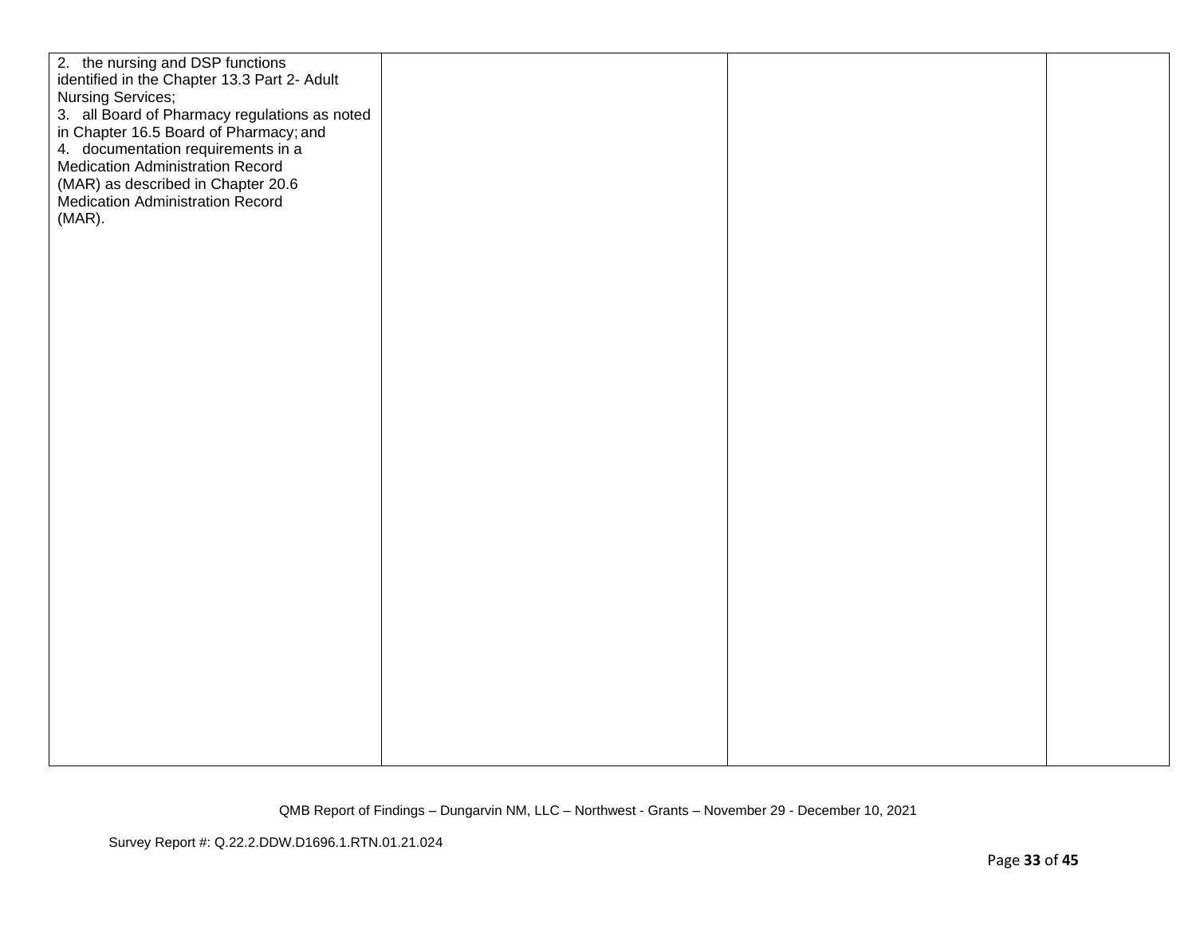| | | | |
|---|---|---|---|
| 2. the nursing and DSP functions identified in the Chapter 13.3 Part 2- Adult Nursing Services;<br>3. all Board of Pharmacy regulations as noted in Chapter 16.5 Board of Pharmacy; and<br>4. documentation requirements in a Medication Administration Record (MAR) as described in Chapter 20.6 Medication Administration Record (MAR). | | | |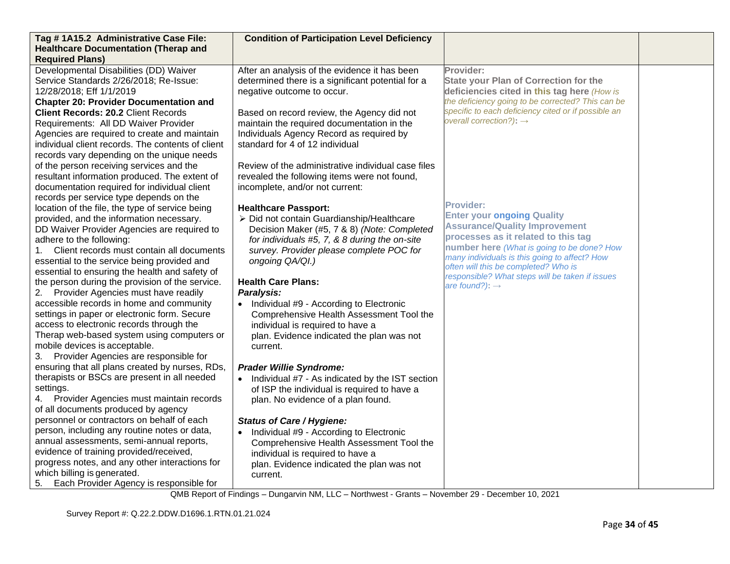| Tag # 1A15.2 Administrative Case File: Healthcare Documentation (Therap and Required Plans) | Condition of Participation Level Deficiency | | |
|---|---|---|---|
| Developmental Disabilities (DD) Waiver Service Standards 2/26/2018; Re-Issue: 12/28/2018; Eff 1/1/2019<br>**Chapter 20: Provider Documentation and Client Records: 20.2** Client Records Requirements: All DD Waiver Provider Agencies are required to create and maintain individual client records. The contents of client records vary depending on the unique needs of the person receiving services and the resultant information produced. The extent of documentation required for individual client records per service type depends on the location of the file, the type of service being provided, and the information necessary.<br>DD Waiver Provider Agencies are required to adhere to the following:<br>1. Client records must contain all documents essential to the service being provided and essential to ensuring the health and safety of the person during the provision of the service.<br>2. Provider Agencies must have readily accessible records in home and community settings in paper or electronic form. Secure access to electronic records through the Therap web-based system using computers or mobile devices is acceptable.<br>3. Provider Agencies are responsible for ensuring that all plans created by nurses, RDs, therapists or BSCs are present in all needed settings.<br>4. Provider Agencies must maintain records of all documents produced by agency personnel or contractors on behalf of each person, including any routine notes or data, annual assessments, semi-annual reports, evidence of training provided/received, progress notes, and any other interactions for which billing is generated.<br>5. Each Provider Agency is responsible for | After an analysis of the evidence it has been determined there is a significant potential for a negative outcome to occur.<br><br>Based on record review, the Agency did not maintain the required documentation in the Individuals Agency Record as required by standard for 4 of 12 individual<br><br>Review of the administrative individual case files revealed the following items were not found, incomplete, and/or not current:<br><br>**Healthcare Passport:**<br>➢ Did not contain Guardianship/Healthcare Decision Maker (#5, 7 & 8) *(Note: Completed for individuals #5, 7, & 8 during the on-site survey. Provider please complete POC for ongoing QA/QI.)*<br><br>**Health Care Plans:**<br>***Paralysis:***<br>• Individual #9 - According to Electronic Comprehensive Health Assessment Tool the individual is required to have a plan. Evidence indicated the plan was not current.<br><br>***Prader Willie Syndrome:***<br>• Individual #7 - As indicated by the IST section of ISP the individual is required to have a plan. No evidence of a plan found.<br><br>***Status of Care / Hygiene:***<br>• Individual #9 - According to Electronic Comprehensive Health Assessment Tool the individual is required to have a plan. Evidence indicated the plan was not current. | **Provider:**<br>**State your Plan of Correction for the deficiencies cited in this tag here** *(How is the deficiency going to be corrected? This can be specific to each deficiency cited or if possible an overall correction?)*: →<br><br>**Provider:**<br>**Enter your ongoing Quality Assurance/Quality Improvement processes as it related to this tag number here** *(What is going to be done? How many individuals is this going to affect? How often will this be completed? Who is responsible? What steps will be taken if issues are found?)*: → | |

QMB Report of Findings – Dungarvin NM, LLC – Northwest - Grants – November 29 - December 10, 2021

Survey Report #: Q.22.2.DDW.D1696.1.RTN.01.21.024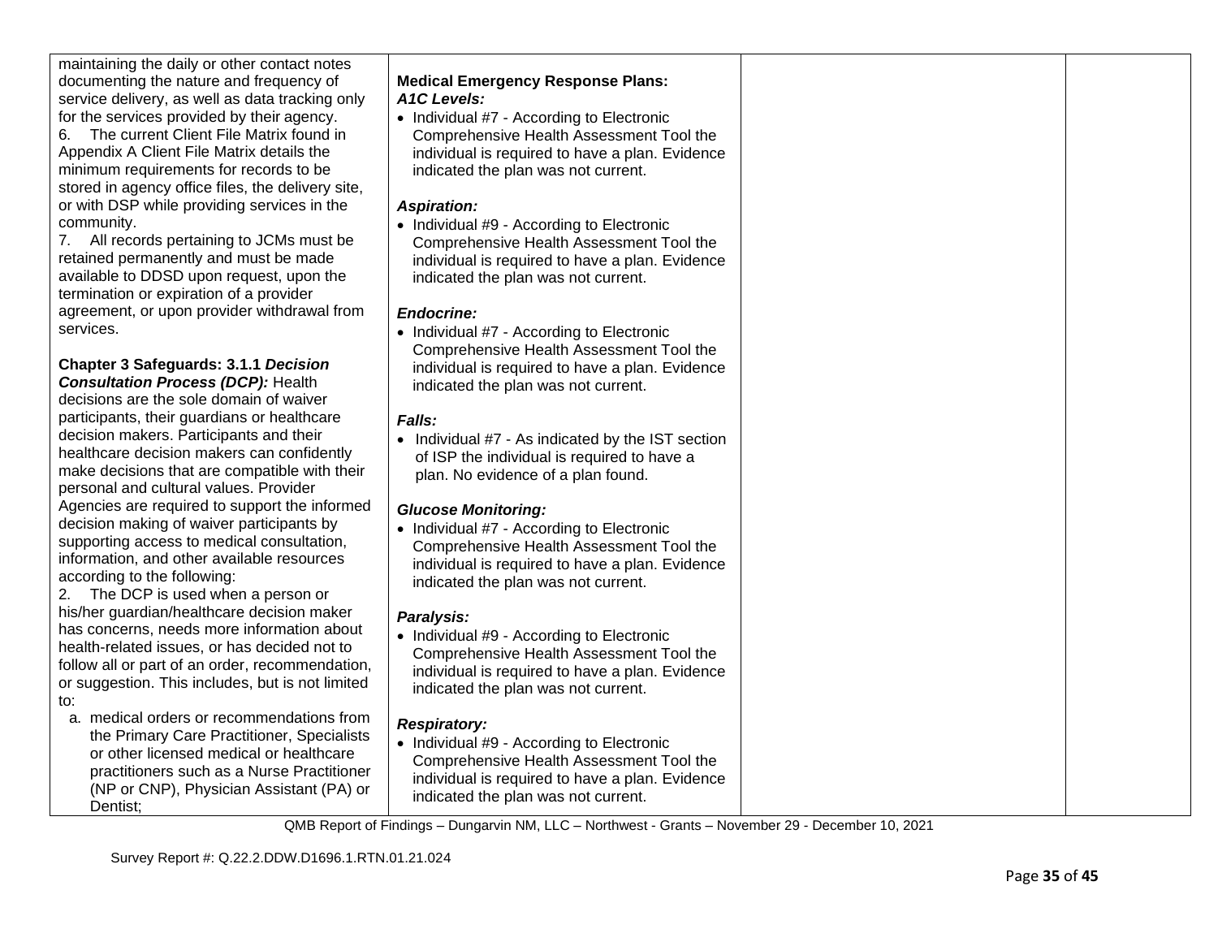| | | | |
|---|---|---|---|
| maintaining the daily or other contact notes documenting the nature and frequency of service delivery, as well as data tracking only for the services provided by their agency.<br>6. The current Client File Matrix found in Appendix A Client File Matrix details the minimum requirements for records to be stored in agency office files, the delivery site, or with DSP while providing services in the community.<br>7. All records pertaining to JCMs must be retained permanently and must be made available to DDSD upon request, upon the termination or expiration of a provider agreement, or upon provider withdrawal from services.<br><br>**Chapter 3 Safeguards: 3.1.1 *Decision Consultation Process (DCP):*** Health decisions are the sole domain of waiver participants, their guardians or healthcare decision makers. Participants and their healthcare decision makers can confidently make decisions that are compatible with their personal and cultural values. Provider Agencies are required to support the informed decision making of waiver participants by supporting access to medical consultation, information, and other available resources according to the following:<br>2. The DCP is used when a person or his/her guardian/healthcare decision maker has concerns, needs more information about health-related issues, or has decided not to follow all or part of an order, recommendation, or suggestion. This includes, but is not limited to:<br>a. medical orders or recommendations from the Primary Care Practitioner, Specialists or other licensed medical or healthcare practitioners such as a Nurse Practitioner (NP or CNP), Physician Assistant (PA) or Dentist; | **Medical Emergency Response Plans:**<br>***A1C Levels:***<br>• Individual #7 - According to Electronic Comprehensive Health Assessment Tool the individual is required to have a plan. Evidence indicated the plan was not current.<br><br>***Aspiration:***<br>• Individual #9 - According to Electronic Comprehensive Health Assessment Tool the individual is required to have a plan. Evidence indicated the plan was not current.<br><br>***Endocrine:***<br>• Individual #7 - According to Electronic Comprehensive Health Assessment Tool the individual is required to have a plan. Evidence indicated the plan was not current.<br><br>***Falls:***<br>• Individual #7 - As indicated by the IST section of ISP the individual is required to have a plan. No evidence of a plan found.<br><br>***Glucose Monitoring:***<br>• Individual #7 - According to Electronic Comprehensive Health Assessment Tool the individual is required to have a plan. Evidence indicated the plan was not current.<br><br>***Paralysis:***<br>• Individual #9 - According to Electronic Comprehensive Health Assessment Tool the individual is required to have a plan. Evidence indicated the plan was not current.<br><br>***Respiratory:***<br>• Individual #9 - According to Electronic Comprehensive Health Assessment Tool the individual is required to have a plan. Evidence indicated the plan was not current. | | |

QMB Report of Findings – Dungarvin NM, LLC – Northwest - Grants – November 29 - December 10, 2021

Survey Report #: Q.22.2.DDW.D1696.1.RTN.01.21.024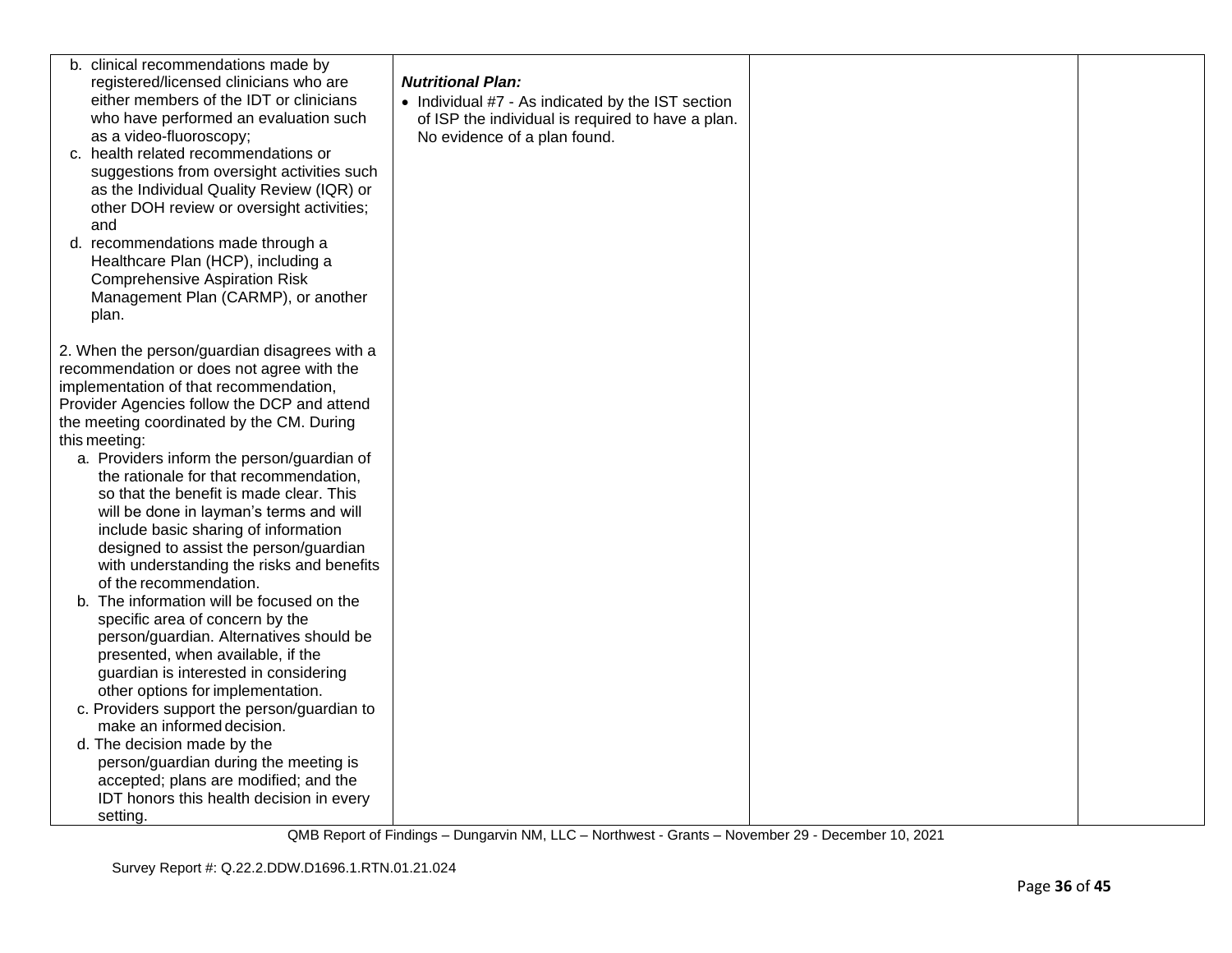| | | | |
|---|---|---|---|
| b. clinical recommendations made by registered/licensed clinicians who are either members of the IDT or clinicians who have performed an evaluation such as a video-fluoroscopy;<br>c. health related recommendations or suggestions from oversight activities such as the Individual Quality Review (IQR) or other DOH review or oversight activities; and<br>d. recommendations made through a Healthcare Plan (HCP), including a Comprehensive Aspiration Risk Management Plan (CARMP), or another plan.<br><br>2. When the person/guardian disagrees with a recommendation or does not agree with the implementation of that recommendation, Provider Agencies follow the DCP and attend the meeting coordinated by the CM. During this meeting:<br>a. Providers inform the person/guardian of the rationale for that recommendation, so that the benefit is made clear. This will be done in layman's terms and will include basic sharing of information designed to assist the person/guardian with understanding the risks and benefits of the recommendation.<br>b. The information will be focused on the specific area of concern by the person/guardian. Alternatives should be presented, when available, if the guardian is interested in considering other options for implementation.<br>c. Providers support the person/guardian to make an informed decision.<br>d. The decision made by the person/guardian during the meeting is accepted; plans are modified; and the IDT honors this health decision in every setting. | ***Nutritional Plan:***<br>• Individual #7 - As indicated by the IST section of ISP the individual is required to have a plan. No evidence of a plan found. | | |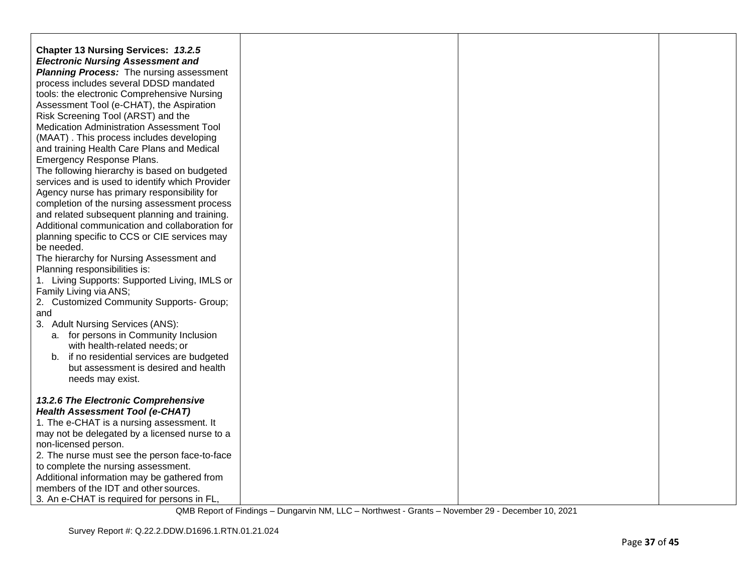| | | | |
|---|---|---|---|
| **Chapter 13 Nursing Services:** ***13.2.5 Electronic Nursing Assessment and Planning Process:*** The nursing assessment process includes several DDSD mandated tools: the electronic Comprehensive Nursing Assessment Tool (e-CHAT), the Aspiration Risk Screening Tool (ARST) and the Medication Administration Assessment Tool (MAAT) . This process includes developing and training Health Care Plans and Medical Emergency Response Plans.<br>The following hierarchy is based on budgeted services and is used to identify which Provider Agency nurse has primary responsibility for completion of the nursing assessment process and related subsequent planning and training. Additional communication and collaboration for planning specific to CCS or CIE services may be needed.<br>The hierarchy for Nursing Assessment and Planning responsibilities is:<br>1. Living Supports: Supported Living, IMLS or Family Living via ANS;<br>2. Customized Community Supports- Group; and<br>3. Adult Nursing Services (ANS):<br>a. for persons in Community Inclusion with health-related needs; or<br>b. if no residential services are budgeted but assessment is desired and health needs may exist.<br><br>***13.2.6 The Electronic Comprehensive Health Assessment Tool (e-CHAT)***<br>1. The e-CHAT is a nursing assessment. It may not be delegated by a licensed nurse to a non-licensed person.<br>2. The nurse must see the person face-to-face to complete the nursing assessment. Additional information may be gathered from members of the IDT and other sources.<br>3. An e-CHAT is required for persons in FL, | | | |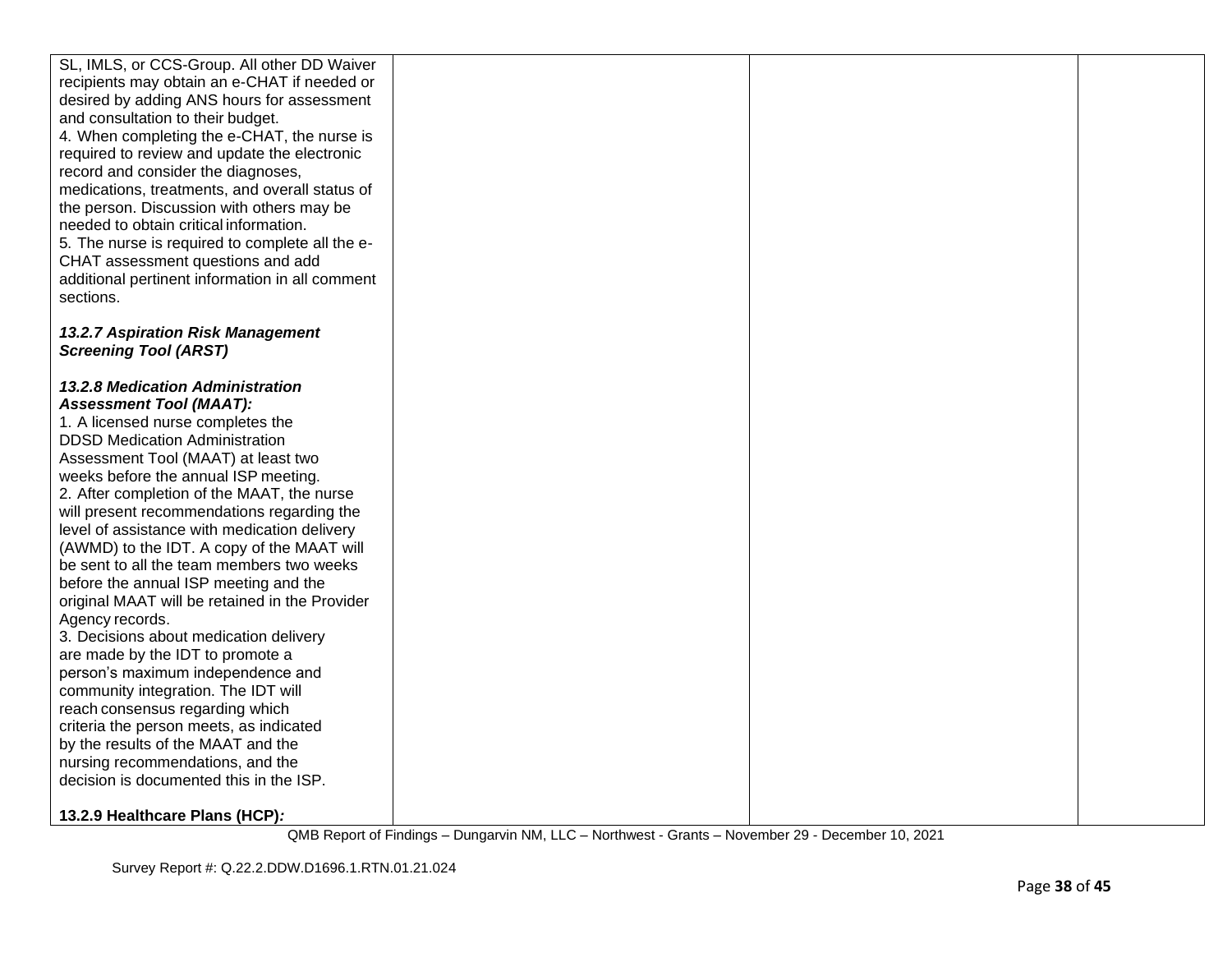| | | | |
|---|---|---|---|
| SL, IMLS, or CCS-Group. All other DD Waiver recipients may obtain an e-CHAT if needed or desired by adding ANS hours for assessment and consultation to their budget.<br>4. When completing the e-CHAT, the nurse is required to review and update the electronic record and consider the diagnoses, medications, treatments, and overall status of the person. Discussion with others may be needed to obtain critical information.<br>5. The nurse is required to complete all the e-CHAT assessment questions and add additional pertinent information in all comment sections.<br><br>***13.2.7 Aspiration Risk Management Screening Tool (ARST)***<br><br>***13.2.8 Medication Administration Assessment Tool (MAAT):***<br>1. A licensed nurse completes the DDSD Medication Administration Assessment Tool (MAAT) at least two weeks before the annual ISP meeting.<br>2. After completion of the MAAT, the nurse will present recommendations regarding the level of assistance with medication delivery (AWMD) to the IDT. A copy of the MAAT will be sent to all the team members two weeks before the annual ISP meeting and the original MAAT will be retained in the Provider Agency records.<br>3. Decisions about medication delivery are made by the IDT to promote a person's maximum independence and community integration. The IDT will reach consensus regarding which criteria the person meets, as indicated by the results of the MAAT and the nursing recommendations, and the decision is documented this in the ISP.<br><br>**13.2.9 Healthcare Plans (HCP)*:*** | | | |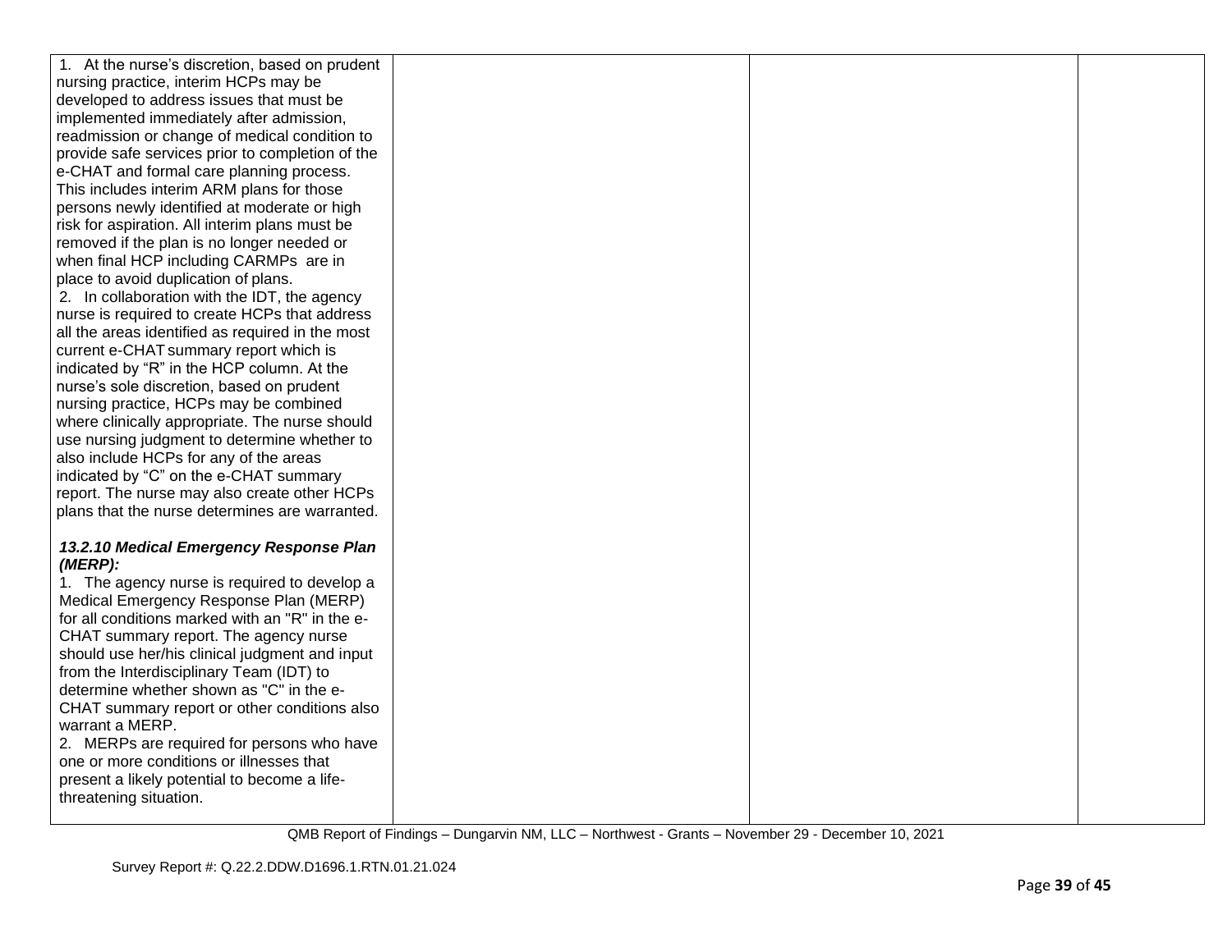| | | | |
|---|---|---|---|
| 1. At the nurse's discretion, based on prudent nursing practice, interim HCPs may be developed to address issues that must be implemented immediately after admission, readmission or change of medical condition to provide safe services prior to completion of the e-CHAT and formal care planning process. This includes interim ARM plans for those persons newly identified at moderate or high risk for aspiration. All interim plans must be removed if the plan is no longer needed or when final HCP including CARMPs are in place to avoid duplication of plans.<br>2. In collaboration with the IDT, the agency nurse is required to create HCPs that address all the areas identified as required in the most current e-CHAT summary report which is indicated by "R" in the HCP column. At the nurse's sole discretion, based on prudent nursing practice, HCPs may be combined where clinically appropriate. The nurse should use nursing judgment to determine whether to also include HCPs for any of the areas indicated by "C" on the e-CHAT summary report. The nurse may also create other HCPs plans that the nurse determines are warranted.<br><br>***13.2.10 Medical Emergency Response Plan (MERP):***<br>1. The agency nurse is required to develop a Medical Emergency Response Plan (MERP) for all conditions marked with an "R" in the e-CHAT summary report. The agency nurse should use her/his clinical judgment and input from the Interdisciplinary Team (IDT) to determine whether shown as "C" in the e-CHAT summary report or other conditions also warrant a MERP.<br>2. MERPs are required for persons who have one or more conditions or illnesses that present a likely potential to become a life-threatening situation. | | | |

QMB Report of Findings – Dungarvin NM, LLC – Northwest - Grants – November 29 - December 10, 2021

Survey Report #: Q.22.2.DDW.D1696.1.RTN.01.21.024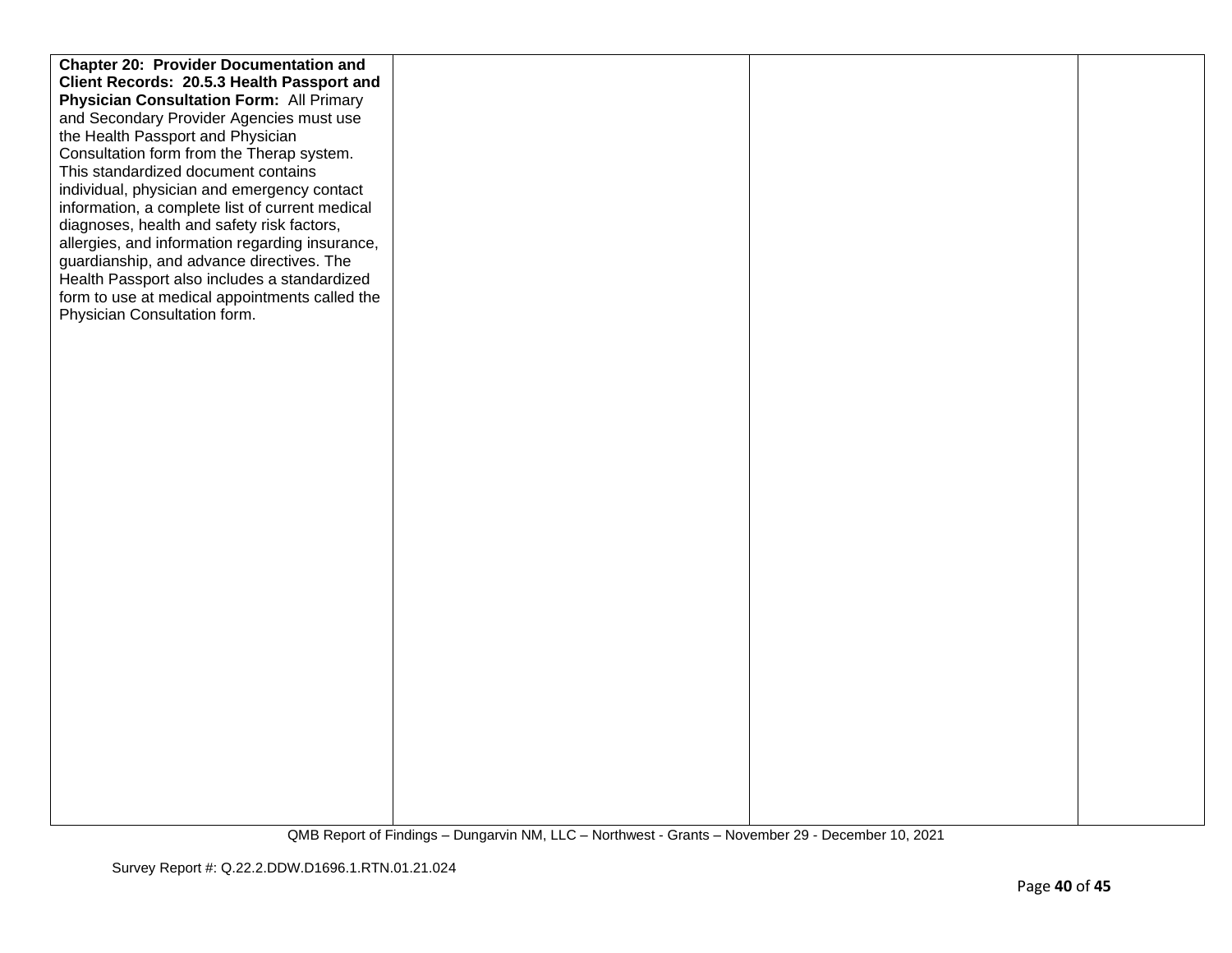| | | | |
|---|---|---|---|
| **Chapter 20: Provider Documentation and Client Records: 20.5.3 Health Passport and Physician Consultation Form:** All Primary and Secondary Provider Agencies must use the Health Passport and Physician Consultation form from the Therap system. This standardized document contains individual, physician and emergency contact information, a complete list of current medical diagnoses, health and safety risk factors, allergies, and information regarding insurance, guardianship, and advance directives. The Health Passport also includes a standardized form to use at medical appointments called the Physician Consultation form. | | | |

QMB Report of Findings – Dungarvin NM, LLC – Northwest - Grants – November 29 - December 10, 2021

Survey Report #: Q.22.2.DDW.D1696.1.RTN.01.21.024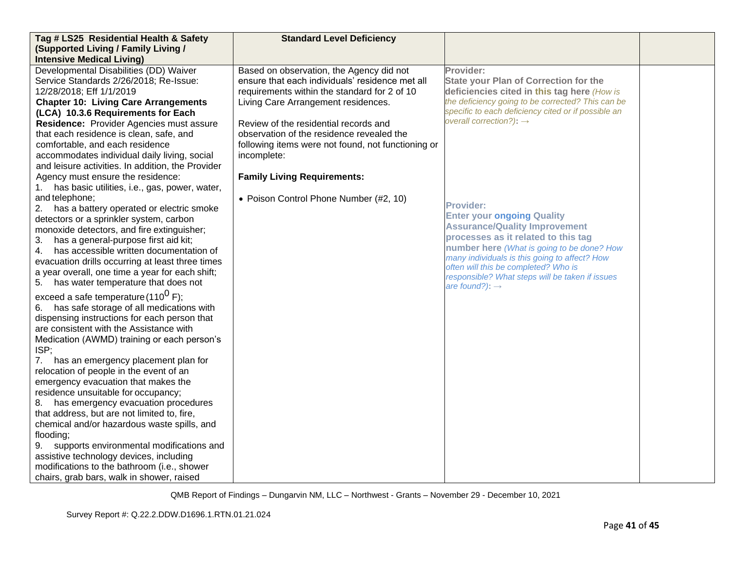| Tag # LS25 Residential Health & Safety (Supported Living / Family Living / Intensive Medical Living) | Standard Level Deficiency | | |
|---|---|---|---|
| Developmental Disabilities (DD) Waiver Service Standards 2/26/2018; Re-Issue: 12/28/2018; Eff 1/1/2019<br>**Chapter 10: Living Care Arrangements (LCA) 10.3.6 Requirements for Each Residence:** Provider Agencies must assure that each residence is clean, safe, and comfortable, and each residence accommodates individual daily living, social and leisure activities. In addition, the Provider Agency must ensure the residence:<br>1. has basic utilities, i.e., gas, power, water, and telephone;<br>2. has a battery operated or electric smoke detectors or a sprinkler system, carbon monoxide detectors, and fire extinguisher;<br>3. has a general-purpose first aid kit;<br>4. has accessible written documentation of evacuation drills occurring at least three times a year overall, one time a year for each shift;<br>5. has water temperature that does not exceed a safe temperature (110$^0$ F);<br>6. has safe storage of all medications with dispensing instructions for each person that are consistent with the Assistance with Medication (AWMD) training or each person's ISP;<br>7. has an emergency placement plan for relocation of people in the event of an emergency evacuation that makes the residence unsuitable for occupancy;<br>8. has emergency evacuation procedures that address, but are not limited to, fire, chemical and/or hazardous waste spills, and flooding;<br>9. supports environmental modifications and assistive technology devices, including modifications to the bathroom (i.e., shower chairs, grab bars, walk in shower, raised | Based on observation, the Agency did not ensure that each individuals' residence met all requirements within the standard for 2 of 10 Living Care Arrangement residences.<br><br>Review of the residential records and observation of the residence revealed the following items were not found, not functioning or incomplete:<br><br>**Family Living Requirements:**<br><br>• Poison Control Phone Number (#2, 10) | **Provider:**<br>**State your Plan of Correction for the deficiencies cited in this tag here** *(How is the deficiency going to be corrected? This can be specific to each deficiency cited or if possible an overall correction?):* →<br><br>**Provider:**<br>**Enter your ongoing Quality Assurance/Quality Improvement processes as it related to this tag number here** *(What is going to be done? How many individuals is this going to affect? How often will this be completed? Who is responsible? What steps will be taken if issues are found?):* → | |

QMB Report of Findings – Dungarvin NM, LLC – Northwest - Grants – November 29 - December 10, 2021

Survey Report #: Q.22.2.DDW.D1696.1.RTN.01.21.024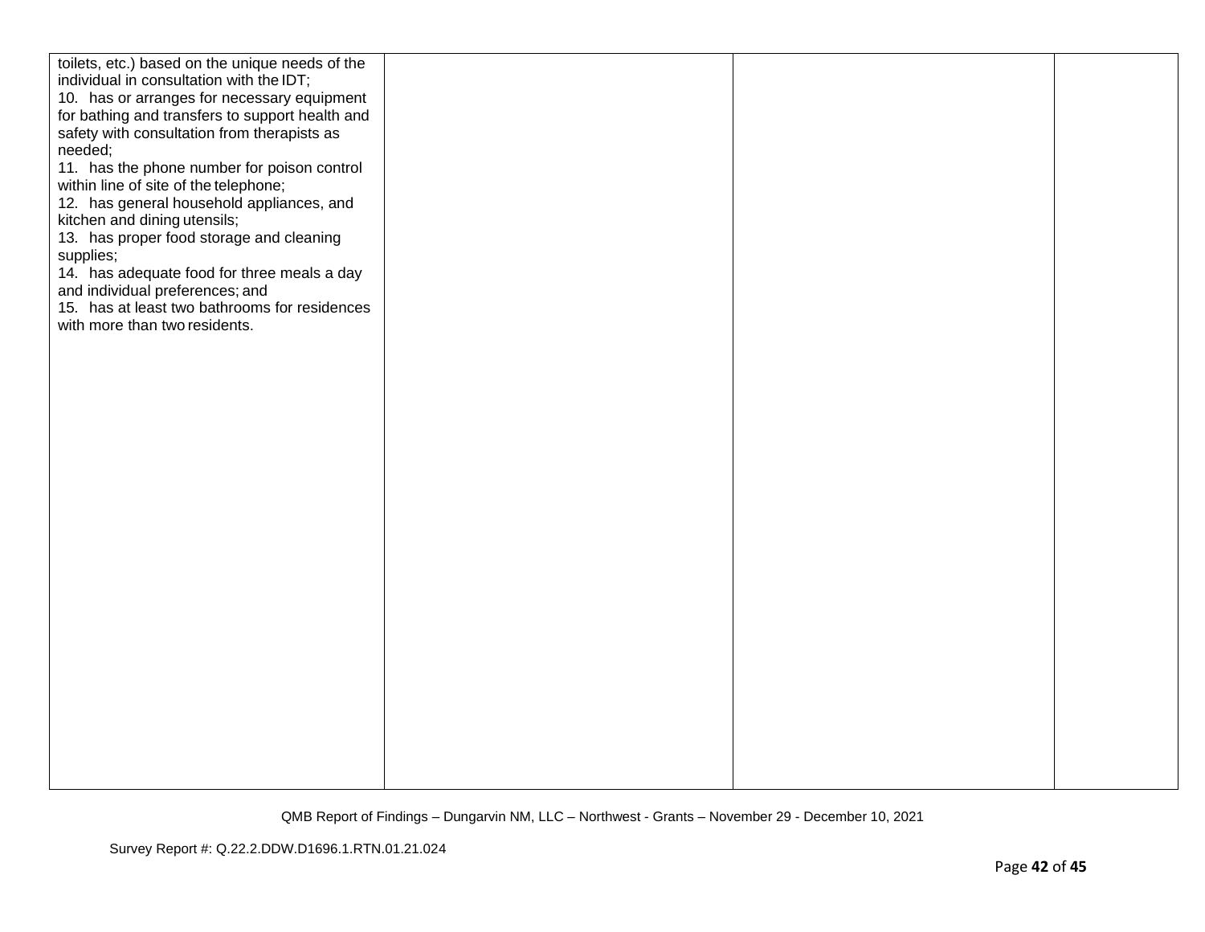| | | | |
|---|---|---|---|
| toilets, etc.) based on the unique needs of the individual in consultation with the IDT;<br>10. has or arranges for necessary equipment for bathing and transfers to support health and safety with consultation from therapists as needed;<br>11. has the phone number for poison control within line of site of the telephone;<br>12. has general household appliances, and kitchen and dining utensils;<br>13. has proper food storage and cleaning supplies;<br>14. has adequate food for three meals a day and individual preferences; and<br>15. has at least two bathrooms for residences with more than two residents. | | | |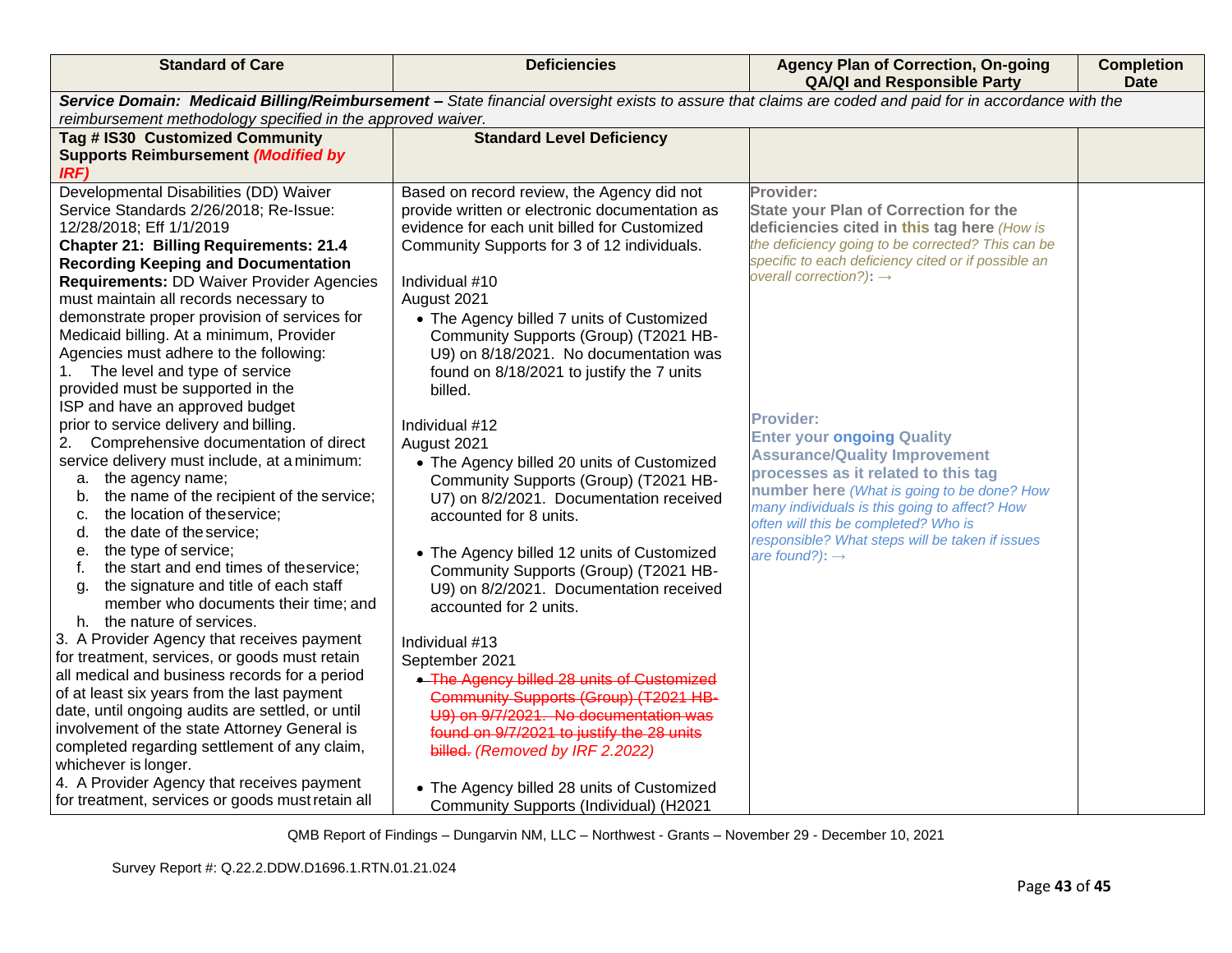| Standard of Care | Deficiencies | Agency Plan of Correction, On-going QA/QI and Responsible Party | Completion Date |
|---|---|---|---|
| ***Service Domain: Medicaid Billing/Reimbursement –*** *State financial oversight exists to assure that claims are coded and paid for in accordance with the reimbursement methodology specified in the approved waiver.* | | | |
| **Tag # IS30 Customized Community Supports Reimbursement *(Modified by IRF)*** | **Standard Level Deficiency** | | |
| Developmental Disabilities (DD) Waiver Service Standards 2/26/2018; Re-Issue: 12/28/2018; Eff 1/1/2019<br>**Chapter 21: Billing Requirements: 21.4 Recording Keeping and Documentation Requirements:** DD Waiver Provider Agencies must maintain all records necessary to demonstrate proper provision of services for Medicaid billing. At a minimum, Provider Agencies must adhere to the following:<br>1. The level and type of service provided must be supported in the ISP and have an approved budget prior to service delivery and billing.<br>2. Comprehensive documentation of direct service delivery must include, at a minimum:<br>a. the agency name;<br>b. the name of the recipient of the service;<br>c. the location of the service;<br>d. the date of the service;<br>e. the type of service;<br>f. the start and end times of the service;<br>g. the signature and title of each staff member who documents their time; and<br>h. the nature of services.<br>3. A Provider Agency that receives payment for treatment, services, or goods must retain all medical and business records for a period of at least six years from the last payment date, until ongoing audits are settled, or until involvement of the state Attorney General is completed regarding settlement of any claim, whichever is longer.<br>4. A Provider Agency that receives payment for treatment, services or goods must retain all | Based on record review, the Agency did not provide written or electronic documentation as evidence for each unit billed for Customized Community Supports for 3 of 12 individuals.<br><br>Individual #10<br>August 2021<br>• The Agency billed 7 units of Customized Community Supports (Group) (T2021 HB-U9) on 8/18/2021. No documentation was found on 8/18/2021 to justify the 7 units billed.<br><br>Individual #12<br>August 2021<br>• The Agency billed 20 units of Customized Community Supports (Group) (T2021 HB-U7) on 8/2/2021. Documentation received accounted for 8 units.<br><br>• The Agency billed 12 units of Customized Community Supports (Group) (T2021 HB-U9) on 8/2/2021. Documentation received accounted for 2 units.<br><br>Individual #13<br>September 2021<br>• ~~The Agency billed 28 units of Customized Community Supports (Group) (T2021 HB-U9) on 9/7/2021. No documentation was found on 9/7/2021 to justify the 28 units billed.~~ *(Removed by IRF 2.2022)*<br><br>• The Agency billed 28 units of Customized Community Supports (Individual) (H2021 | **Provider:**<br>**State your Plan of Correction for the deficiencies cited in this tag here** *(How is the deficiency going to be corrected? This can be specific to each deficiency cited or if possible an overall correction?):* →<br><br>**Provider:**<br>**Enter your ongoing Quality Assurance/Quality Improvement processes as it related to this tag number here** *(What is going to be done? How many individuals is this going to affect? How often will this be completed? Who is responsible? What steps will be taken if issues are found?):* → | |

QMB Report of Findings – Dungarvin NM, LLC – Northwest - Grants – November 29 - December 10, 2021

Survey Report #: Q.22.2.DDW.D1696.1.RTN.01.21.024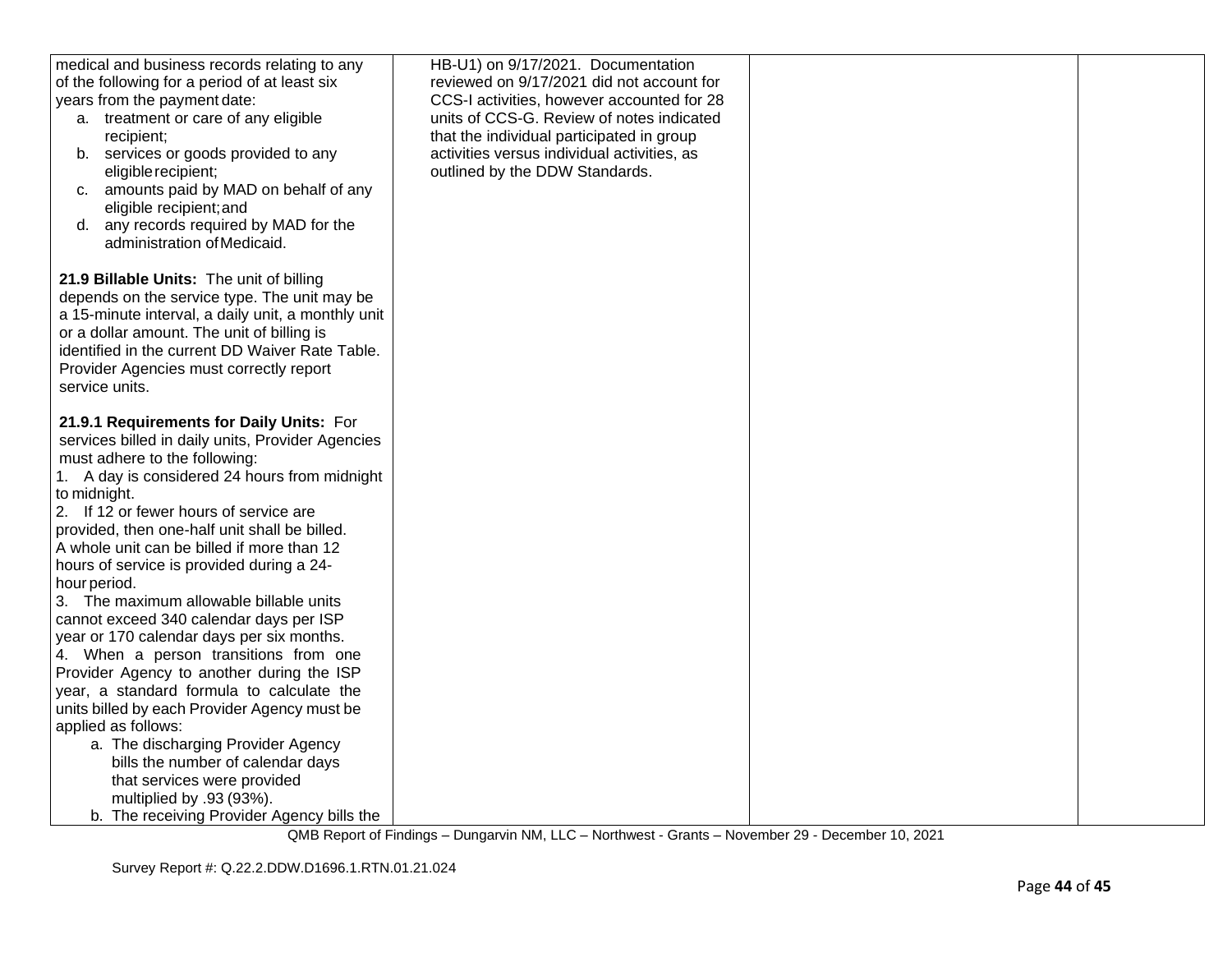| | | | |
|---|---|---|---|
| medical and business records relating to any of the following for a period of at least six years from the payment date:<br>a. treatment or care of any eligible recipient;<br>b. services or goods provided to any eligible recipient;<br>c. amounts paid by MAD on behalf of any eligible recipient; and<br>d. any records required by MAD for the administration of Medicaid.<br><br>**21.9 Billable Units:** The unit of billing depends on the service type. The unit may be a 15-minute interval, a daily unit, a monthly unit or a dollar amount. The unit of billing is identified in the current DD Waiver Rate Table. Provider Agencies must correctly report service units.<br><br>**21.9.1 Requirements for Daily Units:** For services billed in daily units, Provider Agencies must adhere to the following:<br>1. A day is considered 24 hours from midnight to midnight.<br>2. If 12 or fewer hours of service are provided, then one-half unit shall be billed. A whole unit can be billed if more than 12 hours of service is provided during a 24-hour period.<br>3. The maximum allowable billable units cannot exceed 340 calendar days per ISP year or 170 calendar days per six months.<br>4. When a person transitions from one Provider Agency to another during the ISP year, a standard formula to calculate the units billed by each Provider Agency must be applied as follows:<br>a. The discharging Provider Agency bills the number of calendar days that services were provided multiplied by .93 (93%).<br>b. The receiving Provider Agency bills the | HB-U1) on 9/17/2021. Documentation reviewed on 9/17/2021 did not account for CCS-I activities, however accounted for 28 units of CCS-G. Review of notes indicated that the individual participated in group activities versus individual activities, as outlined by the DDW Standards. | | |

QMB Report of Findings – Dungarvin NM, LLC – Northwest - Grants – November 29 - December 10, 2021

Survey Report #: Q.22.2.DDW.D1696.1.RTN.01.21.024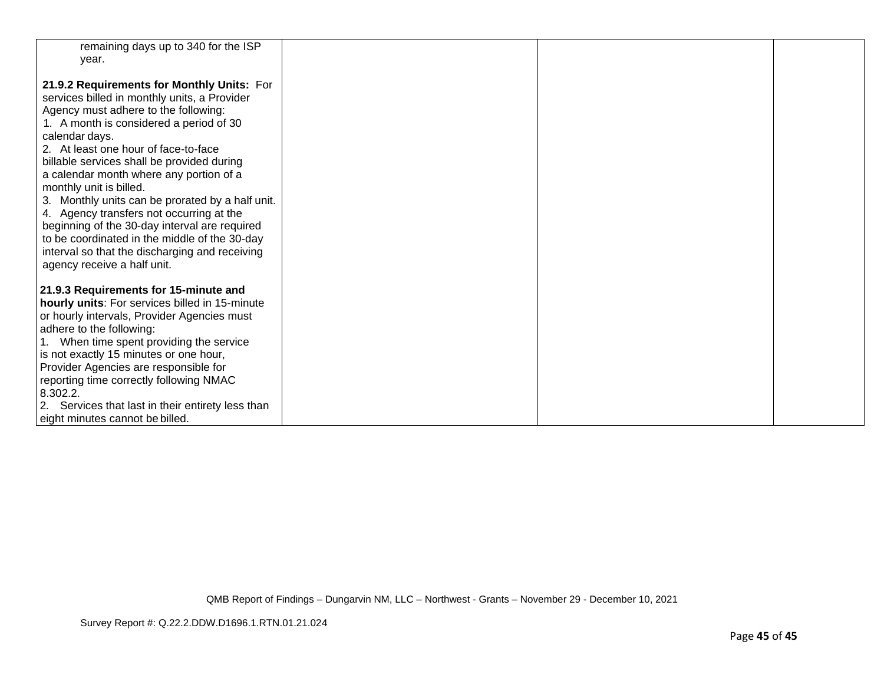| | | | |
|---|---|---|---|
| remaining days up to 340 for the ISP year.<br><br>**21.9.2 Requirements for Monthly Units:** For services billed in monthly units, a Provider Agency must adhere to the following:<br>1. A month is considered a period of 30 calendar days.<br>2. At least one hour of face-to-face billable services shall be provided during a calendar month where any portion of a monthly unit is billed.<br>3. Monthly units can be prorated by a half unit.<br>4. Agency transfers not occurring at the beginning of the 30-day interval are required to be coordinated in the middle of the 30-day interval so that the discharging and receiving agency receive a half unit.<br><br>**21.9.3 Requirements for 15-minute and hourly units**: For services billed in 15-minute or hourly intervals, Provider Agencies must adhere to the following:<br>1. When time spent providing the service is not exactly 15 minutes or one hour, Provider Agencies are responsible for reporting time correctly following NMAC 8.302.2.<br>2. Services that last in their entirety less than eight minutes cannot be billed. | | | |

QMB Report of Findings – Dungarvin NM, LLC – Northwest - Grants – November 29 - December 10, 2021

Survey Report #: Q.22.2.DDW.D1696.1.RTN.01.21.024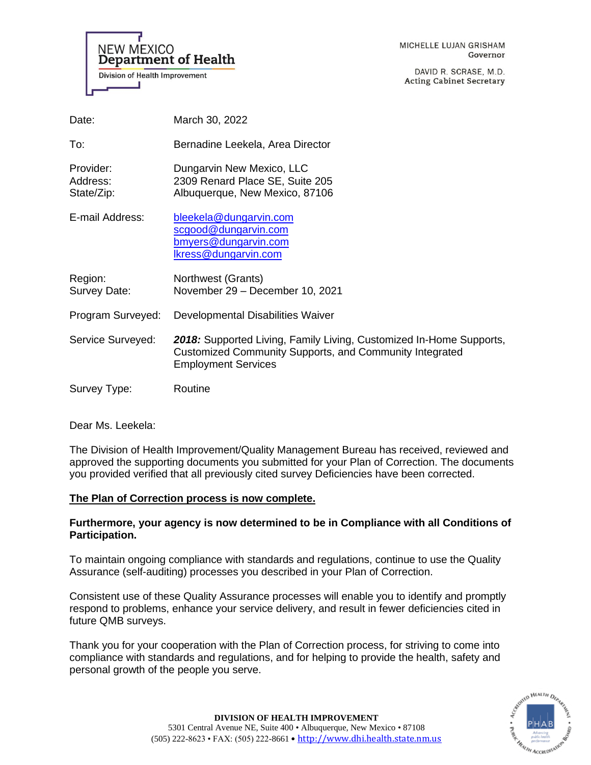NEW MEXICO
**Department of Health**
Division of Health Improvement

MICHELLE LUJAN GRISHAM
Governor

DAVID R. SCRASE, M.D.
Acting Cabinet Secretary

| | |
|---|---|
| Date: | March 30, 2022 |
| To: | Bernadine Leekela, Area Director |
| Provider:<br>Address:<br>State/Zip: | Dungarvin New Mexico, LLC<br>2309 Renard Place SE, Suite 205<br>Albuquerque, New Mexico, 87106 |
| E-mail Address: | bleekela@dungarvin.com<br>scgood@dungarvin.com<br>bmyers@dungarvin.com<br>lkress@dungarvin.com |
| Region:<br>Survey Date: | Northwest (Grants)<br>November 29 – December 10, 2021 |
| Program Surveyed: | Developmental Disabilities Waiver |
| Service Surveyed: | ***2018:*** Supported Living, Family Living, Customized In-Home Supports, Customized Community Supports, and Community Integrated Employment Services |
| Survey Type: | Routine |

Dear Ms. Leekela:

The Division of Health Improvement/Quality Management Bureau has received, reviewed and approved the supporting documents you submitted for your Plan of Correction. The documents you provided verified that all previously cited survey Deficiencies have been corrected.

**The Plan of Correction process is now complete.**

**Furthermore, your agency is now determined to be in Compliance with all Conditions of Participation.**

To maintain ongoing compliance with standards and regulations, continue to use the Quality Assurance (self-auditing) processes you described in your Plan of Correction.

Consistent use of these Quality Assurance processes will enable you to identify and promptly respond to problems, enhance your service delivery, and result in fewer deficiencies cited in future QMB surveys.

Thank you for your cooperation with the Plan of Correction process, for striving to come into compliance with standards and regulations, and for helping to provide the health, safety and personal growth of the people you serve.

**DIVISION OF HEALTH IMPROVEMENT**
5301 Central Avenue NE, Suite 400 • Albuquerque, New Mexico • 87108
(505) 222-8623 • FAX: (505) 222-8661 • http://www.dhi.health.state.nm.us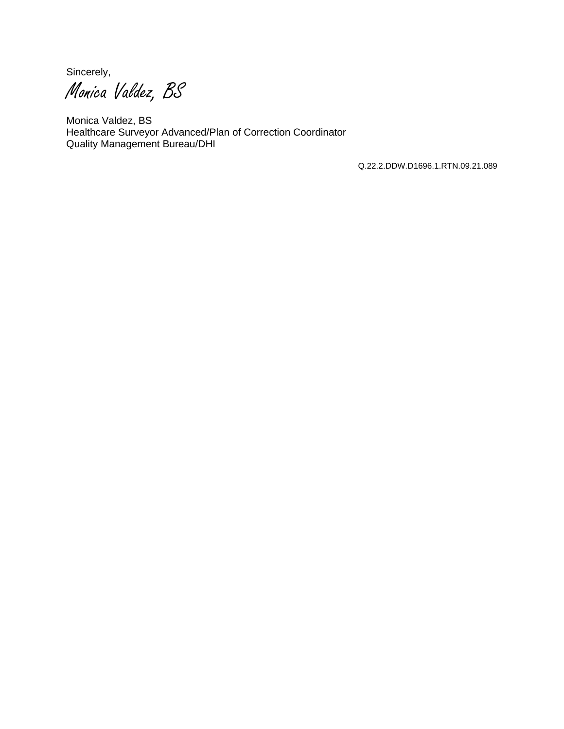Sincerely,

*Monica Valdez, BS*

Monica Valdez, BS
Healthcare Surveyor Advanced/Plan of Correction Coordinator
Quality Management Bureau/DHI

Q.22.2.DDW.D1696.1.RTN.09.21.089